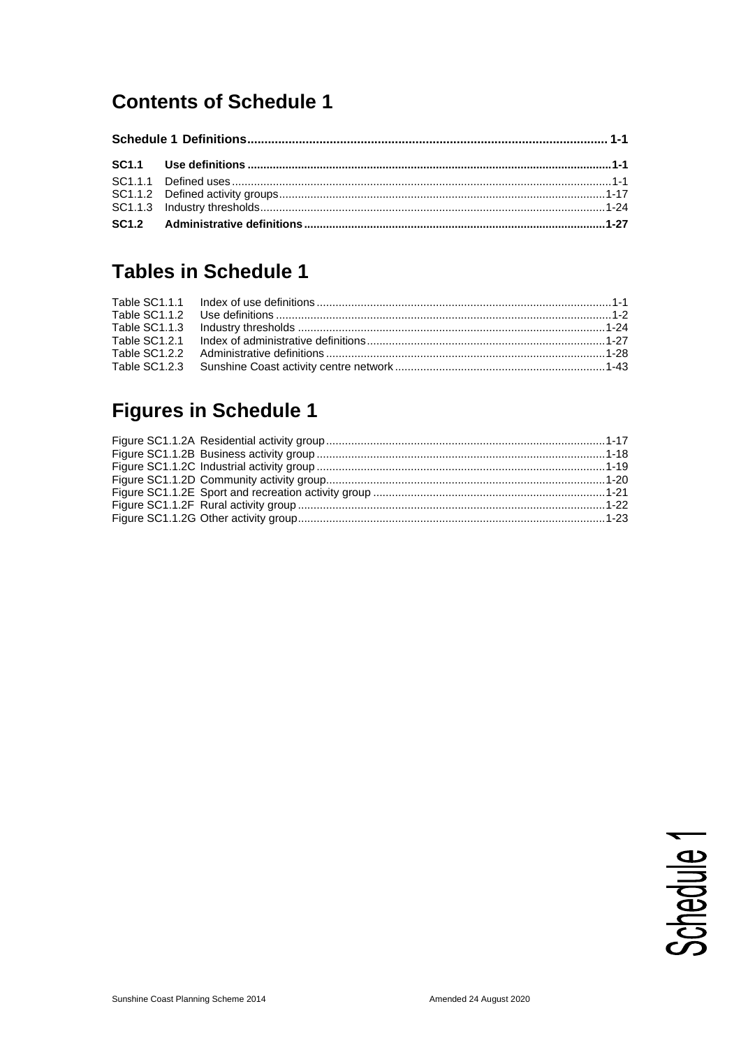## Contents of Schedule 1

**Schedule 1 Definitions** ........ 1-1

**SC1.1 Use definitions** ........ 1-1

SC1.1.1 Defined uses ........ 1-1
SC1.1.2 Defined activity groups ........ 1-17
SC1.1.3 Industry thresholds ........ 1-24

**SC1.2 Administrative definitions** ........ 1-27

## Tables in Schedule 1

Table SC1.1.1 Index of use definitions ........ 1-1
Table SC1.1.2 Use definitions ........ 1-2
Table SC1.1.3 Industry thresholds ........ 1-24
Table SC1.2.1 Index of administrative definitions ........ 1-27
Table SC1.2.2 Administrative definitions ........ 1-28
Table SC1.2.3 Sunshine Coast activity centre network ........ 1-43

## Figures in Schedule 1

Figure SC1.1.2A Residential activity group ........ 1-17
Figure SC1.1.2B Business activity group ........ 1-18
Figure SC1.1.2C Industrial activity group ........ 1-19
Figure SC1.1.2D Community activity group ........ 1-20
Figure SC1.1.2E Sport and recreation activity group ........ 1-21
Figure SC1.1.2F Rural activity group ........ 1-22
Figure SC1.1.2G Other activity group ........ 1-23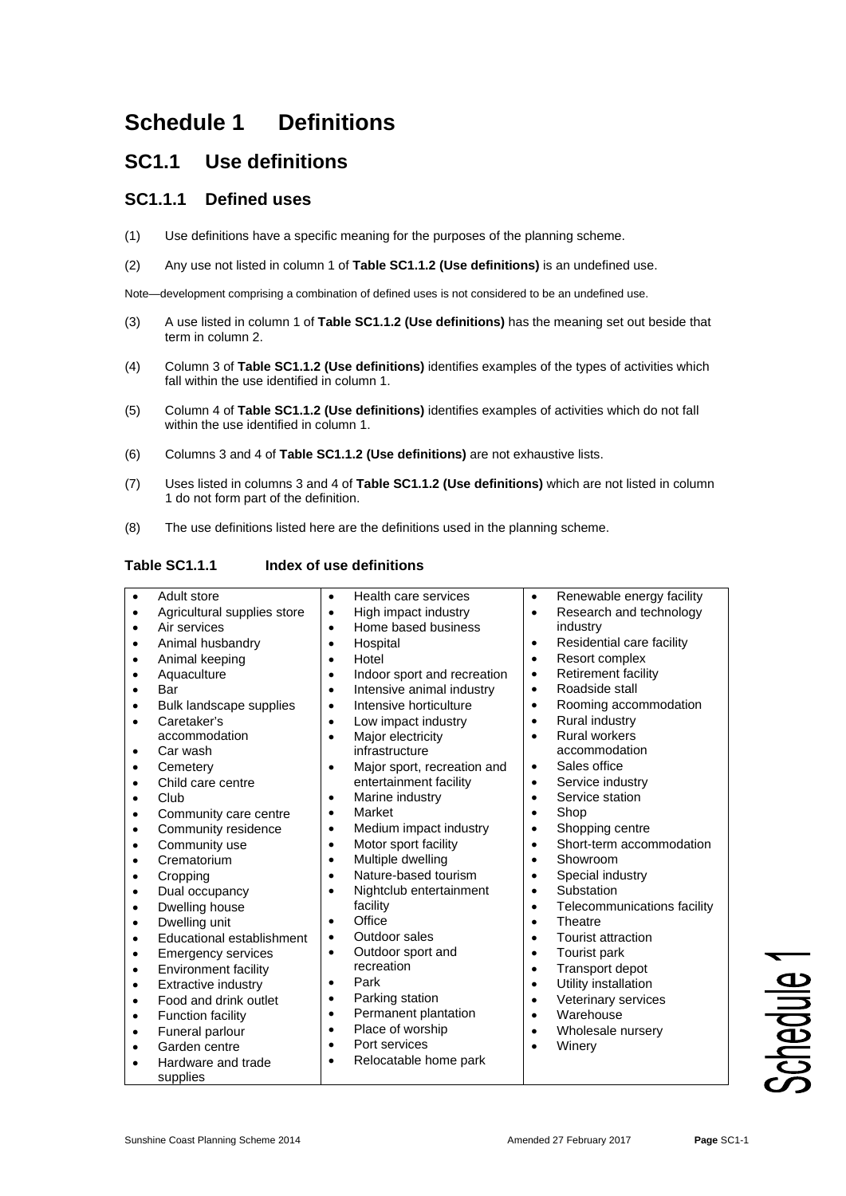# Schedule 1 Definitions

## SC1.1 Use definitions

### SC1.1.1 Defined uses

(1) Use definitions have a specific meaning for the purposes of the planning scheme.

(2) Any use not listed in column 1 of **Table SC1.1.2 (Use definitions)** is an undefined use.

Note—development comprising a combination of defined uses is not considered to be an undefined use.

(3) A use listed in column 1 of **Table SC1.1.2 (Use definitions)** has the meaning set out beside that term in column 2.

(4) Column 3 of **Table SC1.1.2 (Use definitions)** identifies examples of the types of activities which fall within the use identified in column 1.

(5) Column 4 of **Table SC1.1.2 (Use definitions)** identifies examples of activities which do not fall within the use identified in column 1.

(6) Columns 3 and 4 of **Table SC1.1.2 (Use definitions)** are not exhaustive lists.

(7) Uses listed in columns 3 and 4 of **Table SC1.1.2 (Use definitions)** which are not listed in column 1 do not form part of the definition.

(8) The use definitions listed here are the definitions used in the planning scheme.

**Table SC1.1.1 Index of use definitions**

| | | |
|---|---|---|
| • Adult store<br>• Agricultural supplies store<br>• Air services<br>• Animal husbandry<br>• Animal keeping<br>• Aquaculture<br>• Bar<br>• Bulk landscape supplies<br>• Caretaker's accommodation<br>• Car wash<br>• Cemetery<br>• Child care centre<br>• Club<br>• Community care centre<br>• Community residence<br>• Community use<br>• Crematorium<br>• Cropping<br>• Dual occupancy<br>• Dwelling house<br>• Dwelling unit<br>• Educational establishment<br>• Emergency services<br>• Environment facility<br>• Extractive industry<br>• Food and drink outlet<br>• Function facility<br>• Funeral parlour<br>• Garden centre<br>• Hardware and trade supplies | • Health care services<br>• High impact industry<br>• Home based business<br>• Hospital<br>• Hotel<br>• Indoor sport and recreation<br>• Intensive animal industry<br>• Intensive horticulture<br>• Low impact industry<br>• Major electricity infrastructure<br>• Major sport, recreation and entertainment facility<br>• Marine industry<br>• Market<br>• Medium impact industry<br>• Motor sport facility<br>• Multiple dwelling<br>• Nature-based tourism<br>• Nightclub entertainment facility<br>• Office<br>• Outdoor sales<br>• Outdoor sport and recreation<br>• Park<br>• Parking station<br>• Permanent plantation<br>• Place of worship<br>• Port services<br>• Relocatable home park | • Renewable energy facility<br>• Research and technology industry<br>• Residential care facility<br>• Resort complex<br>• Retirement facility<br>• Roadside stall<br>• Rooming accommodation<br>• Rural industry<br>• Rural workers accommodation<br>• Sales office<br>• Service industry<br>• Service station<br>• Shop<br>• Shopping centre<br>• Short-term accommodation<br>• Showroom<br>• Special industry<br>• Substation<br>• Telecommunications facility<br>• Theatre<br>• Tourist attraction<br>• Tourist park<br>• Transport depot<br>• Utility installation<br>• Veterinary services<br>• Warehouse<br>• Wholesale nursery<br>• Winery |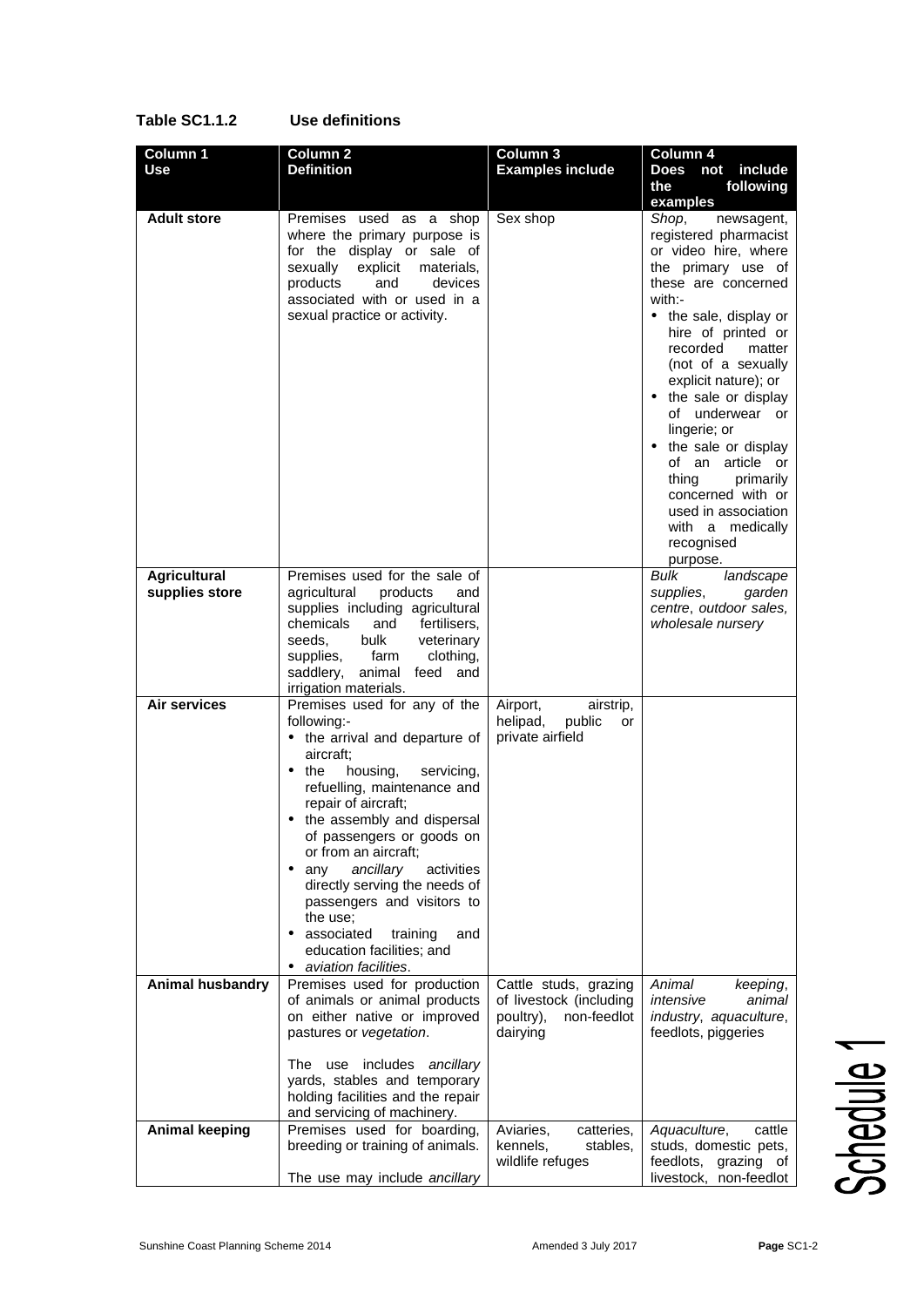**Table SC1.1.2 Use definitions**

| Column 1 Use | Column 2 Definition | Column 3 Examples include | Column 4 Does not include the following examples |
|---|---|---|---|
| **Adult store** | Premises used as a shop where the primary purpose is for the display or sale of sexually explicit materials, products and devices associated with or used in a sexual practice or activity. | Sex shop | *Shop*, newsagent, registered pharmacist or video hire, where the primary use of these are concerned with:- • the sale, display or hire of printed or recorded matter (not of a sexually explicit nature); or • the sale or display of underwear or lingerie; or • the sale or display of an article or thing primarily concerned with or used in association with a medically recognised purpose. |
| **Agricultural supplies store** | Premises used for the sale of agricultural products and supplies including agricultural chemicals and fertilisers, seeds, bulk veterinary supplies, farm clothing, saddlery, animal feed and irrigation materials. | | *Bulk landscape supplies*, *garden centre*, *outdoor sales*, *wholesale nursery* |
| **Air services** | Premises used for any of the following:- • the arrival and departure of aircraft; • the housing, servicing, refuelling, maintenance and repair of aircraft; • the assembly and dispersal of passengers or goods on or from an aircraft; • any *ancillary* activities directly serving the needs of passengers and visitors to the use; • associated training and education facilities; and • *aviation facilities*. | Airport, airstrip, helipad, public or private airfield | |
| **Animal husbandry** | Premises used for production of animals or animal products on either native or improved pastures or *vegetation*. The use includes *ancillary* yards, stables and temporary holding facilities and the repair and servicing of machinery. | Cattle studs, grazing of livestock (including poultry), non-feedlot dairying | *Animal keeping*, *intensive animal industry*, *aquaculture*, feedlots, piggeries |
| **Animal keeping** | Premises used for boarding, breeding or training of animals. The use may include *ancillary* | Aviaries, catteries, kennels, stables, wildlife refuges | *Aquaculture*, cattle studs, domestic pets, feedlots, grazing of livestock, non-feedlot |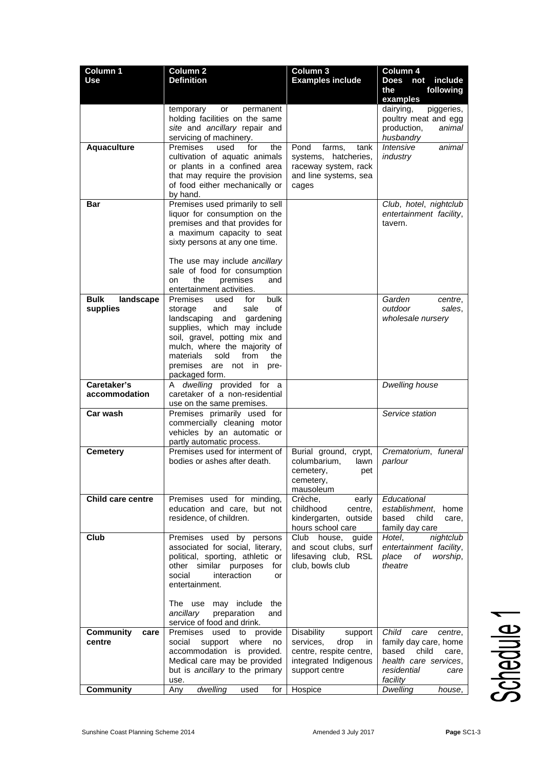| Column 1 Use | Column 2 Definition | Column 3 Examples include | Column 4 Does not include the following examples |
|---|---|---|---|
| | temporary or permanent holding facilities on the same *site* and *ancillary* repair and servicing of machinery. | | dairying, piggeries, poultry meat and egg production, *animal husbandry* |
| **Aquaculture** | Premises used for the cultivation of aquatic animals or plants in a confined area that may require the provision of food either mechanically or by hand. | Pond farms, tank systems, hatcheries, raceway system, rack and line systems, sea cages | *Intensive animal industry* |
| **Bar** | Premises used primarily to sell liquor for consumption on the premises and that provides for a maximum capacity to seat sixty persons at any one time.<br><br>The use may include *ancillary* sale of food for consumption on the premises and entertainment activities. | | *Club*, *hotel*, *nightclub entertainment facility*, tavern. |
| **Bulk landscape supplies** | Premises used for bulk storage and sale of landscaping and gardening supplies, which may include soil, gravel, potting mix and mulch, where the majority of materials sold from the premises are not in pre-packaged form. | | *Garden centre*, *outdoor sales*, *wholesale nursery* |
| **Caretaker's accommodation** | A *dwelling* provided for a caretaker of a non-residential use on the same premises. | | *Dwelling house* |
| **Car wash** | Premises primarily used for commercially cleaning motor vehicles by an automatic or partly automatic process. | | *Service station* |
| **Cemetery** | Premises used for interment of bodies or ashes after death. | Burial ground, crypt, columbarium, lawn cemetery, pet cemetery, mausoleum | *Crematorium*, *funeral parlour* |
| **Child care centre** | Premises used for minding, education and care, but not residence, of children. | Crèche, early childhood centre, kindergarten, outside hours school care | *Educational establishment*, home based child care, family day care |
| **Club** | Premises used by persons associated for social, literary, political, sporting, athletic or other similar purposes for social interaction or entertainment.<br><br>The use may include the *ancillary* preparation and service of food and drink. | Club house, guide and scout clubs, surf lifesaving club, RSL club, bowls club | *Hotel*, *nightclub entertainment facility*, *place of worship*, *theatre* |
| **Community care centre** | Premises used to provide social support where no accommodation is provided. Medical care may be provided but is *ancillary* to the primary use. | Disability support services, drop in centre, respite centre, integrated Indigenous support centre | *Child care centre*, family day care, home based child care, *health care services*, *residential care facility* |
| **Community** | Any *dwelling* used for | Hospice | *Dwelling house*, |

Schedule 1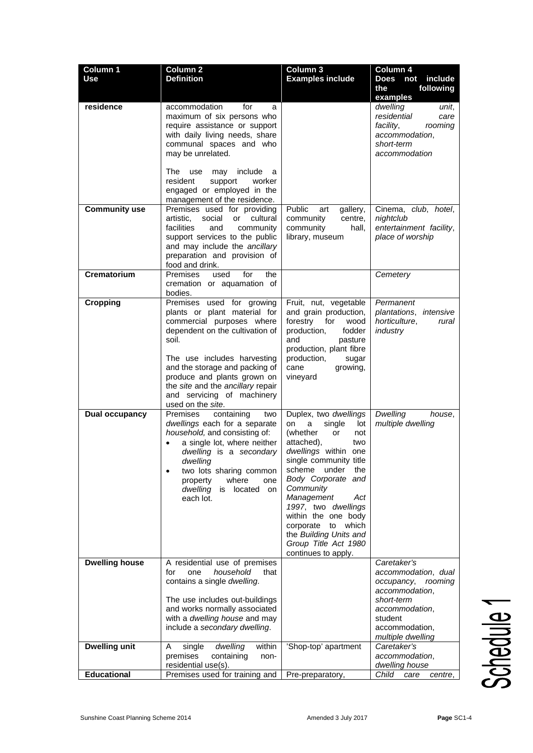| **Column 1 Use** | **Column 2 Definition** | **Column 3 Examples include** | **Column 4 Does not include the following examples** |
|---|---|---|---|
| **residence** | accommodation for a maximum of six persons who require assistance or support with daily living needs, share communal spaces and who may be unrelated.<br><br>The use may include a resident support worker engaged or employed in the management of the residence. | | *dwelling unit*, *residential care facility*, *rooming accommodation*, *short-term accommodation* |
| **Community use** | Premises used for providing artistic, social or cultural facilities and community support services to the public and may include the *ancillary* preparation and provision of food and drink. | Public art gallery, community centre, community hall, library, museum | Cinema, *club*, *hotel*, *nightclub entertainment facility*, *place of worship* |
| **Crematorium** | Premises used for the cremation or aquamation of bodies. | | *Cemetery* |
| **Cropping** | Premises used for growing plants or plant material for commercial purposes where dependent on the cultivation of soil.<br><br>The use includes harvesting and the storage and packing of produce and plants grown on the *site* and the *ancillary* repair and servicing of machinery used on the *site*. | Fruit, nut, vegetable and grain production, forestry for wood production, fodder and pasture production, plant fibre production, sugar cane growing, vineyard | *Permanent plantations*, *intensive horticulture*, *rural industry* |
| **Dual occupancy** | Premises containing two *dwellings* each for a separate *household,* and consisting of:<br>• a single lot, where neither *dwelling* is a *secondary dwelling*<br>• two lots sharing common property where one *dwelling* is located on each lot. | Duplex, two *dwellings* on a single lot (whether or not attached), two *dwellings* within one single community title scheme under the *Body Corporate and Community Management Act 1997*, two *dwellings* within the one body corporate to which the *Building Units and Group Title Act 1980* continues to apply. | *Dwelling house*, *multiple dwelling* |
| **Dwelling house** | A residential use of premises for one *household* that contains a single *dwelling*.<br><br>The use includes out-buildings and works normally associated with a *dwelling house* and may include a *secondary dwelling*. | | *Caretaker's accommodation*, *dual occupancy*, *rooming accommodation*, *short-term accommodation*, student accommodation, *multiple dwelling* |
| **Dwelling unit** | A single *dwelling* within premises containing non-residential use(s). | 'Shop-top' apartment | *Caretaker's accommodation*, *dwelling house* |
| **Educational** | Premises used for training and | Pre-preparatory, | *Child care centre*, |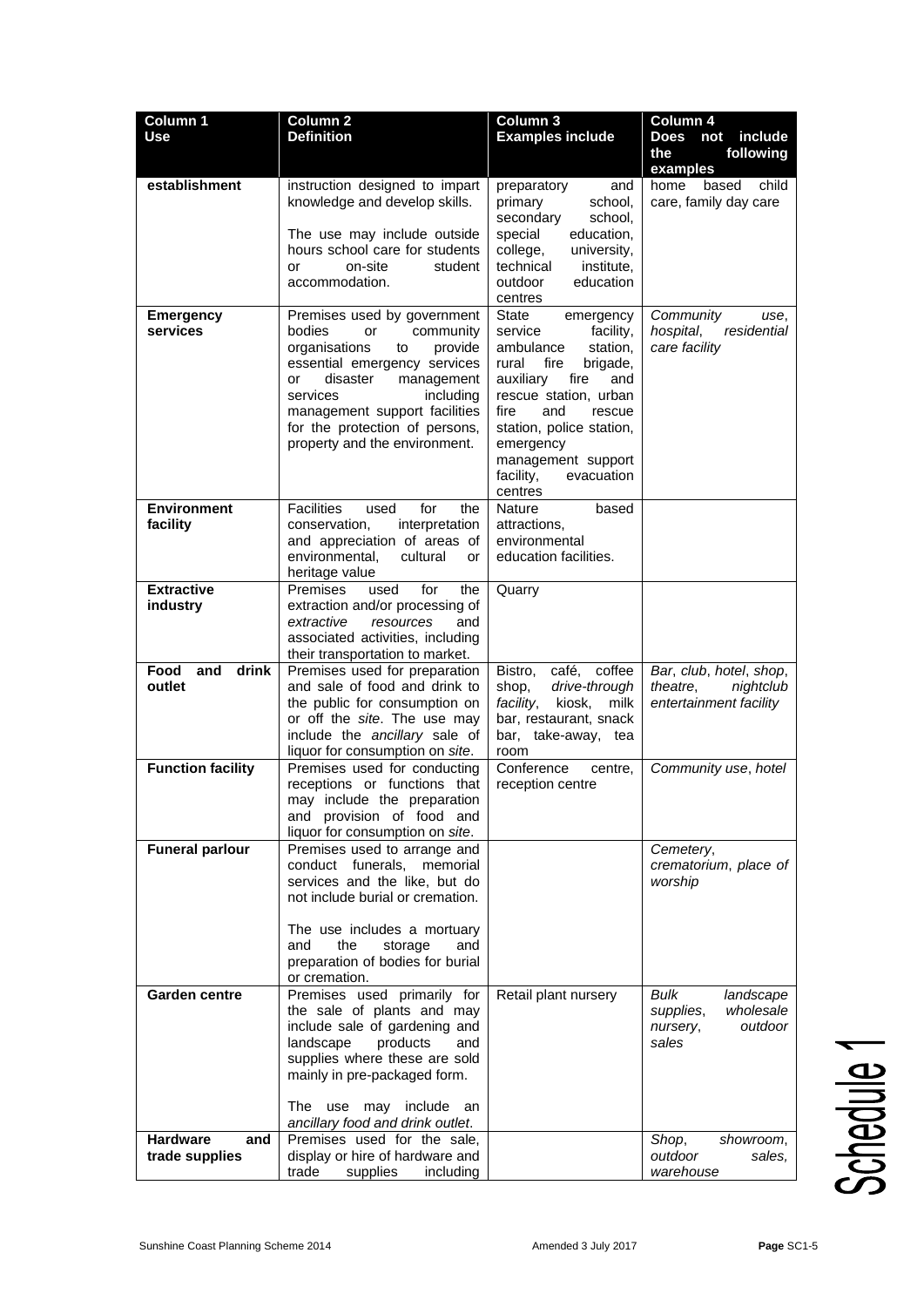| Column 1 Use | Column 2 Definition | Column 3 Examples include | Column 4 Does not include the following examples |
|---|---|---|---|
| **establishment** | instruction designed to impart knowledge and develop skills. The use may include outside hours school care for students or on-site student accommodation. | preparatory and primary school, secondary school, special education, college, university, technical institute, outdoor education centres | home based child care, family day care |
| **Emergency services** | Premises used by government bodies or community organisations to provide essential emergency services or disaster management services including management support facilities for the protection of persons, property and the environment. | State emergency service facility, ambulance station, rural fire brigade, auxiliary fire and rescue station, urban fire and rescue station, police station, emergency management support facility, evacuation centres | *Community use*, *hospital*, *residential care facility* |
| **Environment facility** | Facilities used for the conservation, interpretation and appreciation of areas of environmental, cultural or heritage value | Nature based attractions, environmental education facilities. | |
| **Extractive industry** | Premises used for the extraction and/or processing of *extractive resources* and associated activities, including their transportation to market. | Quarry | |
| **Food and drink outlet** | Premises used for preparation and sale of food and drink to the public for consumption on or off the *site*. The use may include the *ancillary* sale of liquor for consumption on *site*. | Bistro, café, coffee shop, *drive-through facility*, kiosk, milk bar, restaurant, snack bar, take-away, tea room | *Bar*, *club*, *hotel*, *shop*, *theatre*, *nightclub entertainment facility* |
| **Function facility** | Premises used for conducting receptions or functions that may include the preparation and provision of food and liquor for consumption on *site*. | Conference centre, reception centre | *Community use*, *hotel* |
| **Funeral parlour** | Premises used to arrange and conduct funerals, memorial services and the like, but do not include burial or cremation. The use includes a mortuary and the storage and preparation of bodies for burial or cremation. | | *Cemetery*, *crematorium*, *place of worship* |
| **Garden centre** | Premises used primarily for the sale of plants and may include sale of gardening and landscape products and supplies where these are sold mainly in pre-packaged form. The use may include an *ancillary food and drink outlet*. | Retail plant nursery | *Bulk landscape supplies*, *wholesale nursery*, *outdoor sales* |
| **Hardware and trade supplies** | Premises used for the sale, display or hire of hardware and trade supplies including | | *Shop*, *showroom*, *outdoor sales*, *warehouse* |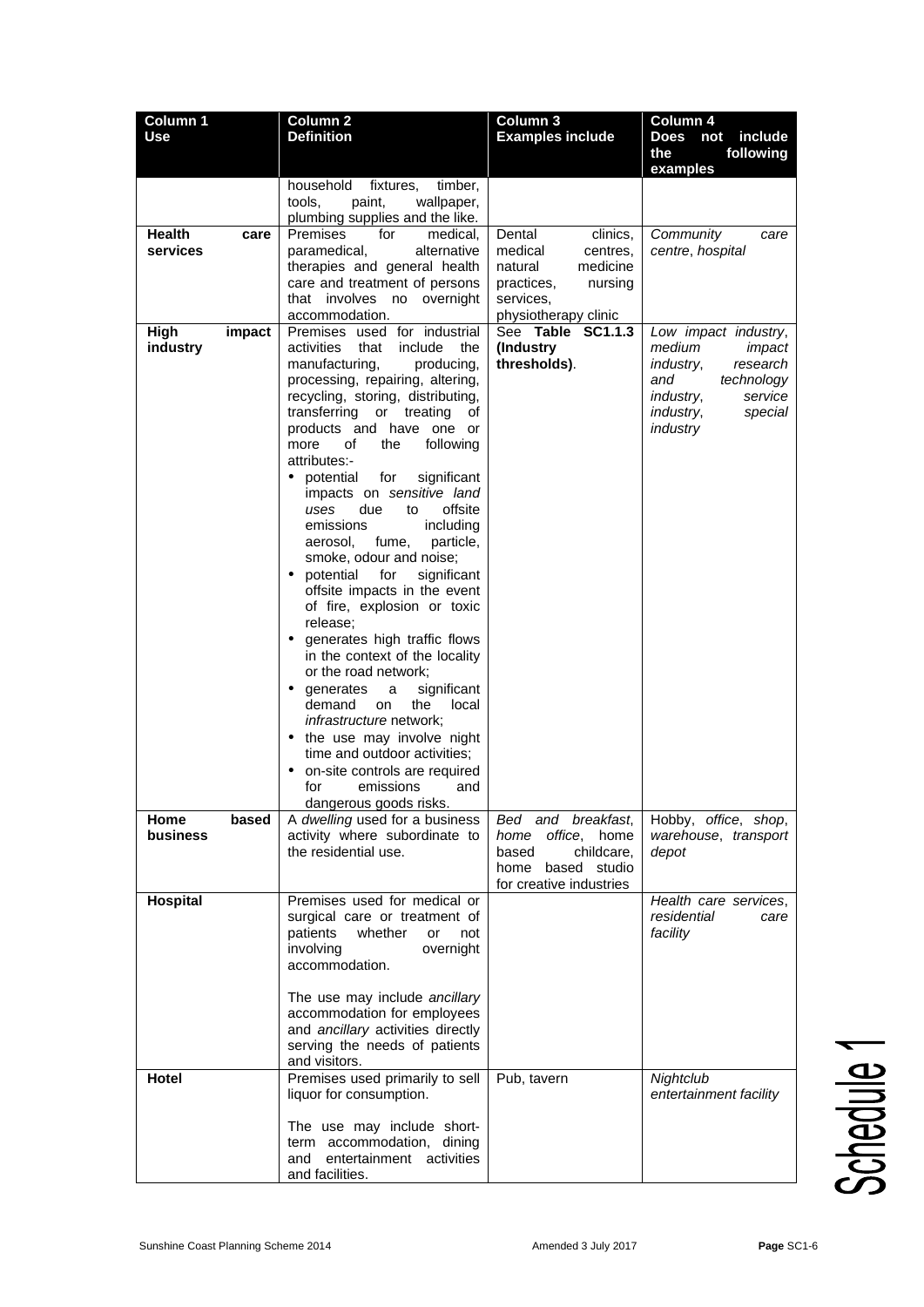| Column 1<br>Use | Column 2<br>Definition | Column 3<br>Examples include | Column 4<br>Does not include the following examples |
|---|---|---|---|
| | household fixtures, timber, tools, paint, wallpaper, plumbing supplies and the like. | | |
| **Health care services** | Premises for medical, paramedical, alternative therapies and general health care and treatment of persons that involves no overnight accommodation. | Dental clinics, medical centres, natural medicine practices, nursing services, physiotherapy clinic | *Community care centre*, *hospital* |
| **High impact industry** | Premises used for industrial activities that include the manufacturing, producing, processing, repairing, altering, recycling, storing, distributing, transferring or treating of products and have one or more of the following attributes:-<br>• potential for significant impacts on *sensitive land uses* due to offsite emissions including aerosol, fume, particle, smoke, odour and noise;<br>• potential for significant offsite impacts in the event of fire, explosion or toxic release;<br>• generates high traffic flows in the context of the locality or the road network;<br>• generates a significant demand on the local *infrastructure* network;<br>• the use may involve night time and outdoor activities;<br>• on-site controls are required for emissions and dangerous goods risks. | See **Table SC1.1.3 (Industry thresholds)**. | *Low impact industry*, *medium impact industry*, *research and technology industry*, *service industry*, *special industry* |
| **Home based business** | A *dwelling* used for a business activity where subordinate to the residential use. | *Bed and breakfast*, *home office*, home based childcare, home based studio for creative industries | Hobby, *office*, *shop*, *warehouse*, *transport depot* |
| **Hospital** | Premises used for medical or surgical care or treatment of patients whether or not involving overnight accommodation.<br><br>The use may include *ancillary* accommodation for employees and *ancillary* activities directly serving the needs of patients and visitors. | | *Health care services*, *residential care facility* |
| **Hotel** | Premises used primarily to sell liquor for consumption.<br><br>The use may include short-term accommodation, dining and entertainment activities and facilities. | Pub, tavern | *Nightclub entertainment facility* |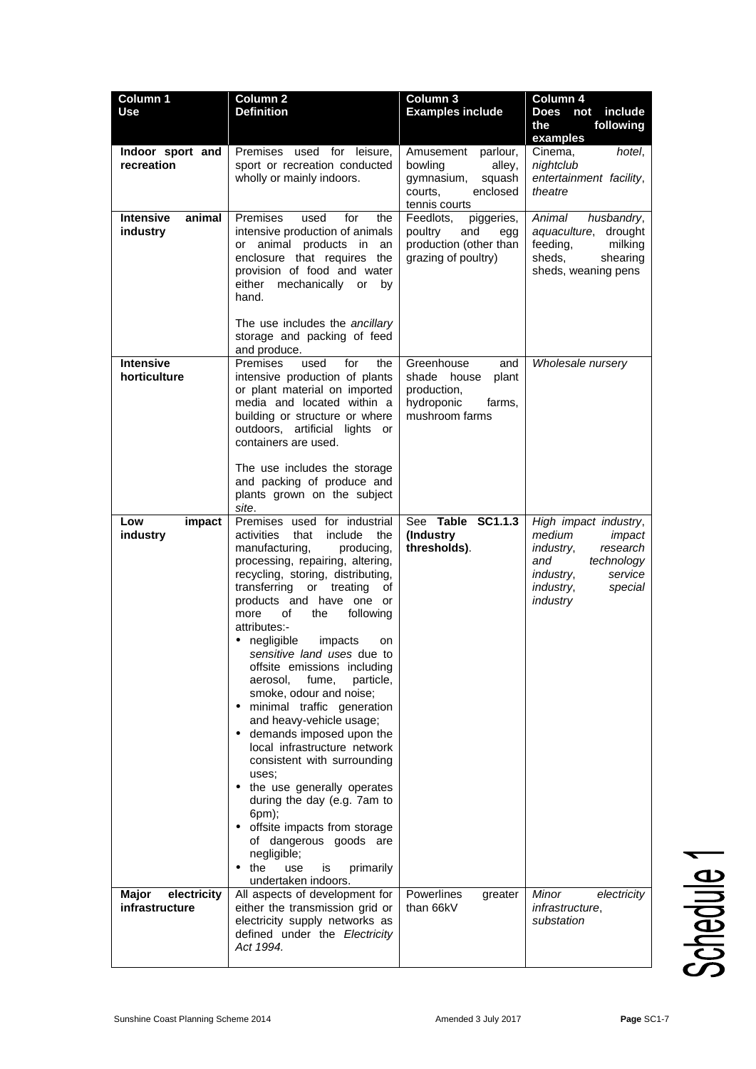| Column 1 Use | Column 2 Definition | Column 3 Examples include | Column 4 Does not include the following examples |
|---|---|---|---|
| **Indoor sport and recreation** | Premises used for leisure, sport or recreation conducted wholly or mainly indoors. | Amusement parlour, bowling alley, gymnasium, squash courts, enclosed tennis courts | Cinema, *hotel*, *nightclub entertainment facility*, *theatre* |
| **Intensive animal industry** | Premises used for the intensive production of animals or animal products in an enclosure that requires the provision of food and water either mechanically or by hand.<br><br>The use includes the *ancillary* storage and packing of feed and produce. | Feedlots, piggeries, poultry and egg production (other than grazing of poultry) | *Animal husbandry*, *aquaculture*, drought feeding, milking sheds, shearing sheds, weaning pens |
| **Intensive horticulture** | Premises used for the intensive production of plants or plant material on imported media and located within a building or structure or where outdoors, artificial lights or containers are used.<br><br>The use includes the storage and packing of produce and plants grown on the subject *site*. | Greenhouse and shade house plant production, hydroponic farms, mushroom farms | *Wholesale nursery* |
| **Low impact industry** | Premises used for industrial activities that include the manufacturing, producing, processing, repairing, altering, recycling, storing, distributing, transferring or treating of products and have one or more of the following attributes:-<br>• negligible impacts on *sensitive land uses* due to offsite emissions including aerosol, fume, particle, smoke, odour and noise;<br>• minimal traffic generation and heavy-vehicle usage;<br>• demands imposed upon the local infrastructure network consistent with surrounding uses;<br>• the use generally operates during the day (e.g. 7am to 6pm);<br>• offsite impacts from storage of dangerous goods are negligible;<br>• the use is primarily undertaken indoors. | See **Table SC1.1.3 (Industry thresholds)**. | *High impact industry*, *medium impact industry*, *research and technology industry*, *service industry*, *special industry* |
| **Major electricity infrastructure** | All aspects of development for either the transmission grid or electricity supply networks as defined under the *Electricity Act 1994.* | Powerlines greater than 66kV | *Minor electricity infrastructure*, *substation* |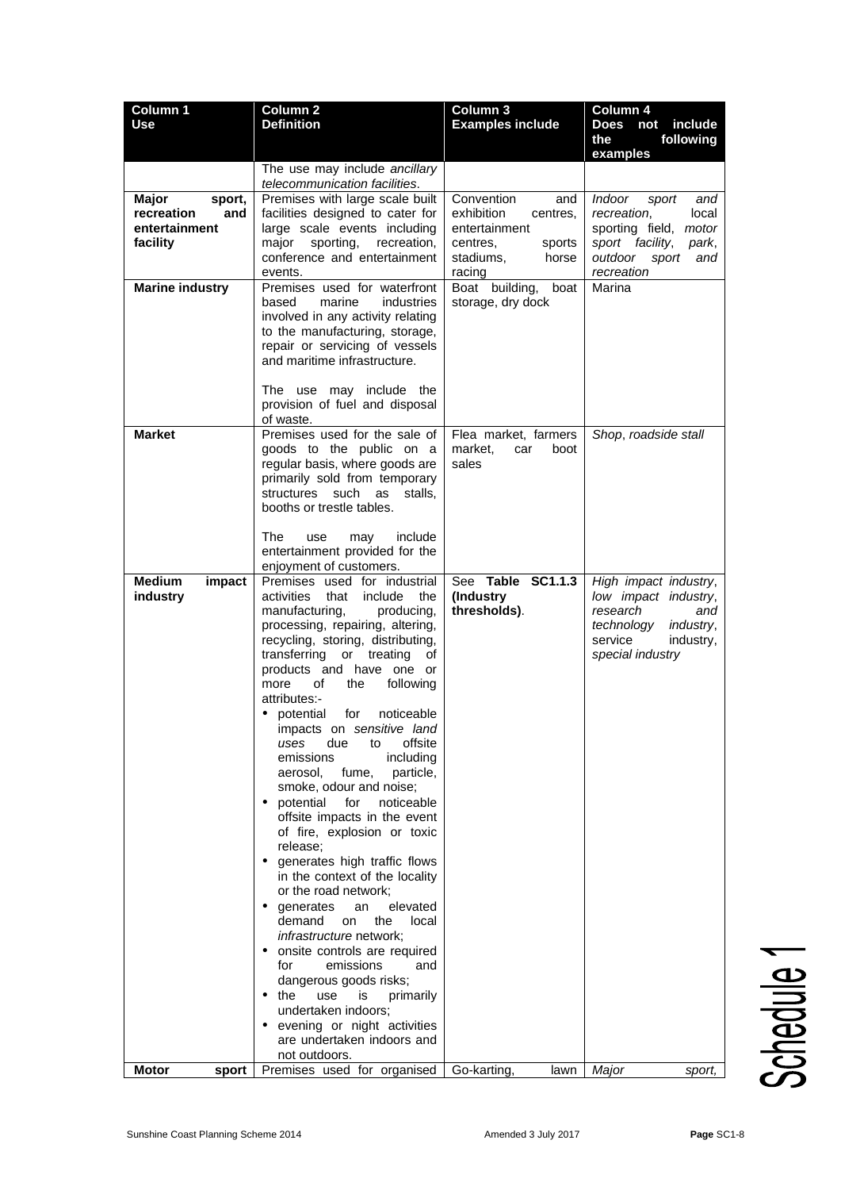| Column 1 Use | Column 2 Definition | Column 3 Examples include | Column 4 Does not include the following examples |
|---|---|---|---|
| | The use may include *ancillary telecommunication facilities*. | | |
| **Major sport, recreation and entertainment facility** | Premises with large scale built facilities designed to cater for large scale events including major sporting, recreation, conference and entertainment events. | Convention and exhibition centres, entertainment centres, sports stadiums, horse racing | *Indoor sport and recreation*, local sporting field, *motor sport facility*, *park*, *outdoor sport and recreation* |
| **Marine industry** | Premises used for waterfront based marine industries involved in any activity relating to the manufacturing, storage, repair or servicing of vessels and maritime infrastructure.<br><br>The use may include the provision of fuel and disposal of waste. | Boat building, boat storage, dry dock | Marina |
| **Market** | Premises used for the sale of goods to the public on a regular basis, where goods are primarily sold from temporary structures such as stalls, booths or trestle tables.<br><br>The use may include entertainment provided for the enjoyment of customers. | Flea market, farmers market, car boot sales | *Shop*, *roadside stall* |
| **Medium impact industry** | Premises used for industrial activities that include the manufacturing, producing, processing, repairing, altering, recycling, storing, distributing, transferring or treating of products and have one or more of the following attributes:-<br>• potential for noticeable impacts on *sensitive land uses* due to offsite emissions including aerosol, fume, particle, smoke, odour and noise;<br>• potential for noticeable offsite impacts in the event of fire, explosion or toxic release;<br>• generates high traffic flows in the context of the locality or the road network;<br>• generates an elevated demand on the local *infrastructure* network;<br>• onsite controls are required for emissions and dangerous goods risks;<br>• the use is primarily undertaken indoors;<br>• evening or night activities are undertaken indoors and not outdoors. | See **Table SC1.1.3 (Industry thresholds)**. | *High impact industry*, *low impact industry*, *research and technology industry*, *service industry*, *special industry* |
| **Motor sport** | Premises used for organised | Go-karting, lawn | *Major sport,* |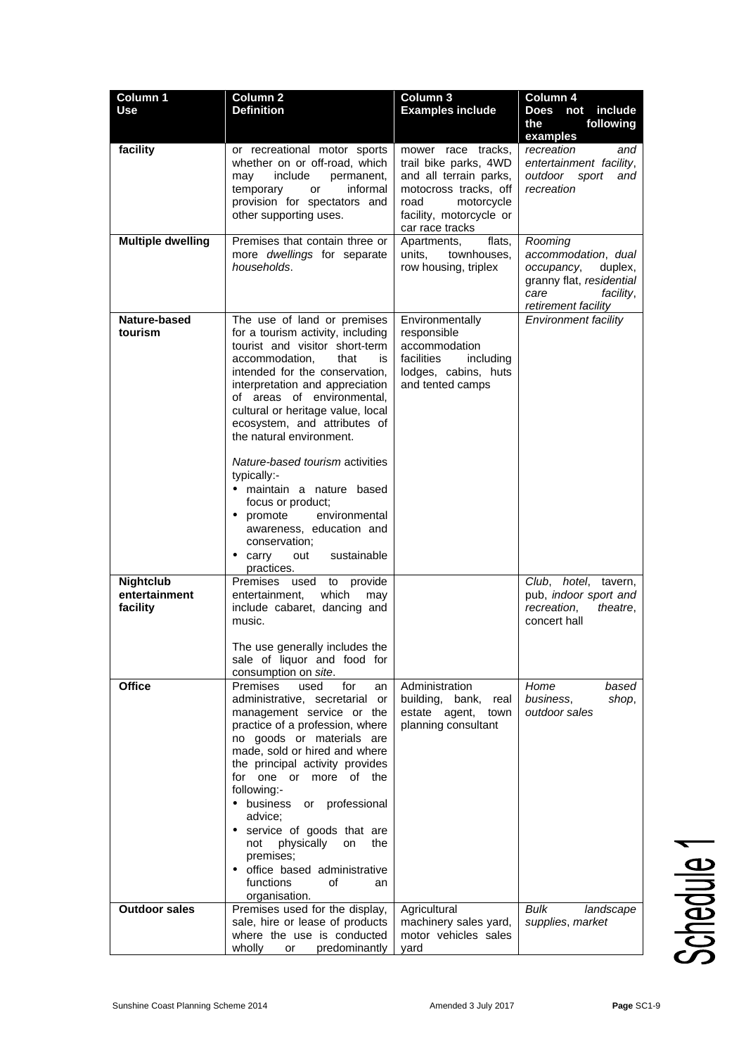| Column 1 Use | Column 2 Definition | Column 3 Examples include | Column 4 Does not include the following examples |
|---|---|---|---|
| facility | or recreational motor sports whether on or off-road, which may include permanent, temporary or informal provision for spectators and other supporting uses. | mower race tracks, trail bike parks, 4WD and all terrain parks, motocross tracks, off road motorcycle facility, motorcycle or car race tracks | *recreation and entertainment facility*, *outdoor sport and recreation* |
| **Multiple dwelling** | Premises that contain three or more *dwellings* for separate *households*. | Apartments, flats, units, townhouses, row housing, triplex | *Rooming accommodation*, *dual occupancy*, duplex, granny flat, *residential care facility*, *retirement facility* |
| **Nature-based tourism** | The use of land or premises for a tourism activity, including tourist and visitor short-term accommodation, that is intended for the conservation, interpretation and appreciation of areas of environmental, cultural or heritage value, local ecosystem, and attributes of the natural environment.<br><br>*Nature-based tourism* activities typically:-<br>• maintain a nature based focus or product;<br>• promote environmental awareness, education and conservation;<br>• carry out sustainable practices. | Environmentally responsible accommodation facilities including lodges, cabins, huts and tented camps | *Environment facility* |
| **Nightclub entertainment facility** | Premises used to provide entertainment, which may include cabaret, dancing and music.<br><br>The use generally includes the sale of liquor and food for consumption on *site*. | | *Club*, *hotel*, tavern, pub, *indoor sport and recreation*, *theatre*, concert hall |
| **Office** | Premises used for an administrative, secretarial or management service or the practice of a profession, where no goods or materials are made, sold or hired and where the principal activity provides for one or more of the following:-<br>• business or professional advice;<br>• service of goods that are not physically on the premises;<br>• office based administrative functions of an organisation. | Administration building, bank, real estate agent, town planning consultant | *Home based business*, *shop*, *outdoor sales* |
| **Outdoor sales** | Premises used for the display, sale, hire or lease of products where the use is conducted wholly or predominantly | Agricultural machinery sales yard, motor vehicles sales yard | *Bulk landscape supplies*, *market* |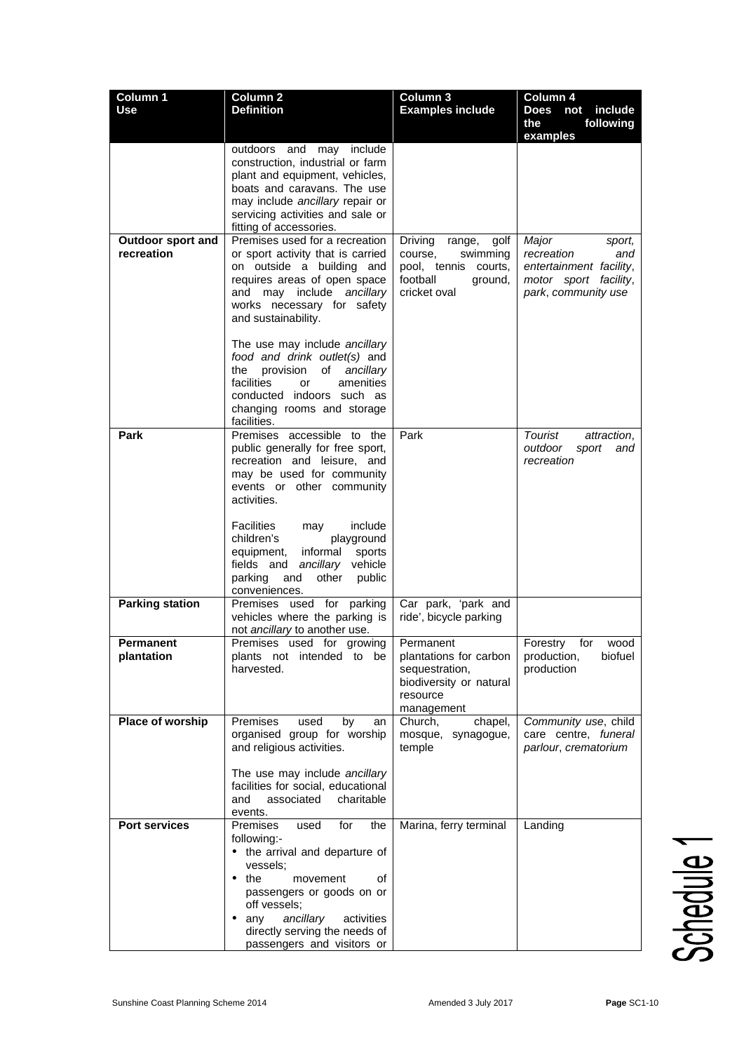| Column 1 Use | Column 2 Definition | Column 3 Examples include | Column 4 Does not include the following examples |
|---|---|---|---|
| | outdoors and may include construction, industrial or farm plant and equipment, vehicles, boats and caravans. The use may include *ancillary* repair or servicing activities and sale or fitting of accessories. | | |
| **Outdoor sport and recreation** | Premises used for a recreation or sport activity that is carried on outside a building and requires areas of open space and may include *ancillary* works necessary for safety and sustainability.<br><br>The use may include *ancillary food and drink outlet(s)* and the provision of *ancillary* facilities or amenities conducted indoors such as changing rooms and storage facilities. | Driving range, golf course, swimming pool, tennis courts, football ground, cricket oval | *Major sport, recreation and entertainment facility*, *motor sport facility*, *park*, *community use* |
| **Park** | Premises accessible to the public generally for free sport, recreation and leisure, and may be used for community events or other community activities.<br><br>Facilities may include children's playground equipment, informal sports fields and *ancillary* vehicle parking and other public conveniences. | Park | *Tourist attraction*, *outdoor sport and recreation* |
| **Parking station** | Premises used for parking vehicles where the parking is not *ancillary* to another use. | Car park, 'park and ride', bicycle parking | |
| **Permanent plantation** | Premises used for growing plants not intended to be harvested. | Permanent plantations for carbon sequestration, biodiversity or natural resource management | Forestry for wood production, biofuel production |
| **Place of worship** | Premises used by an organised group for worship and religious activities.<br><br>The use may include *ancillary* facilities for social, educational and associated charitable events. | Church, chapel, mosque, synagogue, temple | *Community use*, child care centre, *funeral parlour*, *crematorium* |
| **Port services** | Premises used for the following:-<br>• the arrival and departure of vessels;<br>• the movement of passengers or goods on or off vessels;<br>• any *ancillary* activities directly serving the needs of passengers and visitors or | Marina, ferry terminal | Landing |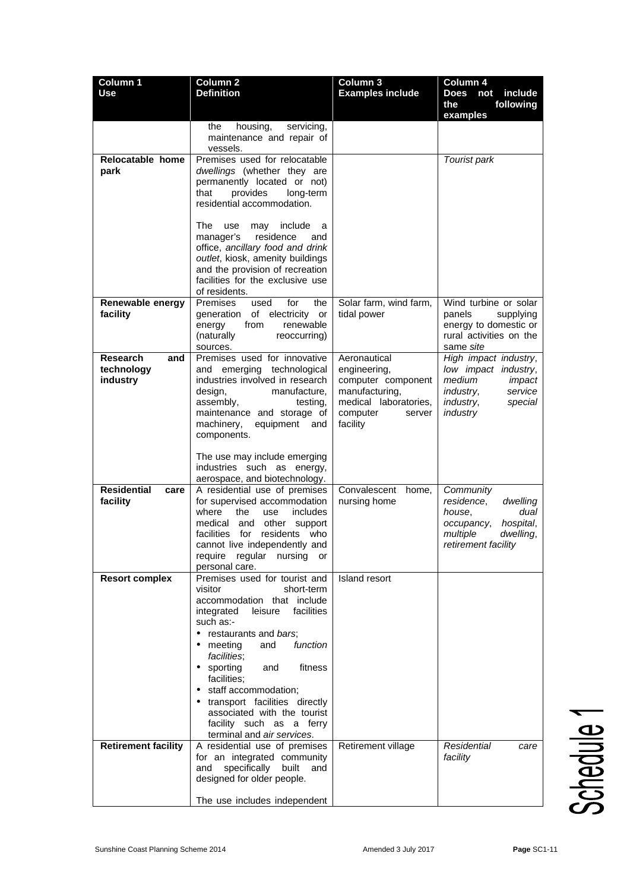| Column 1 Use | Column 2 Definition | Column 3 Examples include | Column 4 Does not include the following examples |
|---|---|---|---|
| | the housing, servicing, maintenance and repair of vessels. | | |
| **Relocatable home park** | Premises used for relocatable *dwellings* (whether they are permanently located or not) that provides long-term residential accommodation.<br><br>The use may include a manager's residence and office, *ancillary food and drink outlet*, kiosk, amenity buildings and the provision of recreation facilities for the exclusive use of residents. | | *Tourist park* |
| **Renewable energy facility** | Premises used for the generation of electricity or energy from renewable (naturally reoccurring) sources. | Solar farm, wind farm, tidal power | Wind turbine or solar panels supplying energy to domestic or rural activities on the same *site* |
| **Research and technology industry** | Premises used for innovative and emerging technological industries involved in research design, manufacture, assembly, testing, maintenance and storage of machinery, equipment and components.<br><br>The use may include emerging industries such as energy, aerospace, and biotechnology. | Aeronautical engineering, computer component manufacturing, medical laboratories, computer server facility | *High impact industry*, *low impact industry*, *medium impact industry*, *service industry*, *special industry* |
| **Residential care facility** | A residential use of premises for supervised accommodation where the use includes medical and other support facilities for residents who cannot live independently and require regular nursing or personal care. | Convalescent home, nursing home | *Community residence*, *dwelling house*, *dual occupancy*, *hospital*, *multiple dwelling*, *retirement facility* |
| **Resort complex** | Premises used for tourist and visitor short-term accommodation that include integrated leisure facilities such as:-<br>• restaurants and *bars*;<br>• meeting and *function facilities*;<br>• sporting and fitness facilities;<br>• staff accommodation;<br>• transport facilities directly associated with the tourist facility such as a ferry terminal and *air services*. | Island resort | |
| **Retirement facility** | A residential use of premises for an integrated community and specifically built and designed for older people.<br><br>The use includes independent | Retirement village | *Residential care facility* |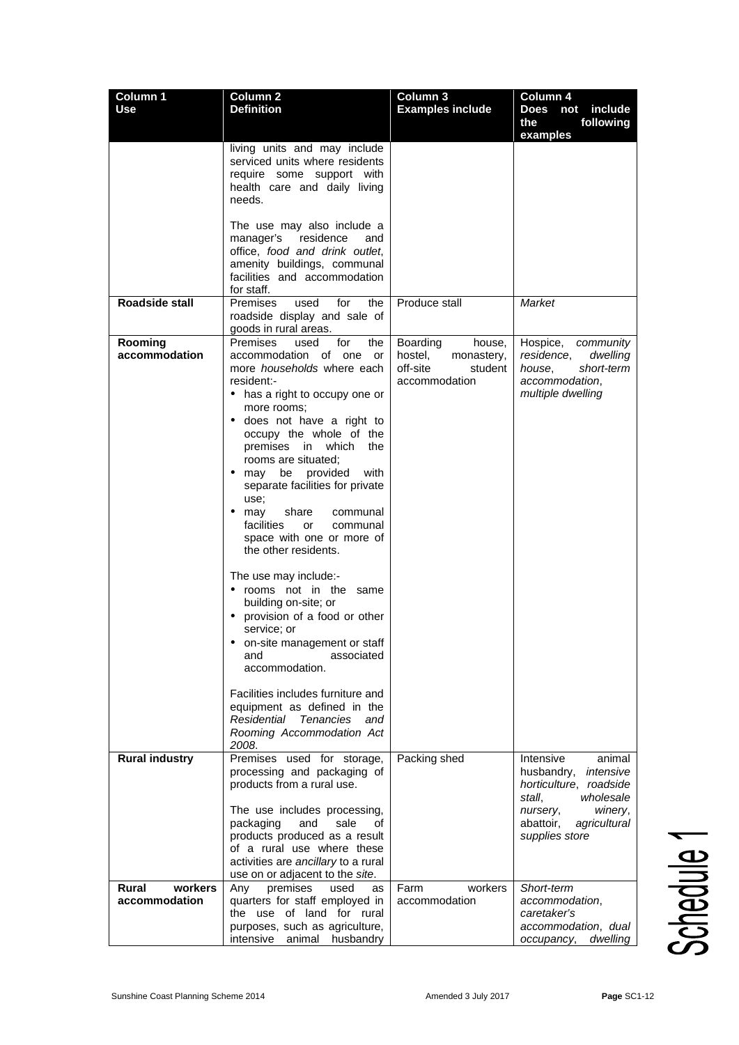| Column 1 Use | Column 2 Definition | Column 3 Examples include | Column 4 Does not include the following examples |
|---|---|---|---|
| | living units and may include serviced units where residents require some support with health care and daily living needs.<br><br>The use may also include a manager's residence and office, *food and drink outlet*, amenity buildings, communal facilities and accommodation for staff. | | |
| **Roadside stall** | Premises used for the roadside display and sale of goods in rural areas. | Produce stall | *Market* |
| **Rooming accommodation** | Premises used for the accommodation of one or more *households* where each resident:-<br>• has a right to occupy one or more rooms;<br>• does not have a right to occupy the whole of the premises in which the rooms are situated;<br>• may be provided with separate facilities for private use;<br>• may share communal facilities or communal space with one or more of the other residents.<br><br>The use may include:-<br>• rooms not in the same building on-site; or<br>• provision of a food or other service; or<br>• on-site management or staff and associated accommodation.<br><br>Facilities includes furniture and equipment as defined in the *Residential Tenancies and Rooming Accommodation Act 2008*. | Boarding house, hostel, monastery, off-site student accommodation | Hospice, *community residence*, *dwelling house*, *short-term accommodation*, *multiple dwelling* |
| **Rural industry** | Premises used for storage, processing and packaging of products from a rural use.<br><br>The use includes processing, packaging and sale of products produced as a result of a rural use where these activities are *ancillary* to a rural use on or adjacent to the *site*. | Packing shed | Intensive animal husbandry, *intensive horticulture*, *roadside stall*, *wholesale nursery*, *winery*, abattoir, *agricultural supplies store* |
| **Rural workers accommodation** | Any premises used as quarters for staff employed in the use of land for rural purposes, such as agriculture, intensive animal husbandry | Farm workers accommodation | *Short-term accommodation*, *caretaker's accommodation*, *dual occupancy*, *dwelling* |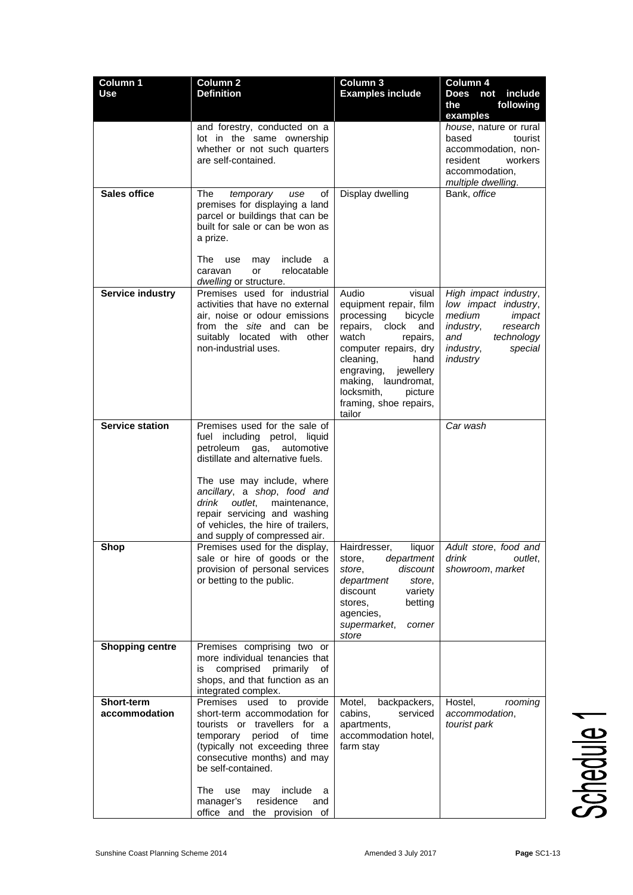| Column 1 Use | Column 2 Definition | Column 3 Examples include | Column 4 Does not include the following examples |
|---|---|---|---|
| | and forestry, conducted on a lot in the same ownership whether or not such quarters are self-contained. | | *house*, nature or rural based tourist accommodation, non-resident workers accommodation, *multiple dwelling*. |
| **Sales office** | The *temporary use* of premises for displaying a land parcel or buildings that can be built for sale or can be won as a prize.<br><br>The use may include a caravan or relocatable *dwelling* or structure. | Display dwelling | Bank, *office* |
| **Service industry** | Premises used for industrial activities that have no external air, noise or odour emissions from the *site* and can be suitably located with other non-industrial uses. | Audio visual equipment repair, film processing bicycle repairs, clock and watch repairs, computer repairs, dry cleaning, hand engraving, jewellery making, laundromat, locksmith, picture framing, shoe repairs, tailor | *High impact industry*, *low impact industry*, *medium impact industry*, *research and technology industry*, *special industry* |
| **Service station** | Premises used for the sale of fuel including petrol, liquid petroleum gas, automotive distillate and alternative fuels.<br><br>The use may include, where *ancillary*, a *shop*, *food and drink outlet*, maintenance, repair servicing and washing of vehicles, the hire of trailers, and supply of compressed air. | | *Car wash* |
| **Shop** | Premises used for the display, sale or hire of goods or the provision of personal services or betting to the public. | Hairdresser, liquor store, *department store*, discount *department store*, discount variety stores, betting agencies, *supermarket*, *corner store* | *Adult store*, *food and drink outlet*, *showroom*, *market* |
| **Shopping centre** | Premises comprising two or more individual tenancies that is comprised primarily of shops, and that function as an integrated complex. | | |
| **Short-term accommodation** | Premises used to provide short-term accommodation for tourists or travellers for a temporary period of time (typically not exceeding three consecutive months) and may be self-contained.<br><br>The use may include a manager's residence and office and the provision of | Motel, backpackers, cabins, serviced apartments, accommodation hotel, farm stay | Hostel, *rooming accommodation*, *tourist park* |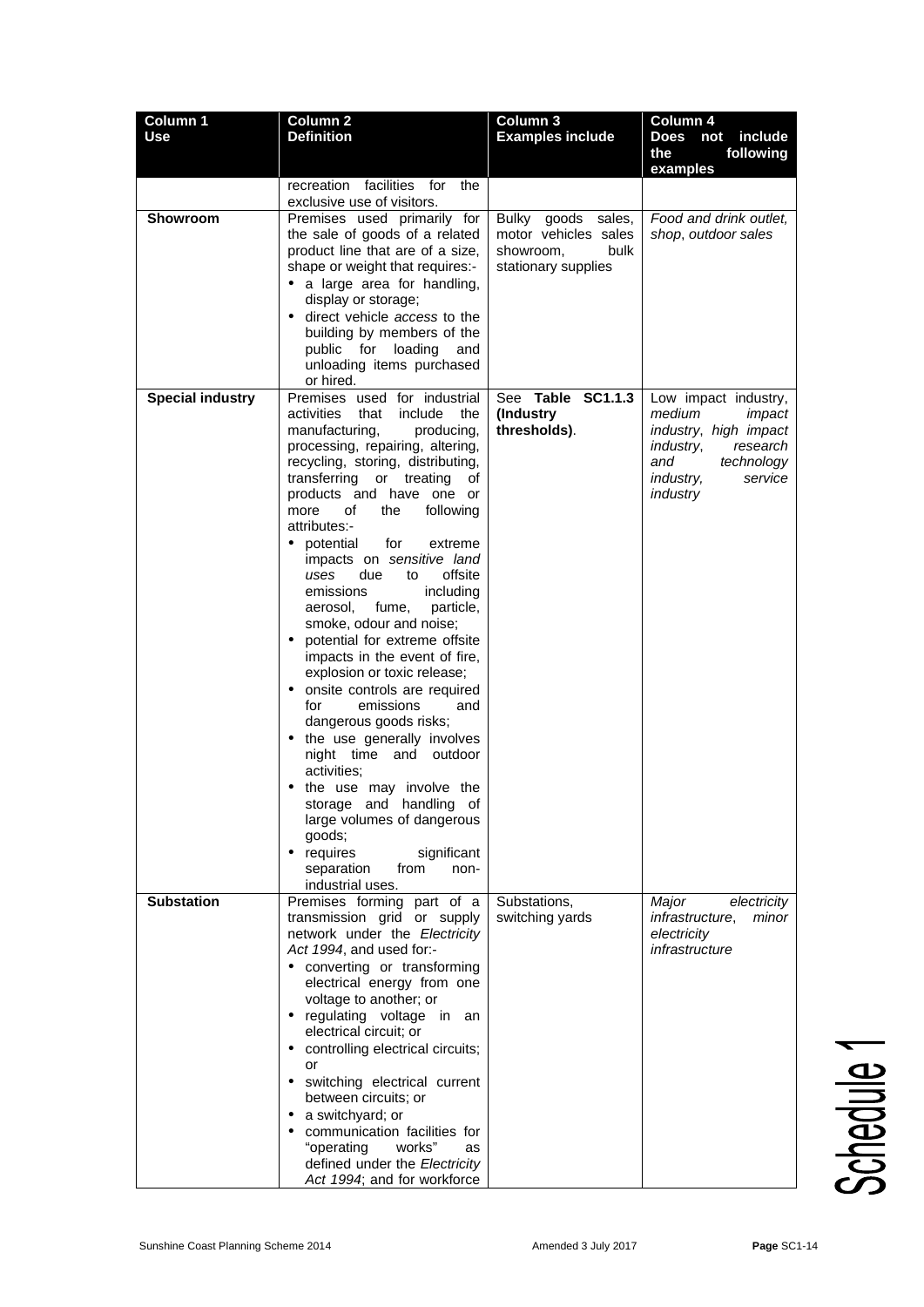| Column 1 Use | Column 2 Definition | Column 3 Examples include | Column 4 Does not include the following examples |
|---|---|---|---|
| | recreation facilities for the exclusive use of visitors. | | |
| **Showroom** | Premises used primarily for the sale of goods of a related product line that are of a size, shape or weight that requires:-<br>• a large area for handling, display or storage;<br>• direct vehicle *access* to the building by members of the public for loading and unloading items purchased or hired. | Bulky goods sales, motor vehicles sales showroom, bulk stationary supplies | *Food and drink outlet, shop*, *outdoor sales* |
| **Special industry** | Premises used for industrial activities that include the manufacturing, producing, processing, repairing, altering, recycling, storing, distributing, transferring or treating of products and have one or more of the following attributes:-<br>• potential for extreme impacts on *sensitive land uses* due to offsite emissions including aerosol, fume, particle, smoke, odour and noise;<br>• potential for extreme offsite impacts in the event of fire, explosion or toxic release;<br>• onsite controls are required for emissions and dangerous goods risks;<br>• the use generally involves night time and outdoor activities;<br>• the use may involve the storage and handling of large volumes of dangerous goods;<br>• requires significant separation from non-industrial uses. | See **Table SC1.1.3 (Industry thresholds)**. | Low impact industry, *medium impact industry*, *high impact industry*, *research and technology industry*, *service industry* |
| **Substation** | Premises forming part of a transmission grid or supply network under the *Electricity Act 1994*, and used for:-<br>• converting or transforming electrical energy from one voltage to another; or<br>• regulating voltage in an electrical circuit; or<br>• controlling electrical circuits; or<br>• switching electrical current between circuits; or<br>• a switchyard; or<br>• communication facilities for "operating works" as defined under the *Electricity Act 1994*; and for workforce | Substations, switching yards | *Major electricity infrastructure*, *minor electricity infrastructure* |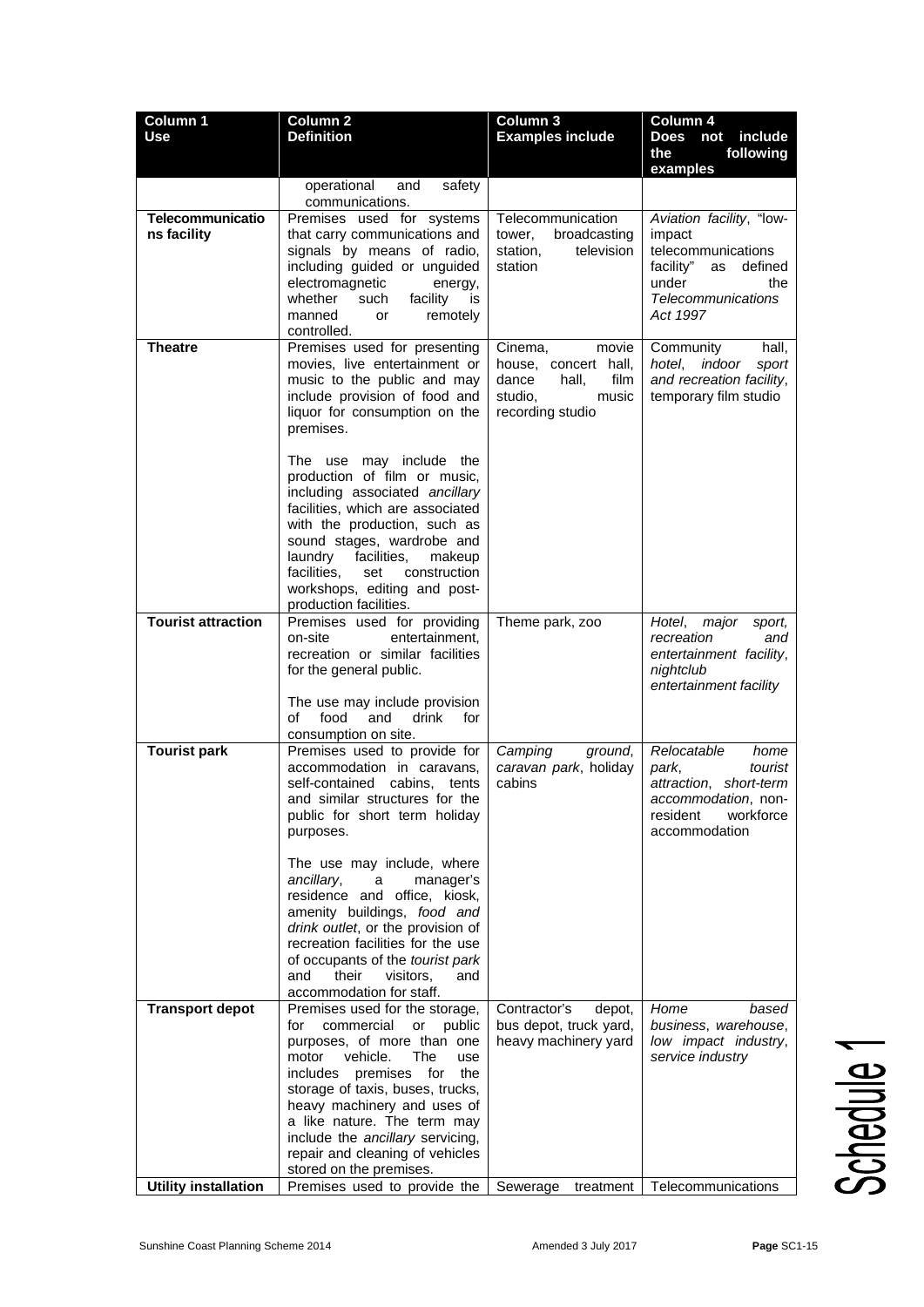| Column 1 Use | Column 2 Definition | Column 3 Examples include | Column 4 Does not include the following examples |
|---|---|---|---|
| | operational and safety communications. | | |
| **Telecommunications facility** | Premises used for systems that carry communications and signals by means of radio, including guided or unguided electromagnetic energy, whether such facility is manned or remotely controlled. | Telecommunication tower, broadcasting station, television station | *Aviation facility*, "low-impact telecommunications facility" as defined under the *Telecommunications Act 1997* |
| **Theatre** | Premises used for presenting movies, live entertainment or music to the public and may include provision of food and liquor for consumption on the premises.<br><br>The use may include the production of film or music, including associated *ancillary* facilities, which are associated with the production, such as sound stages, wardrobe and laundry facilities, makeup facilities, set construction workshops, editing and post-production facilities. | Cinema, movie house, concert hall, dance hall, film studio, music recording studio | Community hall, *hotel*, *indoor sport and recreation facility*, temporary film studio |
| **Tourist attraction** | Premises used for providing on-site entertainment, recreation or similar facilities for the general public.<br><br>The use may include provision of food and drink for consumption on site. | Theme park, zoo | *Hotel*, *major sport, recreation and entertainment facility*, *nightclub entertainment facility* |
| **Tourist park** | Premises used to provide for accommodation in caravans, self-contained cabins, tents and similar structures for the public for short term holiday purposes.<br><br>The use may include, where *ancillary*, a manager's residence and office, kiosk, amenity buildings, *food and drink outlet*, or the provision of recreation facilities for the use of occupants of the *tourist park* and their visitors, and accommodation for staff. | *Camping ground*, *caravan park*, holiday cabins | *Relocatable home park*, *tourist attraction*, *short-term accommodation*, non-resident workforce accommodation |
| **Transport depot** | Premises used for the storage, for commercial or public purposes, of more than one motor vehicle. The use includes premises for the storage of taxis, buses, trucks, heavy machinery and uses of a like nature. The term may include the *ancillary* servicing, repair and cleaning of vehicles stored on the premises. | Contractor's depot, bus depot, truck yard, heavy machinery yard | *Home based business*, *warehouse*, *low impact industry*, *service industry* |
| **Utility installation** | Premises used to provide the | Sewerage treatment | Telecommunications |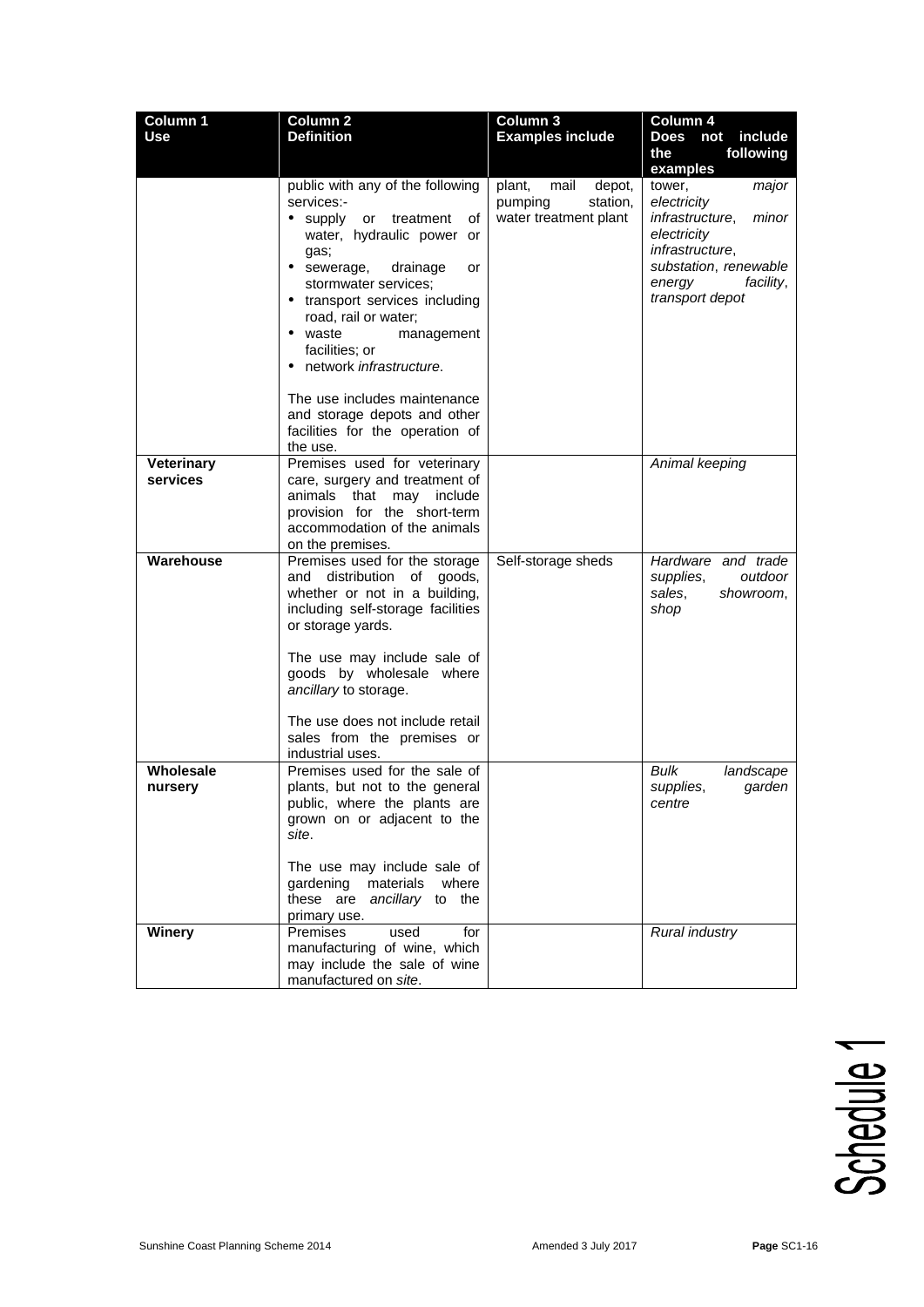| Column 1 Use | Column 2 Definition | Column 3 Examples include | Column 4 Does not include the following examples |
|---|---|---|---|
| | public with any of the following services:-<br>• supply or treatment of water, hydraulic power or gas;<br>• sewerage, drainage or stormwater services;<br>• transport services including road, rail or water;<br>• waste management facilities; or<br>• network *infrastructure*.<br><br>The use includes maintenance and storage depots and other facilities for the operation of the use. | plant, mail depot, pumping station, water treatment plant | tower, *major electricity infrastructure*, *minor electricity infrastructure*, *substation*, *renewable energy facility*, *transport depot* |
| **Veterinary services** | Premises used for veterinary care, surgery and treatment of animals that may include provision for the short-term accommodation of the animals on the premises. | | *Animal keeping* |
| **Warehouse** | Premises used for the storage and distribution of goods, whether or not in a building, including self-storage facilities or storage yards.<br><br>The use may include sale of goods by wholesale where *ancillary* to storage.<br><br>The use does not include retail sales from the premises or industrial uses. | Self-storage sheds | *Hardware and trade supplies*, *outdoor sales*, *showroom*, *shop* |
| **Wholesale nursery** | Premises used for the sale of plants, but not to the general public, where the plants are grown on or adjacent to the *site*.<br><br>The use may include sale of gardening materials where these are *ancillary* to the primary use. | | *Bulk landscape supplies*, *garden centre* |
| **Winery** | Premises used for manufacturing of wine, which may include the sale of wine manufactured on *site*. | | *Rural industry* |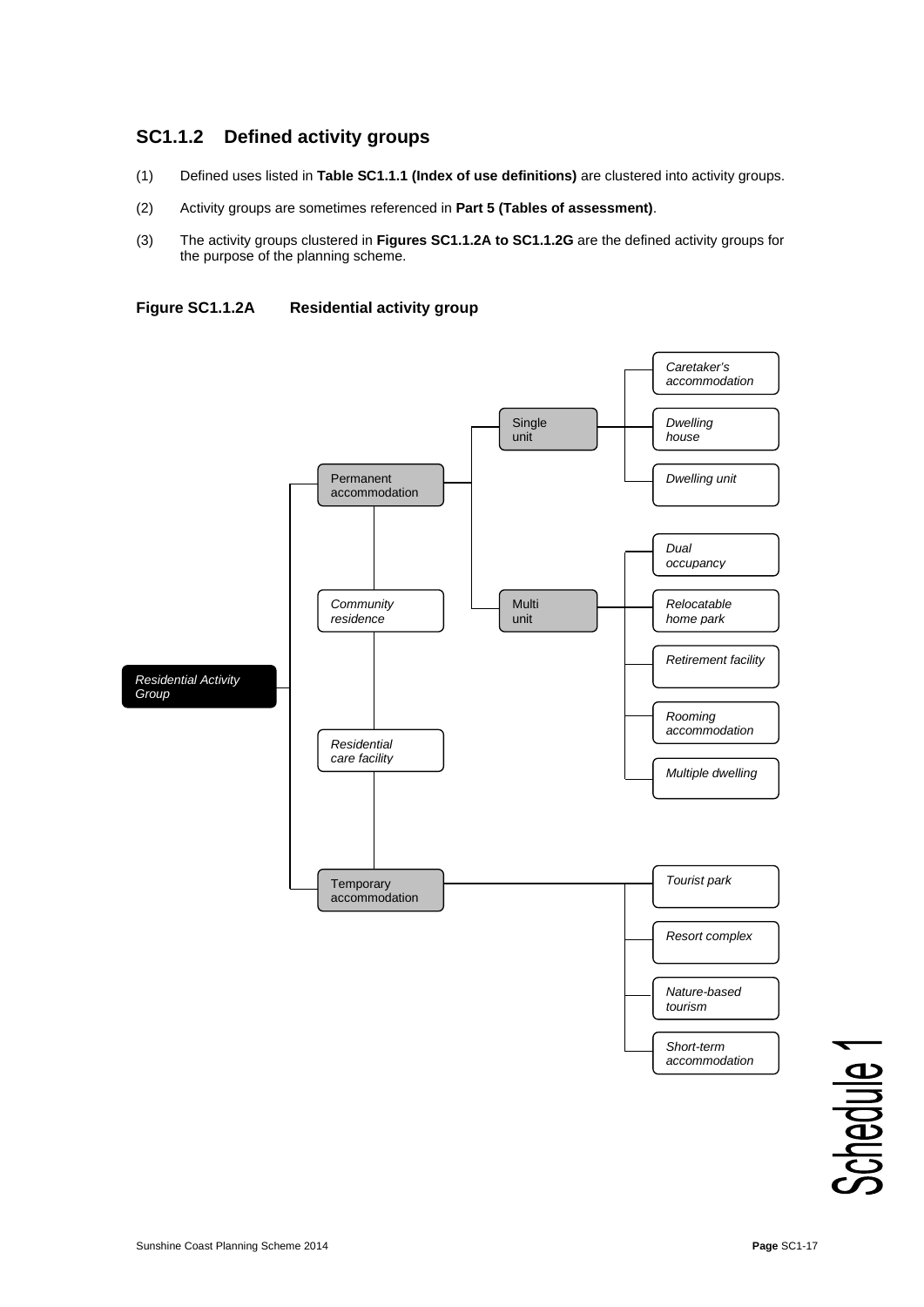## SC1.1.2 Defined activity groups

(1) Defined uses listed in **Table SC1.1.1 (Index of use definitions)** are clustered into activity groups.

(2) Activity groups are sometimes referenced in **Part 5 (Tables of assessment)**.

(3) The activity groups clustered in **Figures SC1.1.2A to SC1.1.2G** are the defined activity groups for the purpose of the planning scheme.

### Figure SC1.1.2A Residential activity group

- *Residential Activity Group*
  - Permanent accommodation
    - Single unit
      - *Caretaker's accommodation*
      - *Dwelling house*
      - *Dwelling unit*
    - Multi unit
      - *Dual occupancy*
      - *Relocatable home park*
      - *Retirement facility*
      - *Rooming accommodation*
      - *Multiple dwelling*
  - *Community residence*
  - *Residential care facility*
  - Temporary accommodation
    - *Tourist park*
    - *Resort complex*
    - *Nature-based tourism*
    - *Short-term accommodation*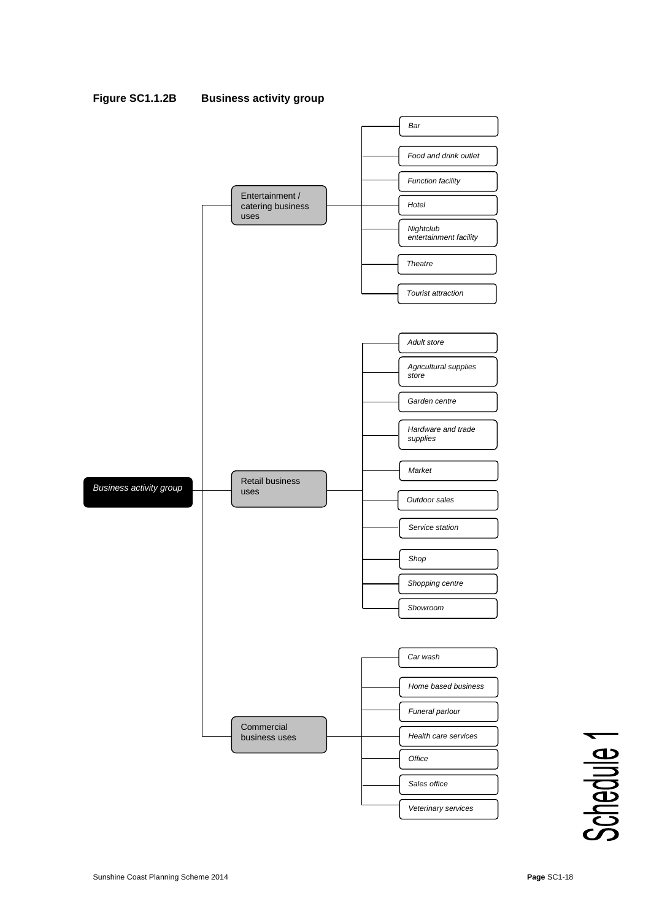**Figure SC1.1.2B Business activity group**

- *Business activity group*
  - Entertainment / catering business uses
    - *Bar*
    - *Food and drink outlet*
    - *Function facility*
    - *Hotel*
    - *Nightclub entertainment facility*
    - *Theatre*
    - *Tourist attraction*
  - Retail business uses
    - *Adult store*
    - *Agricultural supplies store*
    - *Garden centre*
    - *Hardware and trade supplies*
    - *Market*
    - *Outdoor sales*
    - *Service station*
    - *Shop*
    - *Shopping centre*
    - *Showroom*
  - Commercial business uses
    - *Car wash*
    - *Home based business*
    - *Funeral parlour*
    - *Health care services*
    - *Office*
    - *Sales office*
    - *Veterinary services*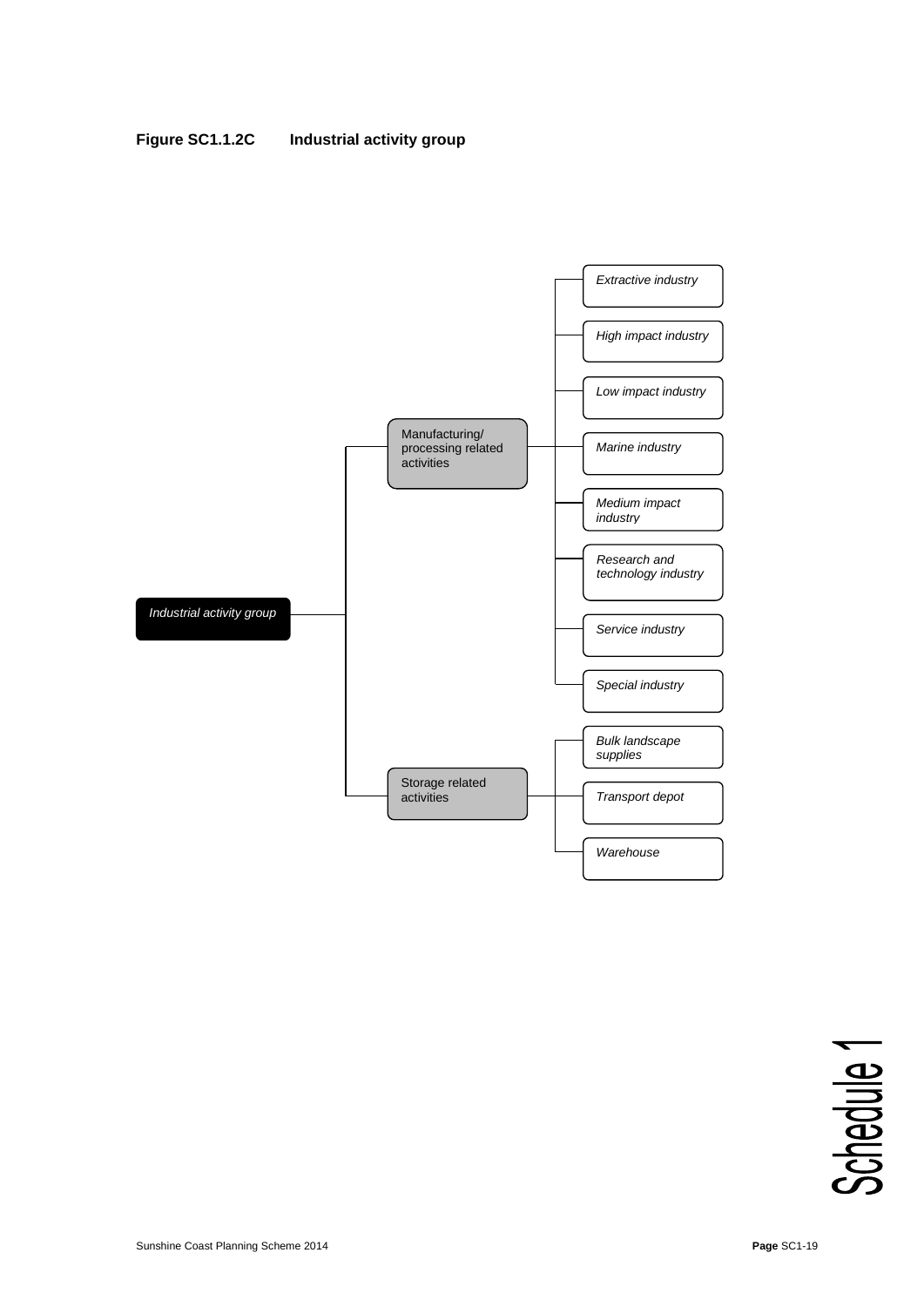**Figure SC1.1.2C Industrial activity group**

- *Industrial activity group*
  - Manufacturing/processing related activities
    - *Extractive industry*
    - *High impact industry*
    - *Low impact industry*
    - *Marine industry*
    - *Medium impact industry*
    - *Research and technology industry*
    - *Service industry*
    - *Special industry*
  - Storage related activities
    - *Bulk landscape supplies*
    - *Transport depot*
    - *Warehouse*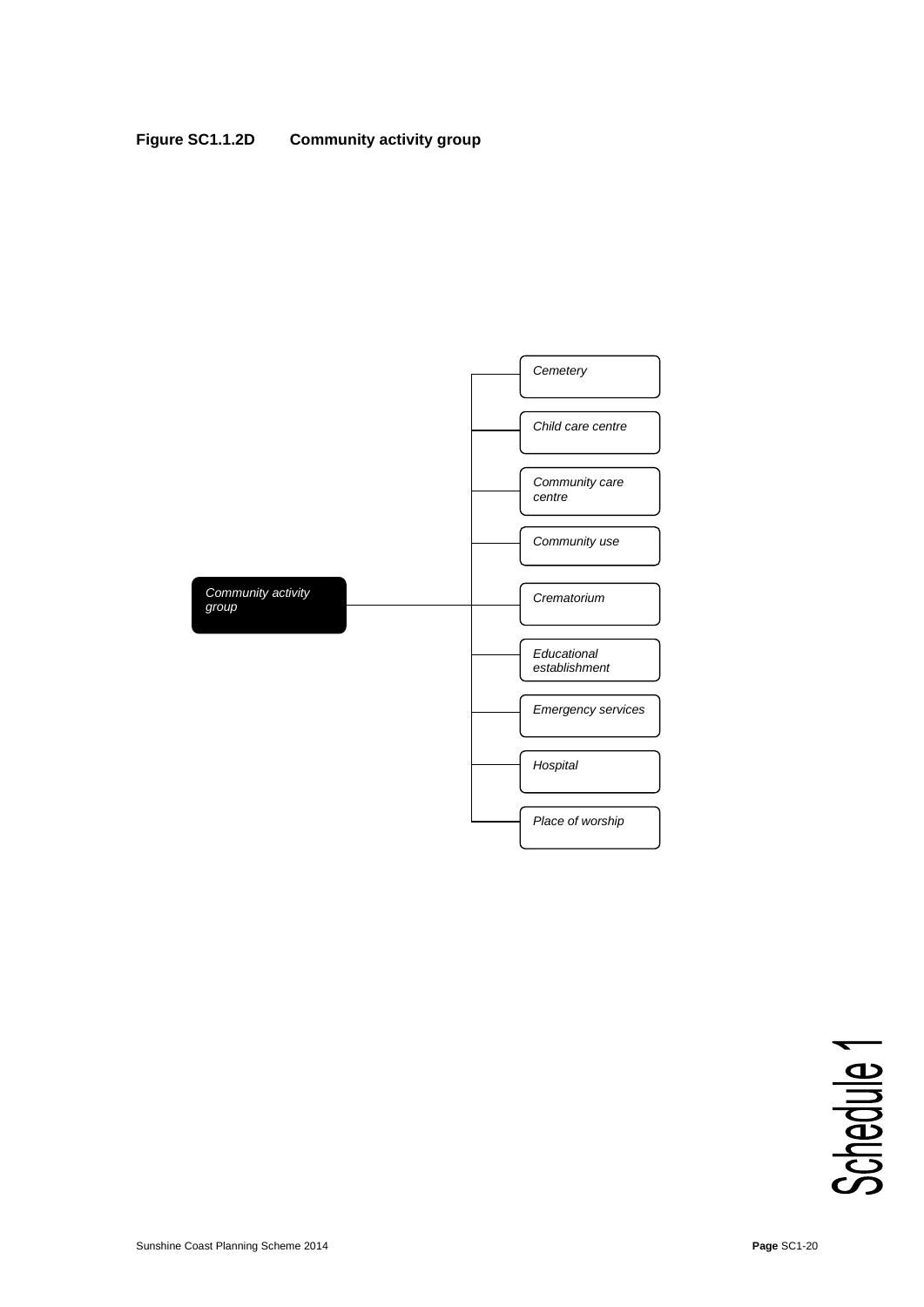**Figure SC1.1.2D Community activity group**

*Community activity group*

- *Cemetery*
- *Child care centre*
- *Community care centre*
- *Community use*
- *Crematorium*
- *Educational establishment*
- *Emergency services*
- *Hospital*
- *Place of worship*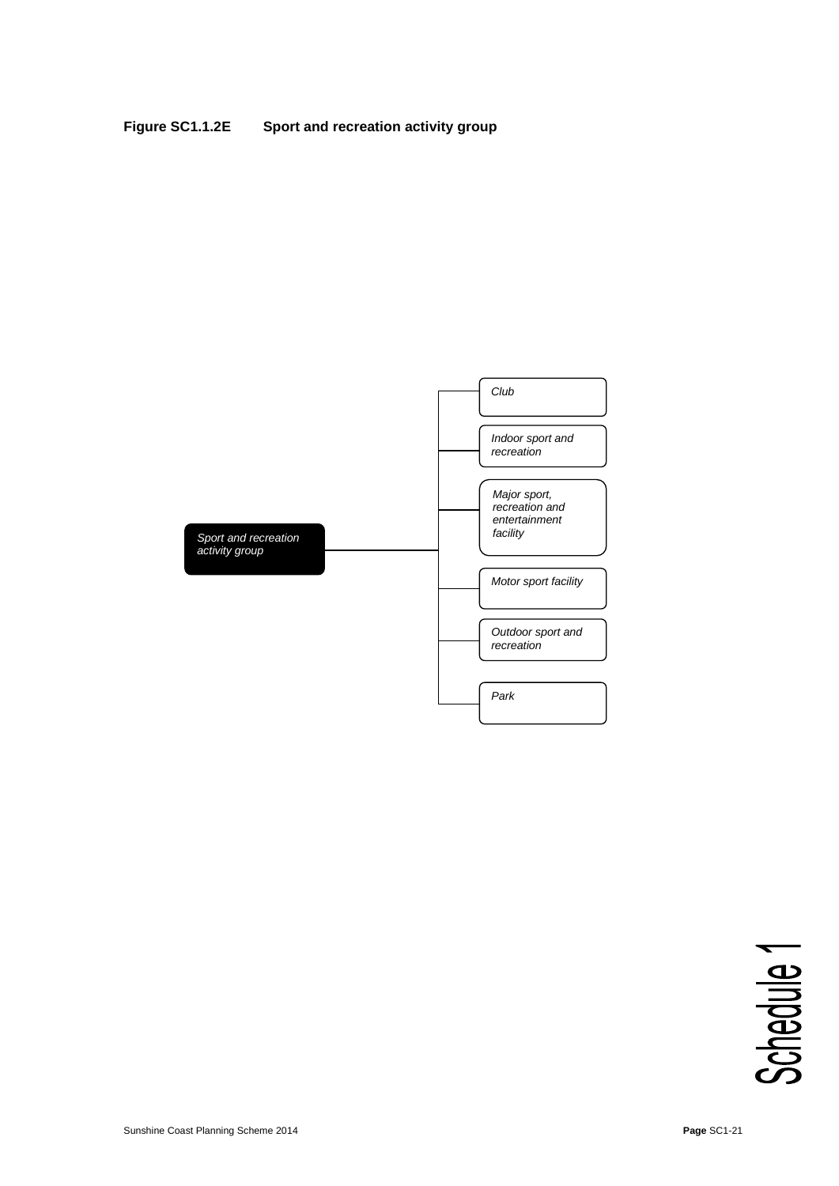**Figure SC1.1.2E Sport and recreation activity group**

*Sport and recreation activity group*

- *Club*
- *Indoor sport and recreation*
- *Major sport, recreation and entertainment facility*
- *Motor sport facility*
- *Outdoor sport and recreation*
- *Park*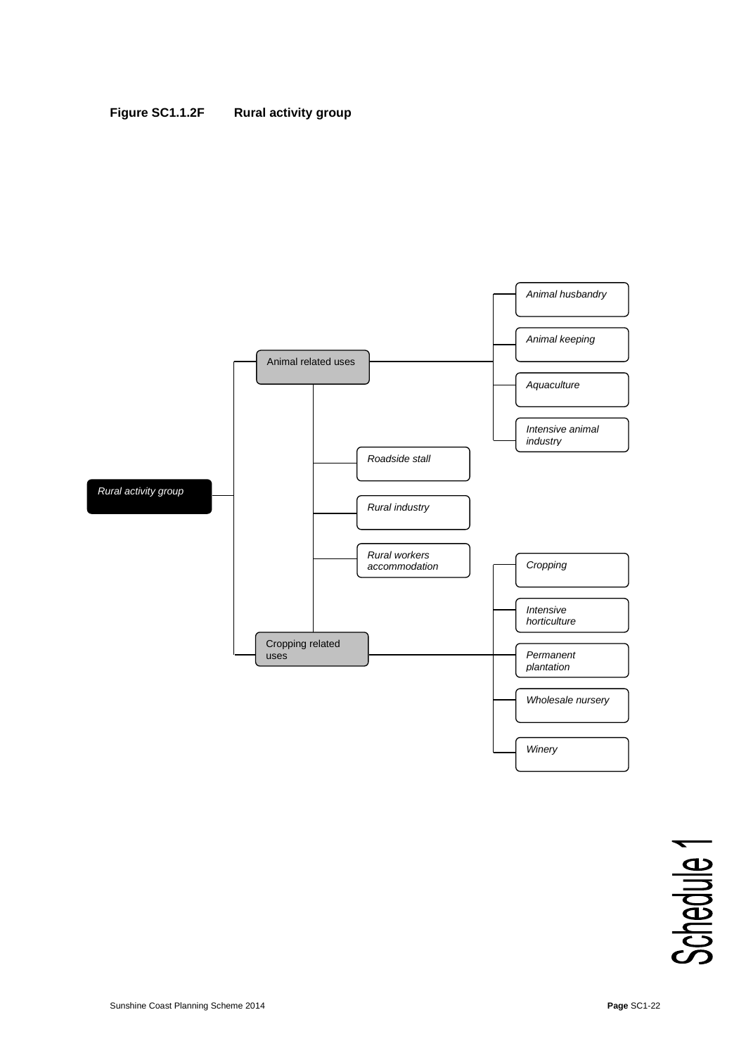**Figure SC1.1.2F Rural activity group**

- *Rural activity group*
  - Animal related uses
    - *Animal husbandry*
    - *Animal keeping*
    - *Aquaculture*
    - *Intensive animal industry*
  - *Roadside stall*
  - *Rural industry*
  - *Rural workers accommodation*
  - Cropping related uses
    - *Cropping*
    - *Intensive horticulture*
    - *Permanent plantation*
    - *Wholesale nursery*
    - *Winery*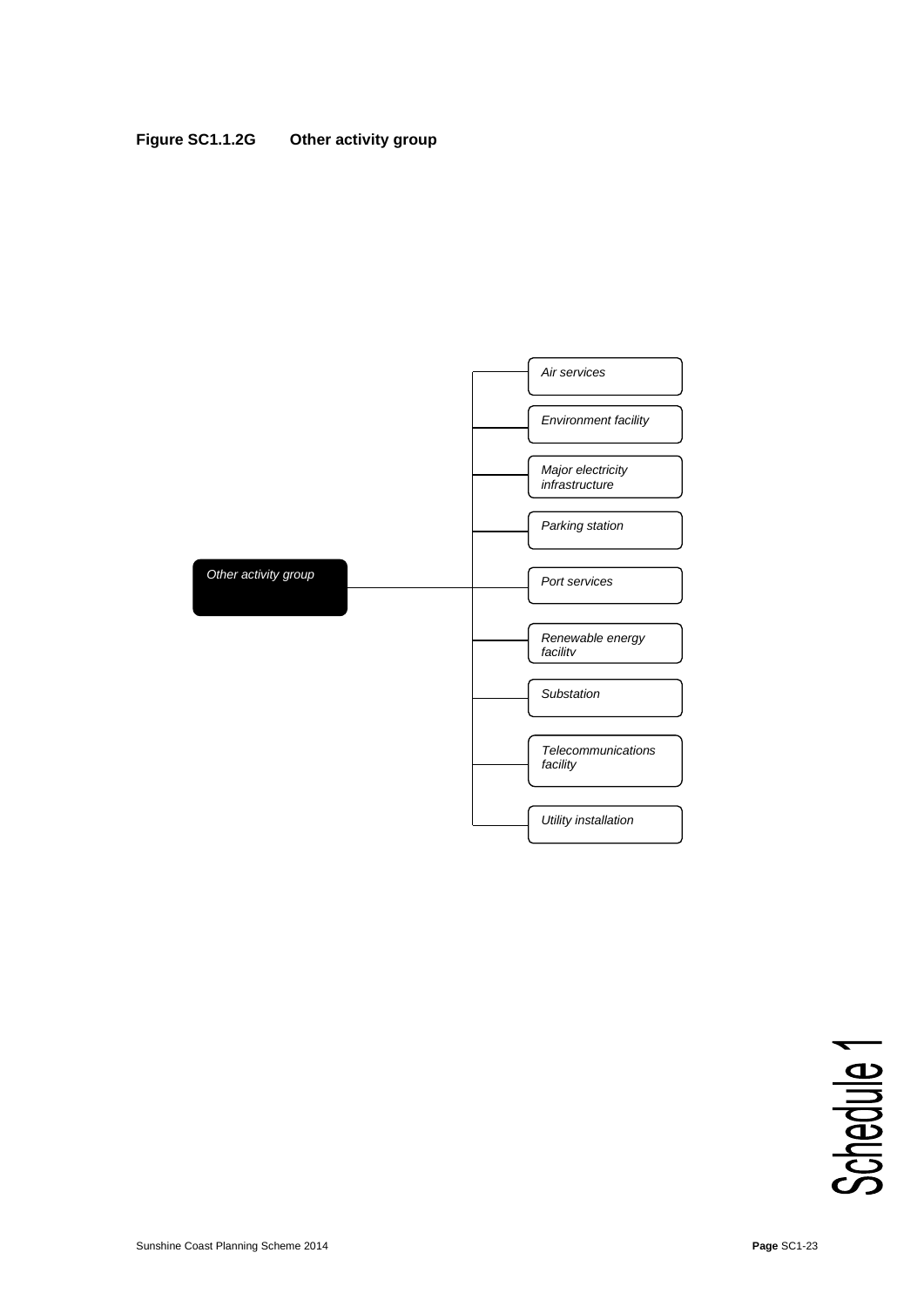**Figure SC1.1.2G Other activity group**

*Other activity group*

- *Air services*
- *Environment facility*
- *Major electricity infrastructure*
- *Parking station*
- *Port services*
- *Renewable energy facility*
- *Substation*
- *Telecommunications facility*
- *Utility installation*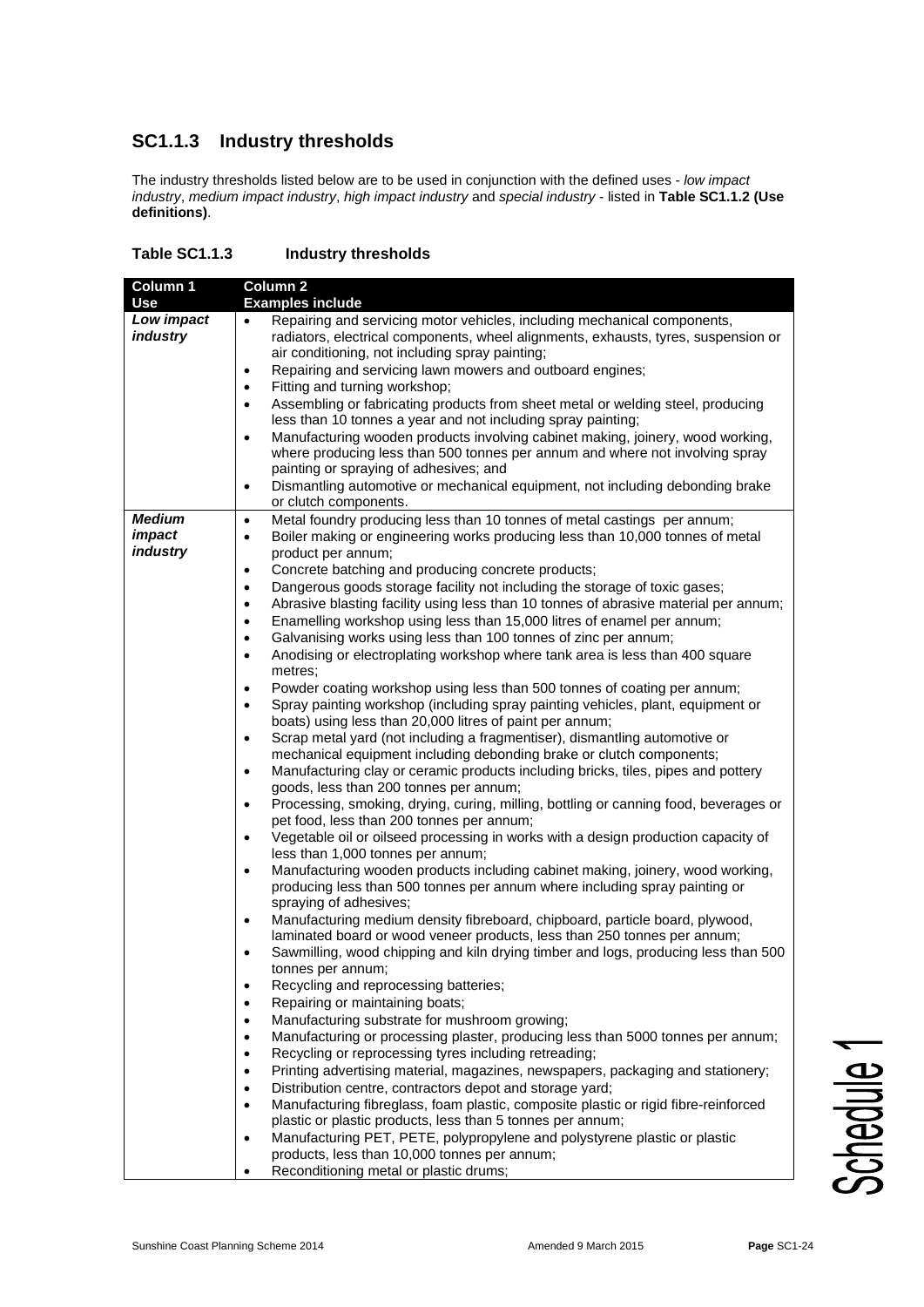### SC1.1.3 Industry thresholds

The industry thresholds listed below are to be used in conjunction with the defined uses - *low impact industry*, *medium impact industry*, *high impact industry* and *special industry* - listed in **Table SC1.1.2 (Use definitions)**.

**Table SC1.1.3 Industry thresholds**

| Column 1<br>Use | Column 2<br>Examples include |
|---|---|
| ***Low impact industry*** | • Repairing and servicing motor vehicles, including mechanical components, radiators, electrical components, wheel alignments, exhausts, tyres, suspension or air conditioning, not including spray painting;<br>• Repairing and servicing lawn mowers and outboard engines;<br>• Fitting and turning workshop;<br>• Assembling or fabricating products from sheet metal or welding steel, producing less than 10 tonnes a year and not including spray painting;<br>• Manufacturing wooden products involving cabinet making, joinery, wood working, where producing less than 500 tonnes per annum and where not involving spray painting or spraying of adhesives; and<br>• Dismantling automotive or mechanical equipment, not including debonding brake or clutch components. |
| ***Medium impact industry*** | • Metal foundry producing less than 10 tonnes of metal castings per annum;<br>• Boiler making or engineering works producing less than 10,000 tonnes of metal product per annum;<br>• Concrete batching and producing concrete products;<br>• Dangerous goods storage facility not including the storage of toxic gases;<br>• Abrasive blasting facility using less than 10 tonnes of abrasive material per annum;<br>• Enamelling workshop using less than 15,000 litres of enamel per annum;<br>• Galvanising works using less than 100 tonnes of zinc per annum;<br>• Anodising or electroplating workshop where tank area is less than 400 square metres;<br>• Powder coating workshop using less than 500 tonnes of coating per annum;<br>• Spray painting workshop (including spray painting vehicles, plant, equipment or boats) using less than 20,000 litres of paint per annum;<br>• Scrap metal yard (not including a fragmentiser), dismantling automotive or mechanical equipment including debonding brake or clutch components;<br>• Manufacturing clay or ceramic products including bricks, tiles, pipes and pottery goods, less than 200 tonnes per annum;<br>• Processing, smoking, drying, curing, milling, bottling or canning food, beverages or pet food, less than 200 tonnes per annum;<br>• Vegetable oil or oilseed processing in works with a design production capacity of less than 1,000 tonnes per annum;<br>• Manufacturing wooden products including cabinet making, joinery, wood working, producing less than 500 tonnes per annum where including spray painting or spraying of adhesives;<br>• Manufacturing medium density fibreboard, chipboard, particle board, plywood, laminated board or wood veneer products, less than 250 tonnes per annum;<br>• Sawmilling, wood chipping and kiln drying timber and logs, producing less than 500 tonnes per annum;<br>• Recycling and reprocessing batteries;<br>• Repairing or maintaining boats;<br>• Manufacturing substrate for mushroom growing;<br>• Manufacturing or processing plaster, producing less than 5000 tonnes per annum;<br>• Recycling or reprocessing tyres including retreading;<br>• Printing advertising material, magazines, newspapers, packaging and stationery;<br>• Distribution centre, contractors depot and storage yard;<br>• Manufacturing fibreglass, foam plastic, composite plastic or rigid fibre-reinforced plastic or plastic products, less than 5 tonnes per annum;<br>• Manufacturing PET, PETE, polypropylene and polystyrene plastic or plastic products, less than 10,000 tonnes per annum;<br>• Reconditioning metal or plastic drums; |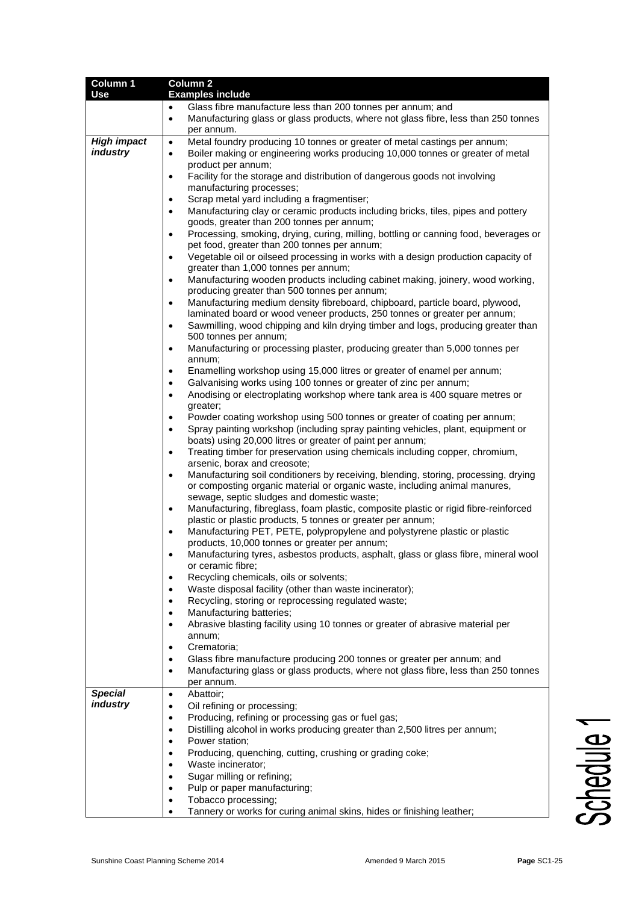| Column 1 Use | Column 2 Examples include |
|---|---|
| | • Glass fibre manufacture less than 200 tonnes per annum; and<br>• Manufacturing glass or glass products, where not glass fibre, less than 250 tonnes per annum. |
| ***High impact industry*** | • Metal foundry producing 10 tonnes or greater of metal castings per annum;<br>• Boiler making or engineering works producing 10,000 tonnes or greater of metal product per annum;<br>• Facility for the storage and distribution of dangerous goods not involving manufacturing processes;<br>• Scrap metal yard including a fragmentiser;<br>• Manufacturing clay or ceramic products including bricks, tiles, pipes and pottery goods, greater than 200 tonnes per annum;<br>• Processing, smoking, drying, curing, milling, bottling or canning food, beverages or pet food, greater than 200 tonnes per annum;<br>• Vegetable oil or oilseed processing in works with a design production capacity of greater than 1,000 tonnes per annum;<br>• Manufacturing wooden products including cabinet making, joinery, wood working, producing greater than 500 tonnes per annum;<br>• Manufacturing medium density fibreboard, chipboard, particle board, plywood, laminated board or wood veneer products, 250 tonnes or greater per annum;<br>• Sawmilling, wood chipping and kiln drying timber and logs, producing greater than 500 tonnes per annum;<br>• Manufacturing or processing plaster, producing greater than 5,000 tonnes per annum;<br>• Enamelling workshop using 15,000 litres or greater of enamel per annum;<br>• Galvanising works using 100 tonnes or greater of zinc per annum;<br>• Anodising or electroplating workshop where tank area is 400 square metres or greater;<br>• Powder coating workshop using 500 tonnes or greater of coating per annum;<br>• Spray painting workshop (including spray painting vehicles, plant, equipment or boats) using 20,000 litres or greater of paint per annum;<br>• Treating timber for preservation using chemicals including copper, chromium, arsenic, borax and creosote;<br>• Manufacturing soil conditioners by receiving, blending, storing, processing, drying or composting organic material or organic waste, including animal manures, sewage, septic sludges and domestic waste;<br>• Manufacturing, fibreglass, foam plastic, composite plastic or rigid fibre-reinforced plastic or plastic products, 5 tonnes or greater per annum;<br>• Manufacturing PET, PETE, polypropylene and polystyrene plastic or plastic products, 10,000 tonnes or greater per annum;<br>• Manufacturing tyres, asbestos products, asphalt, glass or glass fibre, mineral wool or ceramic fibre;<br>• Recycling chemicals, oils or solvents;<br>• Waste disposal facility (other than waste incinerator);<br>• Recycling, storing or reprocessing regulated waste;<br>• Manufacturing batteries;<br>• Abrasive blasting facility using 10 tonnes or greater of abrasive material per annum;<br>• Crematoria;<br>• Glass fibre manufacture producing 200 tonnes or greater per annum; and<br>• Manufacturing glass or glass products, where not glass fibre, less than 250 tonnes per annum. |
| ***Special industry*** | • Abattoir;<br>• Oil refining or processing;<br>• Producing, refining or processing gas or fuel gas;<br>• Distilling alcohol in works producing greater than 2,500 litres per annum;<br>• Power station;<br>• Producing, quenching, cutting, crushing or grading coke;<br>• Waste incinerator;<br>• Sugar milling or refining;<br>• Pulp or paper manufacturing;<br>• Tobacco processing;<br>• Tannery or works for curing animal skins, hides or finishing leather; |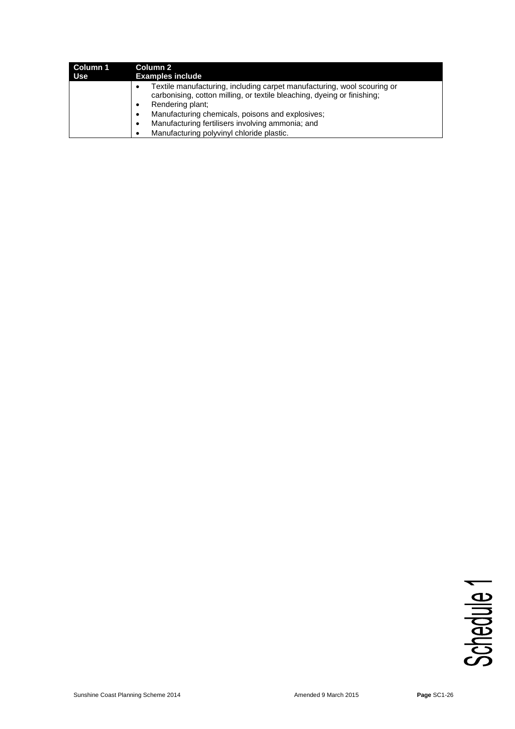| Column 1<br>Use | Column 2<br>Examples include |
|---|---|
| | • Textile manufacturing, including carpet manufacturing, wool scouring or carbonising, cotton milling, or textile bleaching, dyeing or finishing;<br>• Rendering plant;<br>• Manufacturing chemicals, poisons and explosives;<br>• Manufacturing fertilisers involving ammonia; and<br>• Manufacturing polyvinyl chloride plastic. |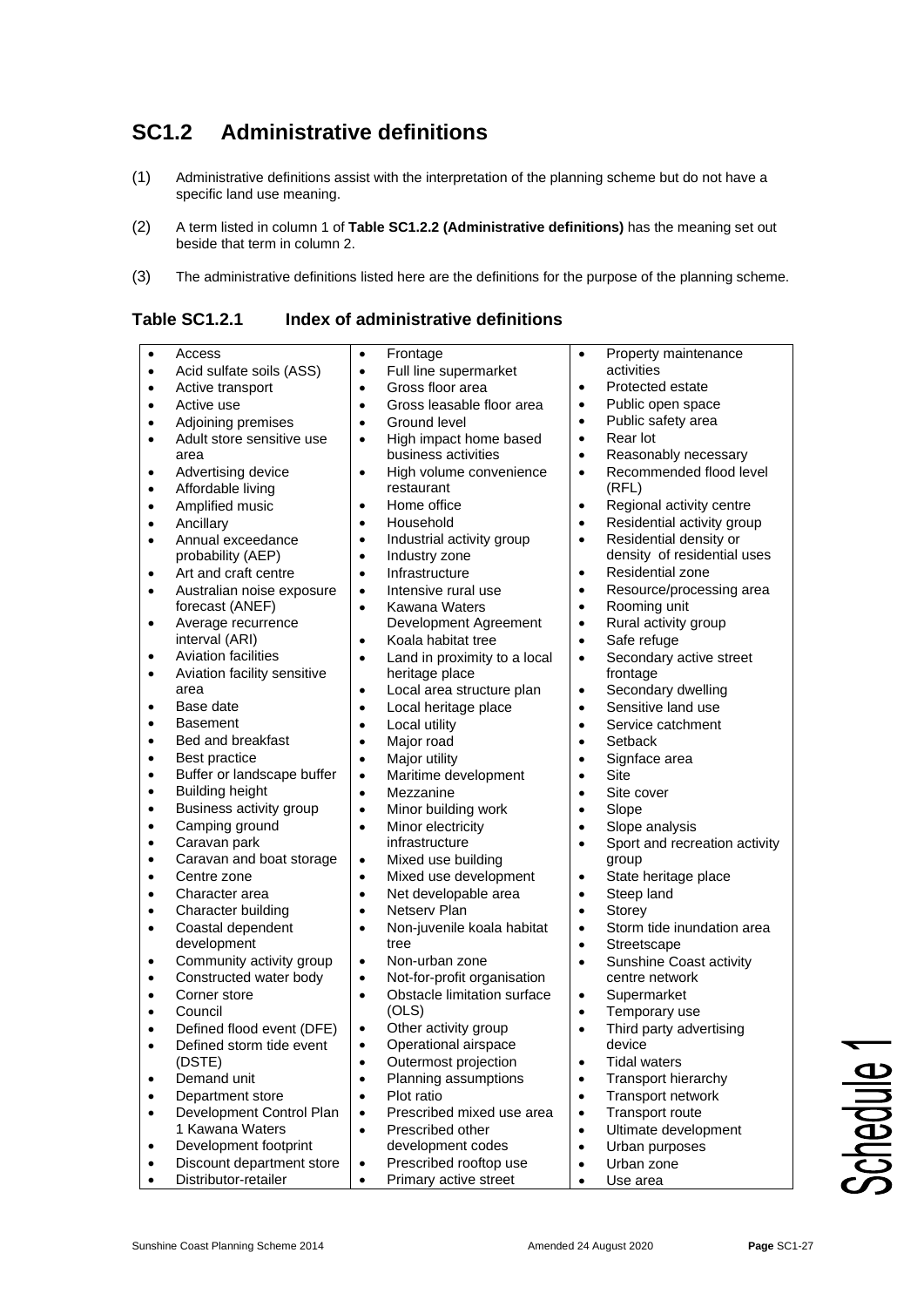## SC1.2 Administrative definitions

(1) Administrative definitions assist with the interpretation of the planning scheme but do not have a specific land use meaning.

(2) A term listed in column 1 of **Table SC1.2.2 (Administrative definitions)** has the meaning set out beside that term in column 2.

(3) The administrative definitions listed here are the definitions for the purpose of the planning scheme.

### Table SC1.2.1 Index of administrative definitions

- Access
- Acid sulfate soils (ASS)
- Active transport
- Active use
- Adjoining premises
- Adult store sensitive use area
- Advertising device
- Affordable living
- Amplified music
- Ancillary
- Annual exceedance probability (AEP)
- Art and craft centre
- Australian noise exposure forecast (ANEF)
- Average recurrence interval (ARI)
- Aviation facilities
- Aviation facility sensitive area
- Base date
- Basement
- Bed and breakfast
- Best practice
- Buffer or landscape buffer
- Building height
- Business activity group
- Camping ground
- Caravan park
- Caravan and boat storage
- Centre zone
- Character area
- Character building
- Coastal dependent development
- Community activity group
- Constructed water body
- Corner store
- Council
- Defined flood event (DFE)
- Defined storm tide event (DSTE)
- Demand unit
- Department store
- Development Control Plan 1 Kawana Waters
- Development footprint
- Discount department store
- Distributor-retailer
- Frontage
- Full line supermarket
- Gross floor area
- Gross leasable floor area
- Ground level
- High impact home based business activities
- High volume convenience restaurant
- Home office
- Household
- Industrial activity group
- Industry zone
- Infrastructure
- Intensive rural use
- Kawana Waters Development Agreement
- Koala habitat tree
- Land in proximity to a local heritage place
- Local area structure plan
- Local heritage place
- Local utility
- Major road
- Major utility
- Maritime development
- Mezzanine
- Minor building work
- Minor electricity infrastructure
- Mixed use building
- Mixed use development
- Net developable area
- Netserv Plan
- Non-juvenile koala habitat tree
- Non-urban zone
- Not-for-profit organisation
- Obstacle limitation surface (OLS)
- Other activity group
- Operational airspace
- Outermost projection
- Planning assumptions
- Plot ratio
- Prescribed mixed use area
- Prescribed other development codes
- Prescribed rooftop use
- Primary active street
- Property maintenance activities
- Protected estate
- Public open space
- Public safety area
- Rear lot
- Reasonably necessary
- Recommended flood level (RFL)
- Regional activity centre
- Residential activity group
- Residential density or density of residential uses
- Residential zone
- Resource/processing area
- Rooming unit
- Rural activity group
- Safe refuge
- Secondary active street frontage
- Secondary dwelling
- Sensitive land use
- Service catchment
- Setback
- Signface area
- Site
- Site cover
- Slope
- Slope analysis
- Sport and recreation activity group
- State heritage place
- Steep land
- Storey
- Storm tide inundation area
- Streetscape
- Sunshine Coast activity centre network
- Supermarket
- Temporary use
- Third party advertising device
- Tidal waters
- Transport hierarchy
- Transport network
- Transport route
- Ultimate development
- Urban purposes
- Urban zone
- Use area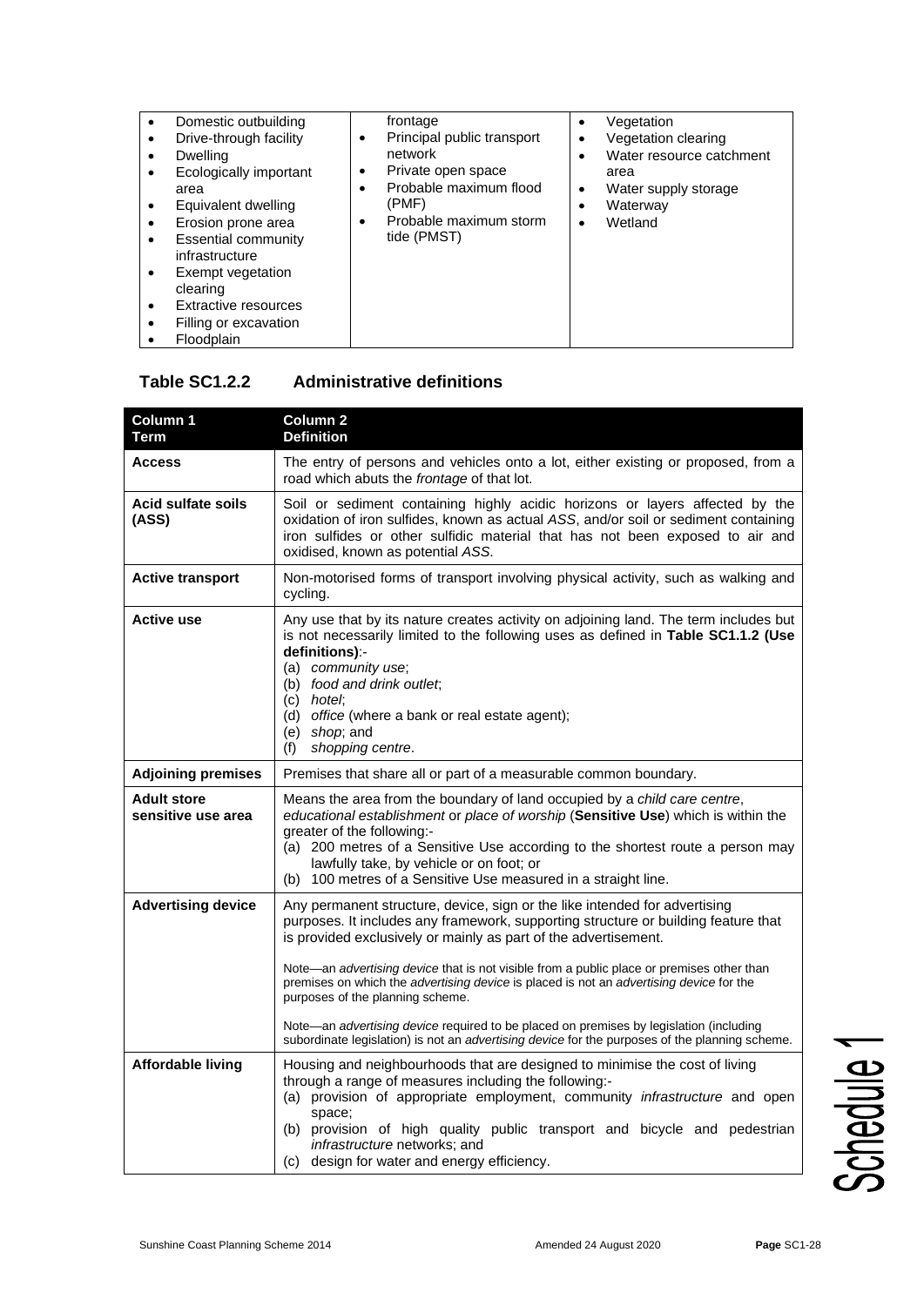| | | |
|---|---|---|
| • Domestic outbuilding<br>• Drive-through facility<br>• Dwelling<br>• Ecologically important area<br>• Equivalent dwelling<br>• Erosion prone area<br>• Essential community infrastructure<br>• Exempt vegetation clearing<br>• Extractive resources<br>• Filling or excavation<br>• Floodplain | frontage<br>• Principal public transport network<br>• Private open space<br>• Probable maximum flood (PMF)<br>• Probable maximum storm tide (PMST) | • Vegetation<br>• Vegetation clearing<br>• Water resource catchment area<br>• Water supply storage<br>• Waterway<br>• Wetland |

## Table SC1.2.2 Administrative definitions

| Column 1<br>Term | Column 2<br>Definition |
|---|---|
| **Access** | The entry of persons and vehicles onto a lot, either existing or proposed, from a road which abuts the *frontage* of that lot. |
| **Acid sulfate soils (ASS)** | Soil or sediment containing highly acidic horizons or layers affected by the oxidation of iron sulfides, known as actual *ASS*, and/or soil or sediment containing iron sulfides or other sulfidic material that has not been exposed to air and oxidised, known as potential *ASS*. |
| **Active transport** | Non-motorised forms of transport involving physical activity, such as walking and cycling. |
| **Active use** | Any use that by its nature creates activity on adjoining land. The term includes but is not necessarily limited to the following uses as defined in **Table SC1.1.2 (Use definitions)**:-<br>(a) *community use*;<br>(b) *food and drink outlet*;<br>(c) *hotel*;<br>(d) *office* (where a bank or real estate agent);<br>(e) *shop*; and<br>(f) *shopping centre*. |
| **Adjoining premises** | Premises that share all or part of a measurable common boundary. |
| **Adult store sensitive use area** | Means the area from the boundary of land occupied by a *child care centre*, *educational establishment* or *place of worship* (**Sensitive Use**) which is within the greater of the following:-<br>(a) 200 metres of a Sensitive Use according to the shortest route a person may lawfully take, by vehicle or on foot; or<br>(b) 100 metres of a Sensitive Use measured in a straight line. |
| **Advertising device** | Any permanent structure, device, sign or the like intended for advertising purposes. It includes any framework, supporting structure or building feature that is provided exclusively or mainly as part of the advertisement.<br><br>Note—an *advertising device* that is not visible from a public place or premises other than premises on which the *advertising device* is placed is not an *advertising device* for the purposes of the planning scheme.<br><br>Note—an *advertising device* required to be placed on premises by legislation (including subordinate legislation) is not an *advertising device* for the purposes of the planning scheme. |
| **Affordable living** | Housing and neighbourhoods that are designed to minimise the cost of living through a range of measures including the following:-<br>(a) provision of appropriate employment, community *infrastructure* and open space;<br>(b) provision of high quality public transport and bicycle and pedestrian *infrastructure* networks; and<br>(c) design for water and energy efficiency. |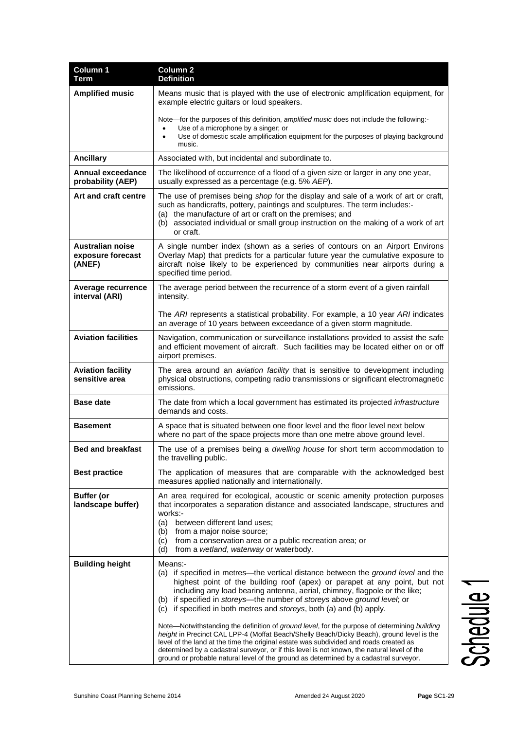| Column 1<br>Term | Column 2<br>Definition |
|---|---|
| **Amplified music** | Means music that is played with the use of electronic amplification equipment, for example electric guitars or loud speakers.<br><br>Note—for the purposes of this definition, *amplified music* does not include the following:-<br>• Use of a microphone by a singer; or<br>• Use of domestic scale amplification equipment for the purposes of playing background music. |
| **Ancillary** | Associated with, but incidental and subordinate to. |
| **Annual exceedance probability (AEP)** | The likelihood of occurrence of a flood of a given size or larger in any one year, usually expressed as a percentage (e.g. 5% *AEP*). |
| **Art and craft centre** | The use of premises being *shop* for the display and sale of a work of art or craft, such as handicrafts, pottery, paintings and sculptures. The term includes:-<br>(a) the manufacture of art or craft on the premises; and<br>(b) associated individual or small group instruction on the making of a work of art or craft. |
| **Australian noise exposure forecast (ANEF)** | A single number index (shown as a series of contours on an Airport Environs Overlay Map) that predicts for a particular future year the cumulative exposure to aircraft noise likely to be experienced by communities near airports during a specified time period. |
| **Average recurrence interval (ARI)** | The average period between the recurrence of a storm event of a given rainfall intensity.<br><br>The *ARI* represents a statistical probability. For example, a 10 year *ARI* indicates an average of 10 years between exceedance of a given storm magnitude. |
| **Aviation facilities** | Navigation, communication or surveillance installations provided to assist the safe and efficient movement of aircraft. Such facilities may be located either on or off airport premises. |
| **Aviation facility sensitive area** | The area around an *aviation facility* that is sensitive to development including physical obstructions, competing radio transmissions or significant electromagnetic emissions. |
| **Base date** | The date from which a local government has estimated its projected *infrastructure* demands and costs. |
| **Basement** | A space that is situated between one floor level and the floor level next below where no part of the space projects more than one metre above ground level. |
| **Bed and breakfast** | The use of a premises being a *dwelling house* for short term accommodation to the travelling public. |
| **Best practice** | The application of measures that are comparable with the acknowledged best measures applied nationally and internationally. |
| **Buffer (or landscape buffer)** | An area required for ecological, acoustic or scenic amenity protection purposes that incorporates a separation distance and associated landscape, structures and works:-<br>(a) between different land uses;<br>(b) from a major noise source;<br>(c) from a conservation area or a public recreation area; or<br>(d) from a *wetland*, *waterway* or waterbody. |
| **Building height** | Means:-<br>(a) if specified in metres—the vertical distance between the *ground level* and the highest point of the building roof (apex) or parapet at any point, but not including any load bearing antenna, aerial, chimney, flagpole or the like;<br>(b) if specified in *storeys*—the number of *storeys* above *ground level*; or<br>(c) if specified in both metres and *storeys*, both (a) and (b) apply.<br><br>Note—Notwithstanding the definition of *ground level*, for the purpose of determining *building height* in Precinct CAL LPP-4 (Moffat Beach/Shelly Beach/Dicky Beach), ground level is the level of the land at the time the original estate was subdivided and roads created as determined by a cadastral surveyor, or if this level is not known, the natural level of the ground or probable natural level of the ground as determined by a cadastral surveyor. |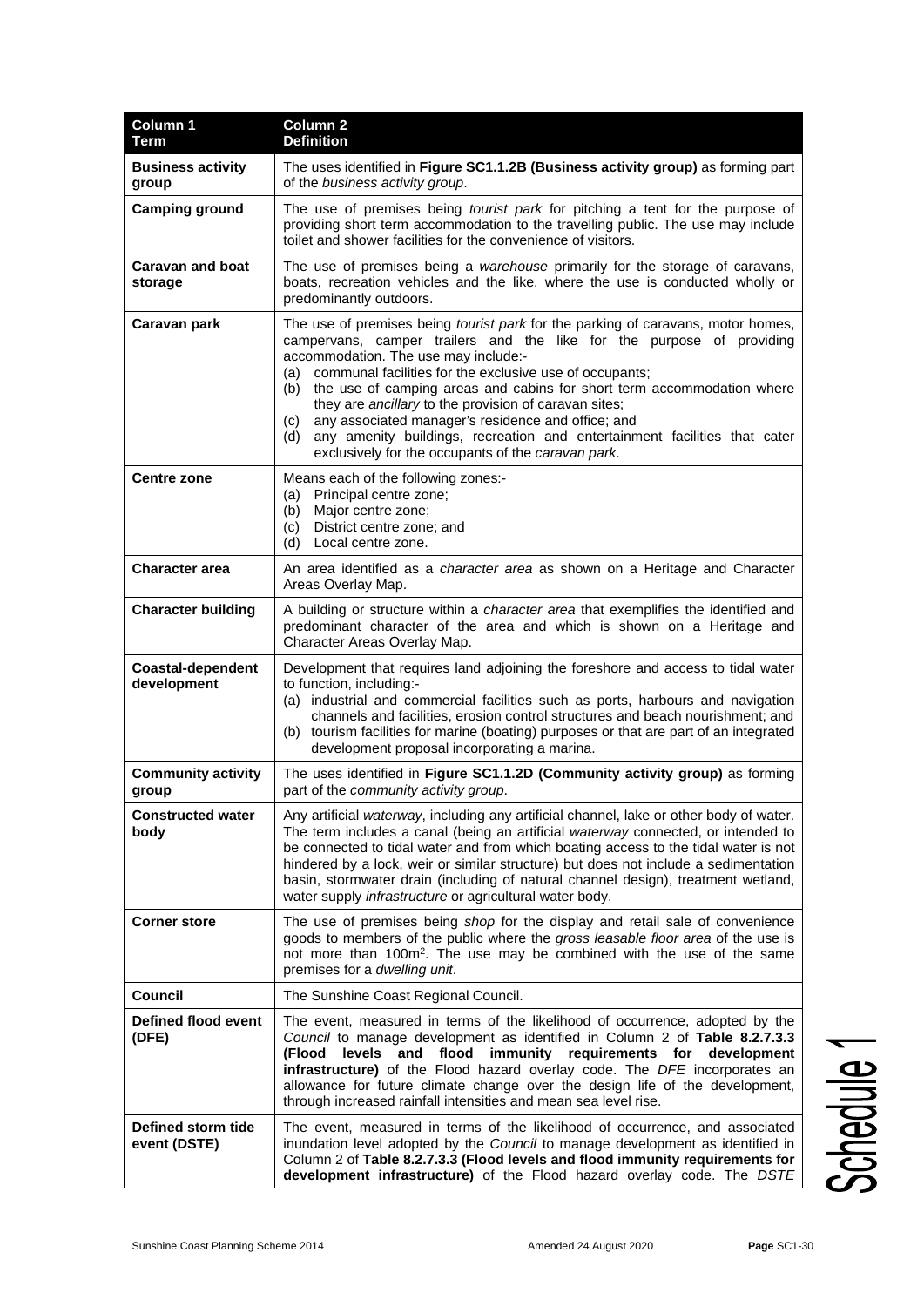| Column 1 Term | Column 2 Definition |
|---|---|
| **Business activity group** | The uses identified in **Figure SC1.1.2B (Business activity group)** as forming part of the *business activity group*. |
| **Camping ground** | The use of premises being *tourist park* for pitching a tent for the purpose of providing short term accommodation to the travelling public. The use may include toilet and shower facilities for the convenience of visitors. |
| **Caravan and boat storage** | The use of premises being a *warehouse* primarily for the storage of caravans, boats, recreation vehicles and the like, where the use is conducted wholly or predominantly outdoors. |
| **Caravan park** | The use of premises being *tourist park* for the parking of caravans, motor homes, campervans, camper trailers and the like for the purpose of providing accommodation. The use may include:-<br>(a) communal facilities for the exclusive use of occupants;<br>(b) the use of camping areas and cabins for short term accommodation where they are *ancillary* to the provision of caravan sites;<br>(c) any associated manager's residence and office; and<br>(d) any amenity buildings, recreation and entertainment facilities that cater exclusively for the occupants of the *caravan park*. |
| **Centre zone** | Means each of the following zones:-<br>(a) Principal centre zone;<br>(b) Major centre zone;<br>(c) District centre zone; and<br>(d) Local centre zone. |
| **Character area** | An area identified as a *character area* as shown on a Heritage and Character Areas Overlay Map. |
| **Character building** | A building or structure within a *character area* that exemplifies the identified and predominant character of the area and which is shown on a Heritage and Character Areas Overlay Map. |
| **Coastal-dependent development** | Development that requires land adjoining the foreshore and access to tidal water to function, including:-<br>(a) industrial and commercial facilities such as ports, harbours and navigation channels and facilities, erosion control structures and beach nourishment; and<br>(b) tourism facilities for marine (boating) purposes or that are part of an integrated development proposal incorporating a marina. |
| **Community activity group** | The uses identified in **Figure SC1.1.2D (Community activity group)** as forming part of the *community activity group*. |
| **Constructed water body** | Any artificial *waterway*, including any artificial channel, lake or other body of water. The term includes a canal (being an artificial *waterway* connected, or intended to be connected to tidal water and from which boating access to the tidal water is not hindered by a lock, weir or similar structure) but does not include a sedimentation basin, stormwater drain (including of natural channel design), treatment wetland, water supply *infrastructure* or agricultural water body. |
| **Corner store** | The use of premises being *shop* for the display and retail sale of convenience goods to members of the public where the *gross leasable floor area* of the use is not more than 100m$^2$. The use may be combined with the use of the same premises for a *dwelling unit*. |
| **Council** | The Sunshine Coast Regional Council. |
| **Defined flood event (DFE)** | The event, measured in terms of the likelihood of occurrence, adopted by the *Council* to manage development as identified in Column 2 of **Table 8.2.7.3.3 (Flood levels and flood immunity requirements for development infrastructure)** of the Flood hazard overlay code. The *DFE* incorporates an allowance for future climate change over the design life of the development, through increased rainfall intensities and mean sea level rise. |
| **Defined storm tide event (DSTE)** | The event, measured in terms of the likelihood of occurrence, and associated inundation level adopted by the *Council* to manage development as identified in Column 2 of **Table 8.2.7.3.3 (Flood levels and flood immunity requirements for development infrastructure)** of the Flood hazard overlay code. The *DSTE* |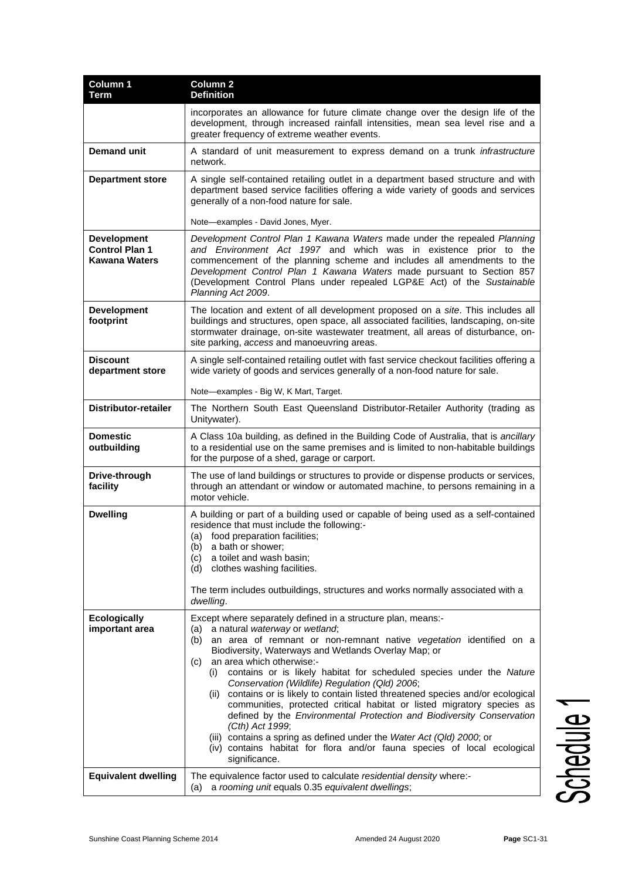| Column 1 Term | Column 2 Definition |
|---|---|
| | incorporates an allowance for future climate change over the design life of the development, through increased rainfall intensities, mean sea level rise and a greater frequency of extreme weather events. |
| **Demand unit** | A standard of unit measurement to express demand on a trunk *infrastructure* network. |
| **Department store** | A single self-contained retailing outlet in a department based structure and with department based service facilities offering a wide variety of goods and services generally of a non-food nature for sale.<br><br>Note—examples - David Jones, Myer. |
| **Development Control Plan 1 Kawana Waters** | *Development Control Plan 1 Kawana Waters* made under the repealed *Planning and Environment Act 1997* and which was in existence prior to the commencement of the planning scheme and includes all amendments to the *Development Control Plan 1 Kawana Waters* made pursuant to Section 857 (Development Control Plans under repealed LGP&E Act) of the *Sustainable Planning Act 2009*. |
| **Development footprint** | The location and extent of all development proposed on a *site*. This includes all buildings and structures, open space, all associated facilities, landscaping, on-site stormwater drainage, on-site wastewater treatment, all areas of disturbance, on-site parking, *access* and manoeuvring areas. |
| **Discount department store** | A single self-contained retailing outlet with fast service checkout facilities offering a wide variety of goods and services generally of a non-food nature for sale.<br><br>Note—examples - Big W, K Mart, Target. |
| **Distributor-retailer** | The Northern South East Queensland Distributor-Retailer Authority (trading as Unitywater). |
| **Domestic outbuilding** | A Class 10a building, as defined in the Building Code of Australia, that is *ancillary* to a residential use on the same premises and is limited to non-habitable buildings for the purpose of a shed, garage or carport. |
| **Drive-through facility** | The use of land buildings or structures to provide or dispense products or services, through an attendant or window or automated machine, to persons remaining in a motor vehicle. |
| **Dwelling** | A building or part of a building used or capable of being used as a self-contained residence that must include the following:-<br>(a) food preparation facilities;<br>(b) a bath or shower;<br>(c) a toilet and wash basin;<br>(d) clothes washing facilities.<br><br>The term includes outbuildings, structures and works normally associated with a *dwelling*. |
| **Ecologically important area** | Except where separately defined in a structure plan, means:-<br>(a) a natural *waterway* or *wetland*;<br>(b) an area of remnant or non-remnant native *vegetation* identified on a Biodiversity, Waterways and Wetlands Overlay Map; or<br>(c) an area which otherwise:-<br>(i) contains or is likely habitat for scheduled species under the *Nature Conservation (Wildlife) Regulation (Qld) 2006*;<br>(ii) contains or is likely to contain listed threatened species and/or ecological communities, protected critical habitat or listed migratory species as defined by the *Environmental Protection and Biodiversity Conservation (Cth) Act 1999*;<br>(iii) contains a spring as defined under the *Water Act (Qld) 2000*; or<br>(iv) contains habitat for flora and/or fauna species of local ecological significance. |
| **Equivalent dwelling** | The equivalence factor used to calculate *residential density* where:-<br>(a) a *rooming unit* equals 0.35 *equivalent dwellings*; |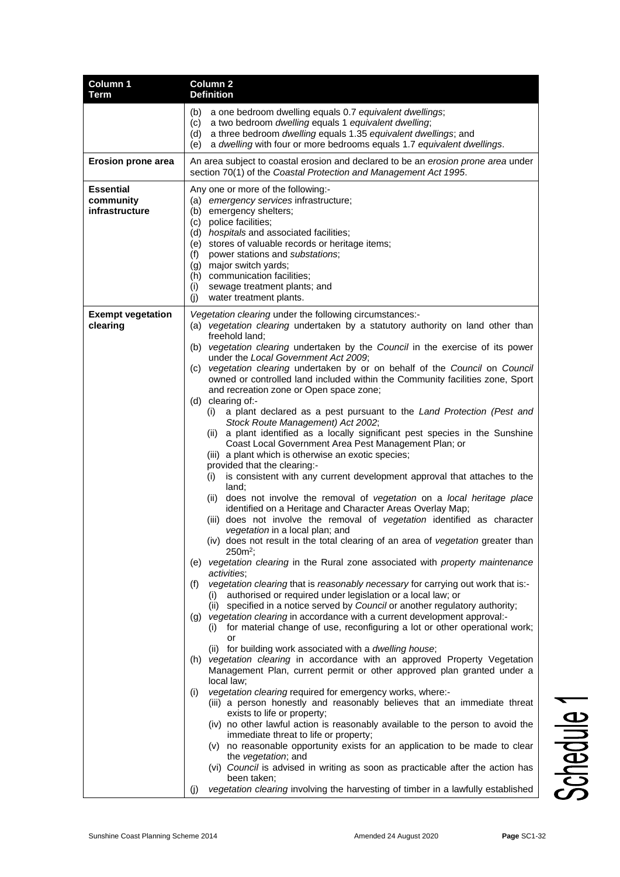| Column 1 Term | Column 2 Definition |
|---|---|
| | (b) a one bedroom dwelling equals 0.7 *equivalent dwellings*;<br>(c) a two bedroom *dwelling* equals 1 *equivalent dwelling*;<br>(d) a three bedroom *dwelling* equals 1.35 *equivalent dwellings*; and<br>(e) a *dwelling* with four or more bedrooms equals 1.7 *equivalent dwellings*. |
| **Erosion prone area** | An area subject to coastal erosion and declared to be an *erosion prone area* under section 70(1) of the *Coastal Protection and Management Act 1995*. |
| **Essential community infrastructure** | Any one or more of the following:-<br>(a) *emergency services* infrastructure;<br>(b) emergency shelters;<br>(c) police facilities;<br>(d) *hospitals* and associated facilities;<br>(e) stores of valuable records or heritage items;<br>(f) power stations and *substations*;<br>(g) major switch yards;<br>(h) communication facilities;<br>(i) sewage treatment plants; and<br>(j) water treatment plants. |
| **Exempt vegetation clearing** | *Vegetation clearing* under the following circumstances:-<br>(a) *vegetation clearing* undertaken by a statutory authority on land other than freehold land;<br>(b) *vegetation clearing* undertaken by the *Council* in the exercise of its power under the *Local Government Act 2009*;<br>(c) *vegetation clearing* undertaken by or on behalf of the *Council* on *Council* owned or controlled land included within the Community facilities zone, Sport and recreation zone or Open space zone;<br>(d) clearing of:-<br>(i) a plant declared as a pest pursuant to the *Land Protection (Pest and Stock Route Management) Act 2002*;<br>(ii) a plant identified as a locally significant pest species in the Sunshine Coast Local Government Area Pest Management Plan; or<br>(iii) a plant which is otherwise an exotic species;<br>provided that the clearing:-<br>(i) is consistent with any current development approval that attaches to the land;<br>(ii) does not involve the removal of *vegetation* on a *local heritage place* identified on a Heritage and Character Areas Overlay Map;<br>(iii) does not involve the removal of *vegetation* identified as character *vegetation* in a local plan; and<br>(iv) does not result in the total clearing of an area of *vegetation* greater than 250m$^2$;<br>(e) *vegetation clearing* in the Rural zone associated with *property maintenance activities*;<br>(f) *vegetation clearing* that is *reasonably necessary* for carrying out work that is:-<br>(i) authorised or required under legislation or a local law; or<br>(ii) specified in a notice served by *Council* or another regulatory authority;<br>(g) *vegetation clearing* in accordance with a current development approval:-<br>(i) for material change of use, reconfiguring a lot or other operational work; or<br>(ii) for building work associated with a *dwelling house*;<br>(h) *vegetation clearing* in accordance with an approved Property Vegetation Management Plan, current permit or other approved plan granted under a local law;<br>(i) *vegetation clearing* required for emergency works, where:-<br>(iii) a person honestly and reasonably believes that an immediate threat exists to life or property;<br>(iv) no other lawful action is reasonably available to the person to avoid the immediate threat to life or property;<br>(v) no reasonable opportunity exists for an application to be made to clear the *vegetation*; and<br>(vi) *Council* is advised in writing as soon as practicable after the action has been taken;<br>(j) *vegetation clearing* involving the harvesting of timber in a lawfully established |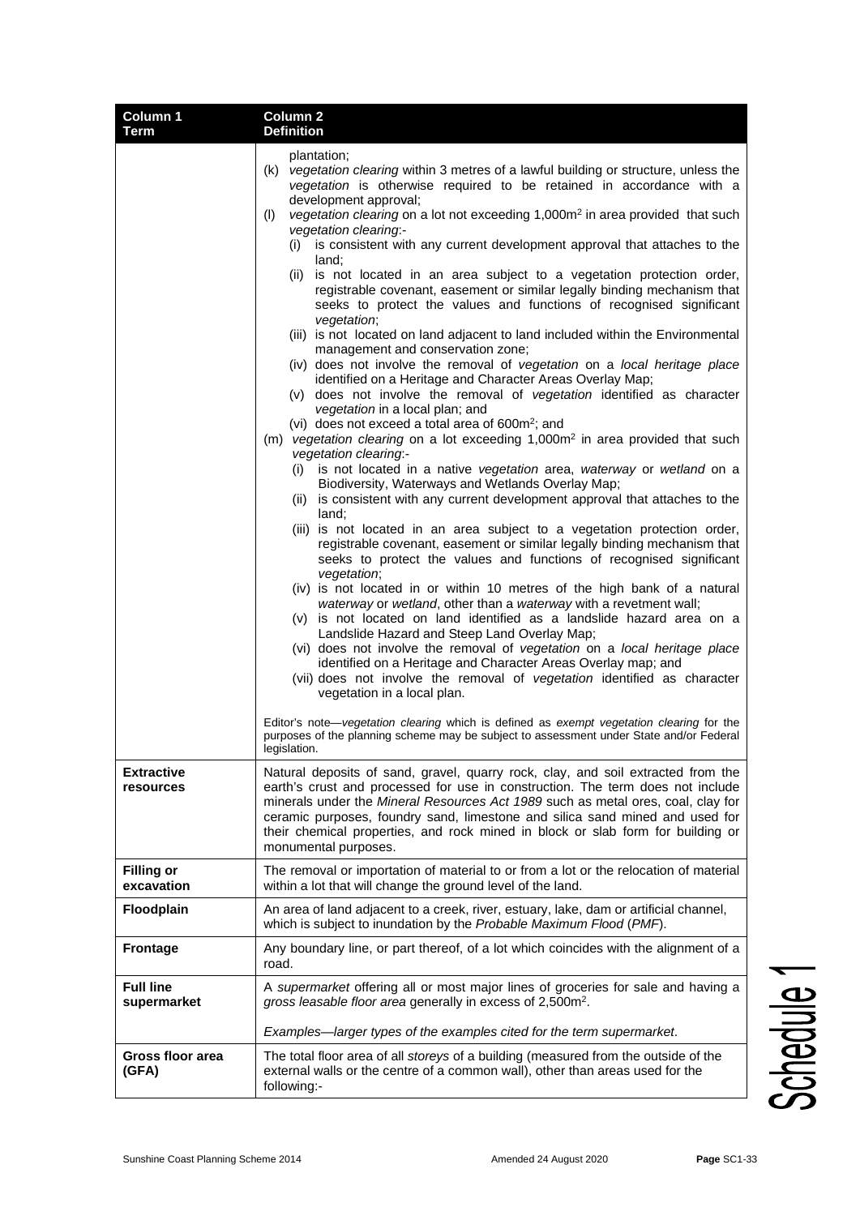| Column 1 Term | Column 2 Definition |
|---|---|
| | plantation;<br>(k) *vegetation clearing* within 3 metres of a lawful building or structure, unless the *vegetation* is otherwise required to be retained in accordance with a development approval;<br>(l) *vegetation clearing* on a lot not exceeding 1,000m² in area provided that such *vegetation clearing*:-<br>(i) is consistent with any current development approval that attaches to the land;<br>(ii) is not located in an area subject to a vegetation protection order, registrable covenant, easement or similar legally binding mechanism that seeks to protect the values and functions of recognised significant *vegetation*;<br>(iii) is not located on land adjacent to land included within the Environmental management and conservation zone;<br>(iv) does not involve the removal of *vegetation* on a *local heritage place* identified on a Heritage and Character Areas Overlay Map;<br>(v) does not involve the removal of *vegetation* identified as character *vegetation* in a local plan; and<br>(vi) does not exceed a total area of 600m²; and<br>(m) *vegetation clearing* on a lot exceeding 1,000m² in area provided that such *vegetation clearing*:-<br>(i) is not located in a native *vegetation* area, *waterway* or *wetland* on a Biodiversity, Waterways and Wetlands Overlay Map;<br>(ii) is consistent with any current development approval that attaches to the land;<br>(iii) is not located in an area subject to a vegetation protection order, registrable covenant, easement or similar legally binding mechanism that seeks to protect the values and functions of recognised significant *vegetation*;<br>(iv) is not located in or within 10 metres of the high bank of a natural *waterway* or *wetland*, other than a *waterway* with a revetment wall;<br>(v) is not located on land identified as a landslide hazard area on a Landslide Hazard and Steep Land Overlay Map;<br>(vi) does not involve the removal of *vegetation* on a *local heritage place* identified on a Heritage and Character Areas Overlay Map; and<br>(vii) does not involve the removal of *vegetation* identified as character vegetation in a local plan.<br><br>Editor's note—*vegetation clearing* which is defined as *exempt vegetation clearing* for the purposes of the planning scheme may be subject to assessment under State and/or Federal legislation. |
| **Extractive resources** | Natural deposits of sand, gravel, quarry rock, clay, and soil extracted from the earth's crust and processed for use in construction. The term does not include minerals under the *Mineral Resources Act 1989* such as metal ores, coal, clay for ceramic purposes, foundry sand, limestone and silica sand mined and used for their chemical properties, and rock mined in block or slab form for building or monumental purposes. |
| **Filling or excavation** | The removal or importation of material to or from a lot or the relocation of material within a lot that will change the ground level of the land. |
| **Floodplain** | An area of land adjacent to a creek, river, estuary, lake, dam or artificial channel, which is subject to inundation by the *Probable Maximum Flood* (*PMF*). |
| **Frontage** | Any boundary line, or part thereof, of a lot which coincides with the alignment of a road. |
| **Full line supermarket** | A *supermarket* offering all or most major lines of groceries for sale and having a *gross leasable floor area* generally in excess of 2,500m².<br><br>*Examples—larger types of the examples cited for the term supermarket*. |
| **Gross floor area (GFA)** | The total floor area of all *storeys* of a building (measured from the outside of the external walls or the centre of a common wall), other than areas used for the following:- |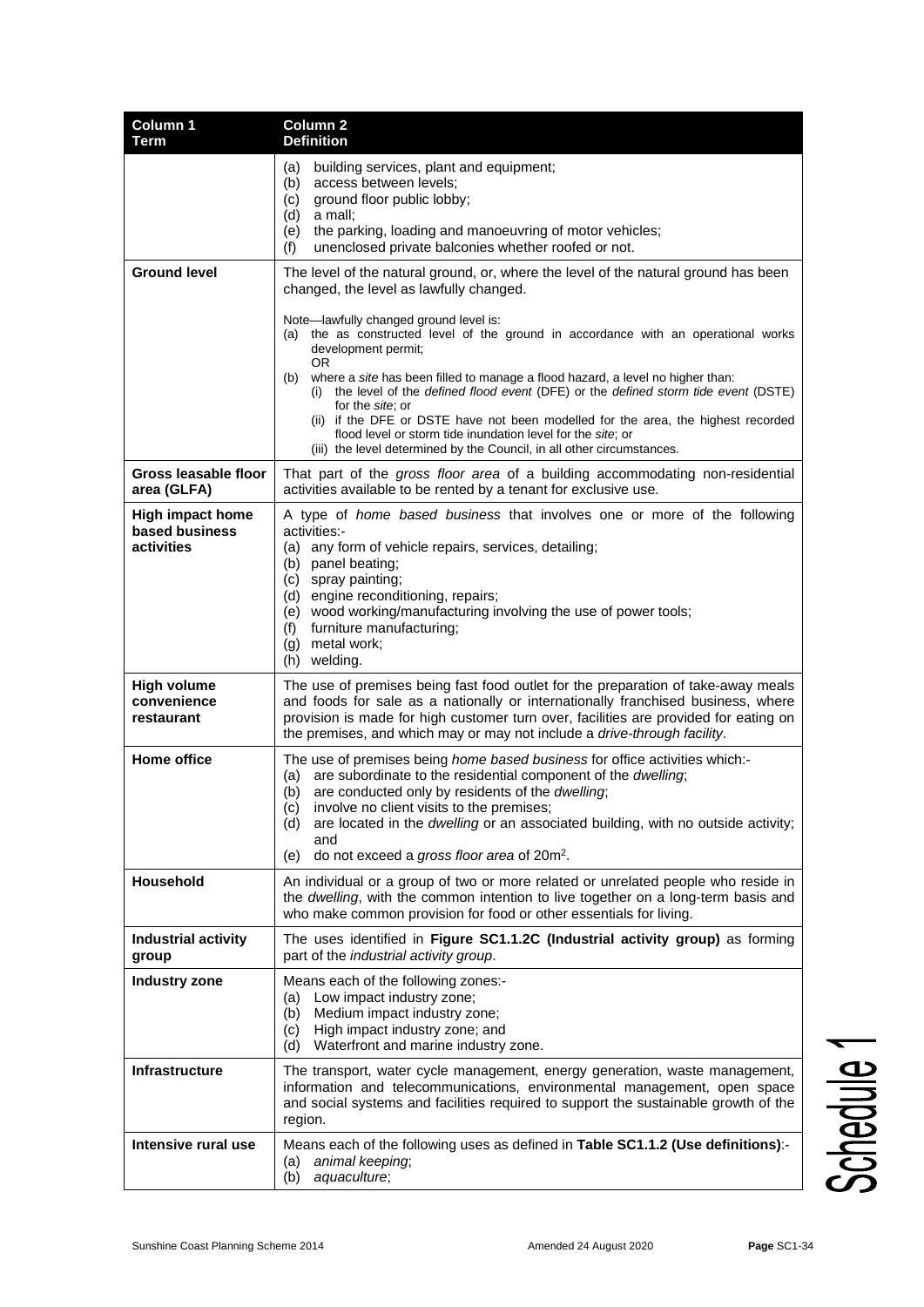| Column 1 Term | Column 2 Definition |
|---|---|
| | (a) building services, plant and equipment;<br>(b) access between levels;<br>(c) ground floor public lobby;<br>(d) a mall;<br>(e) the parking, loading and manoeuvring of motor vehicles;<br>(f) unenclosed private balconies whether roofed or not. |
| **Ground level** | The level of the natural ground, or, where the level of the natural ground has been changed, the level as lawfully changed.<br><br>Note—lawfully changed ground level is:<br>(a) the as constructed level of the ground in accordance with an operational works development permit;<br>OR<br>(b) where a *site* has been filled to manage a flood hazard, a level no higher than:<br>(i) the level of the *defined flood event* (DFE) or the *defined storm tide event* (DSTE) for the *site*; or<br>(ii) if the DFE or DSTE have not been modelled for the area, the highest recorded flood level or storm tide inundation level for the *site*; or<br>(iii) the level determined by the Council, in all other circumstances. |
| **Gross leasable floor area (GLFA)** | That part of the *gross floor area* of a building accommodating non-residential activities available to be rented by a tenant for exclusive use. |
| **High impact home based business activities** | A type of *home based business* that involves one or more of the following activities:-<br>(a) any form of vehicle repairs, services, detailing;<br>(b) panel beating;<br>(c) spray painting;<br>(d) engine reconditioning, repairs;<br>(e) wood working/manufacturing involving the use of power tools;<br>(f) furniture manufacturing;<br>(g) metal work;<br>(h) welding. |
| **High volume convenience restaurant** | The use of premises being fast food outlet for the preparation of take-away meals and foods for sale as a nationally or internationally franchised business, where provision is made for high customer turn over, facilities are provided for eating on the premises, and which may or may not include a *drive-through facility*. |
| **Home office** | The use of premises being *home based business* for office activities which:-<br>(a) are subordinate to the residential component of the *dwelling*;<br>(b) are conducted only by residents of the *dwelling*;<br>(c) involve no client visits to the premises;<br>(d) are located in the *dwelling* or an associated building, with no outside activity; and<br>(e) do not exceed a *gross floor area* of 20m². |
| **Household** | An individual or a group of two or more related or unrelated people who reside in the *dwelling*, with the common intention to live together on a long-term basis and who make common provision for food or other essentials for living. |
| **Industrial activity group** | The uses identified in **Figure SC1.1.2C (Industrial activity group)** as forming part of the *industrial activity group*. |
| **Industry zone** | Means each of the following zones:-<br>(a) Low impact industry zone;<br>(b) Medium impact industry zone;<br>(c) High impact industry zone; and<br>(d) Waterfront and marine industry zone. |
| **Infrastructure** | The transport, water cycle management, energy generation, waste management, information and telecommunications, environmental management, open space and social systems and facilities required to support the sustainable growth of the region. |
| **Intensive rural use** | Means each of the following uses as defined in **Table SC1.1.2 (Use definitions)**:-<br>(a) *animal keeping*;<br>(b) *aquaculture*; |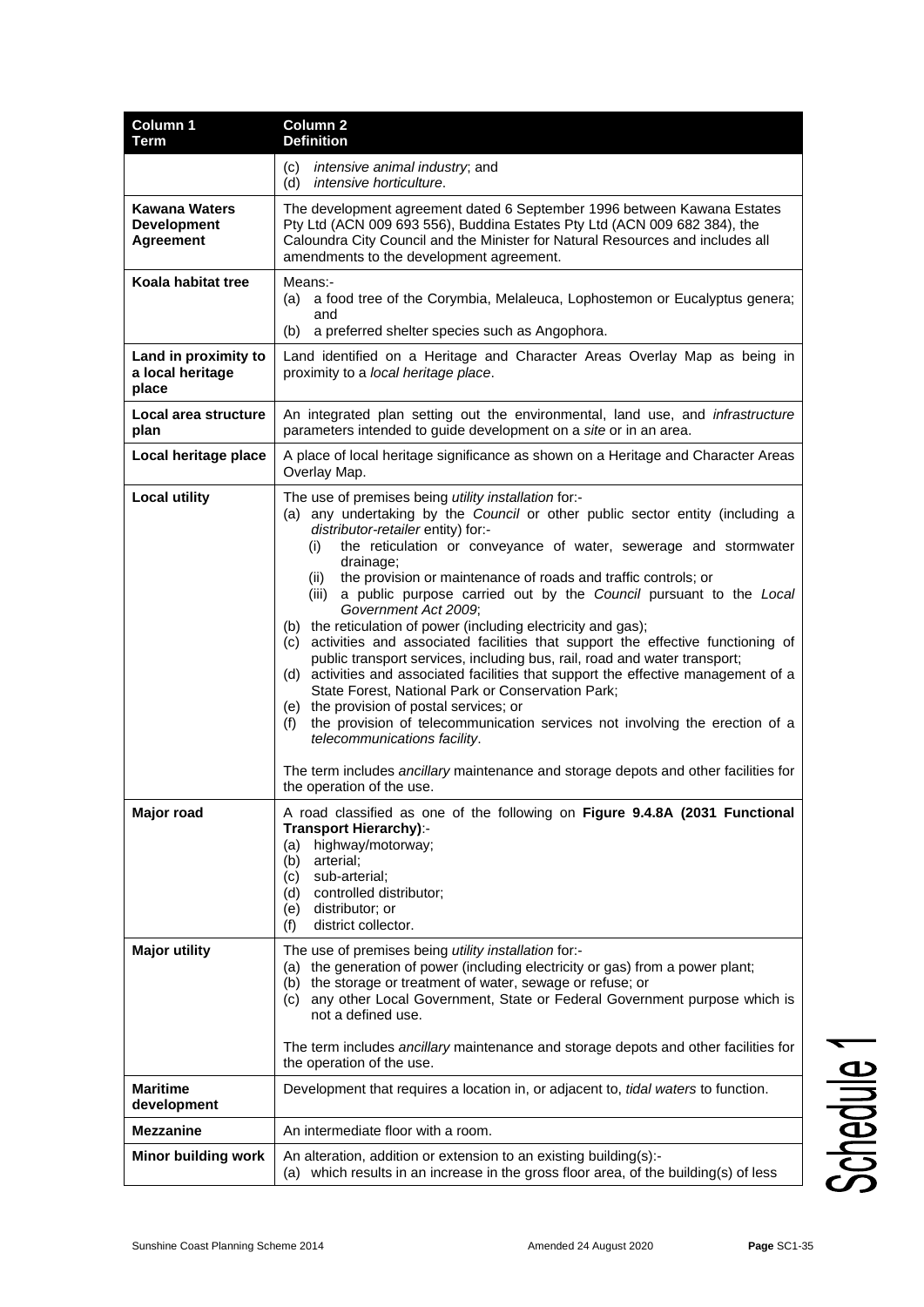| Column 1 Term | Column 2 Definition |
|---|---|
| | (c) *intensive animal industry*; and<br>(d) *intensive horticulture*. |
| **Kawana Waters Development Agreement** | The development agreement dated 6 September 1996 between Kawana Estates Pty Ltd (ACN 009 693 556), Buddina Estates Pty Ltd (ACN 009 682 384), the Caloundra City Council and the Minister for Natural Resources and includes all amendments to the development agreement. |
| **Koala habitat tree** | Means:-<br>(a) a food tree of the Corymbia, Melaleuca, Lophostemon or Eucalyptus genera; and<br>(b) a preferred shelter species such as Angophora. |
| **Land in proximity to a local heritage place** | Land identified on a Heritage and Character Areas Overlay Map as being in proximity to a *local heritage place*. |
| **Local area structure plan** | An integrated plan setting out the environmental, land use, and *infrastructure* parameters intended to guide development on a *site* or in an area. |
| **Local heritage place** | A place of local heritage significance as shown on a Heritage and Character Areas Overlay Map. |
| **Local utility** | The use of premises being *utility installation* for:-<br>(a) any undertaking by the *Council* or other public sector entity (including a *distributor-retailer* entity) for:-<br>(i) the reticulation or conveyance of water, sewerage and stormwater drainage;<br>(ii) the provision or maintenance of roads and traffic controls; or<br>(iii) a public purpose carried out by the *Council* pursuant to the *Local Government Act 2009*;<br>(b) the reticulation of power (including electricity and gas);<br>(c) activities and associated facilities that support the effective functioning of public transport services, including bus, rail, road and water transport;<br>(d) activities and associated facilities that support the effective management of a State Forest, National Park or Conservation Park;<br>(e) the provision of postal services; or<br>(f) the provision of telecommunication services not involving the erection of a *telecommunications facility*.<br><br>The term includes *ancillary* maintenance and storage depots and other facilities for the operation of the use. |
| **Major road** | A road classified as one of the following on **Figure 9.4.8A (2031 Functional Transport Hierarchy)**:-<br>(a) highway/motorway;<br>(b) arterial;<br>(c) sub-arterial;<br>(d) controlled distributor;<br>(e) distributor; or<br>(f) district collector. |
| **Major utility** | The use of premises being *utility installation* for:-<br>(a) the generation of power (including electricity or gas) from a power plant;<br>(b) the storage or treatment of water, sewage or refuse; or<br>(c) any other Local Government, State or Federal Government purpose which is not a defined use.<br><br>The term includes *ancillary* maintenance and storage depots and other facilities for the operation of the use. |
| **Maritime development** | Development that requires a location in, or adjacent to, *tidal waters* to function. |
| **Mezzanine** | An intermediate floor with a room. |
| **Minor building work** | An alteration, addition or extension to an existing building(s):-<br>(a) which results in an increase in the gross floor area, of the building(s) of less |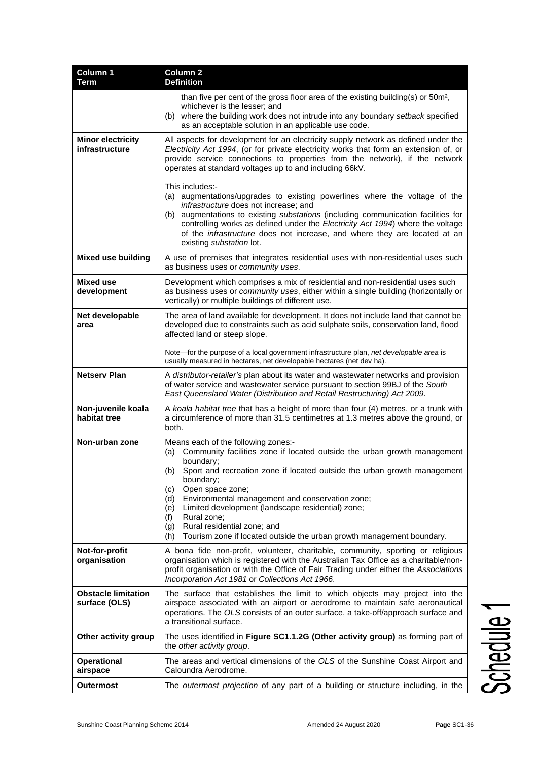| Column 1 Term | Column 2 Definition |
|---|---|
| | than five per cent of the gross floor area of the existing building(s) or 50m², whichever is the lesser; and<br>(b) where the building work does not intrude into any boundary *setback* specified as an acceptable solution in an applicable use code. |
| **Minor electricity infrastructure** | All aspects for development for an electricity supply network as defined under the *Electricity Act 1994*, (or for private electricity works that form an extension of, or provide service connections to properties from the network), if the network operates at standard voltages up to and including 66kV.<br><br>This includes:-<br>(a) augmentations/upgrades to existing powerlines where the voltage of the *infrastructure* does not increase; and<br>(b) augmentations to existing *substations* (including communication facilities for controlling works as defined under the *Electricity Act 1994*) where the voltage of the *infrastructure* does not increase, and where they are located at an existing *substation* lot. |
| **Mixed use building** | A use of premises that integrates residential uses with non-residential uses such as business uses or *community uses*. |
| **Mixed use development** | Development which comprises a mix of residential and non-residential uses such as business uses or *community uses*, either within a single building (horizontally or vertically) or multiple buildings of different use. |
| **Net developable area** | The area of land available for development. It does not include land that cannot be developed due to constraints such as acid sulphate soils, conservation land, flood affected land or steep slope.<br><br>Note—for the purpose of a local government infrastructure plan, *net developable area* is usually measured in hectares, net developable hectares (net dev ha). |
| **Netserv Plan** | A *distributor-retailer's* plan about its water and wastewater networks and provision of water service and wastewater service pursuant to section 99BJ of the *South East Queensland Water (Distribution and Retail Restructuring) Act 2009*. |
| **Non-juvenile koala habitat tree** | A *koala habitat tree* that has a height of more than four (4) metres, or a trunk with a circumference of more than 31.5 centimetres at 1.3 metres above the ground, or both. |
| **Non-urban zone** | Means each of the following zones:-<br>(a) Community facilities zone if located outside the urban growth management boundary;<br>(b) Sport and recreation zone if located outside the urban growth management boundary;<br>(c) Open space zone;<br>(d) Environmental management and conservation zone;<br>(e) Limited development (landscape residential) zone;<br>(f) Rural zone;<br>(g) Rural residential zone; and<br>(h) Tourism zone if located outside the urban growth management boundary. |
| **Not-for-profit organisation** | A bona fide non-profit, volunteer, charitable, community, sporting or religious organisation which is registered with the Australian Tax Office as a charitable/non-profit organisation or with the Office of Fair Trading under either the *Associations Incorporation Act 1981* or *Collections Act 1966*. |
| **Obstacle limitation surface (OLS)** | The surface that establishes the limit to which objects may project into the airspace associated with an airport or aerodrome to maintain safe aeronautical operations. The *OLS* consists of an outer surface, a take-off/approach surface and a transitional surface. |
| **Other activity group** | The uses identified in **Figure SC1.1.2G (Other activity group)** as forming part of the *other activity group*. |
| **Operational airspace** | The areas and vertical dimensions of the *OLS* of the Sunshine Coast Airport and Caloundra Aerodrome. |
| **Outermost** | The *outermost projection* of any part of a building or structure including, in the |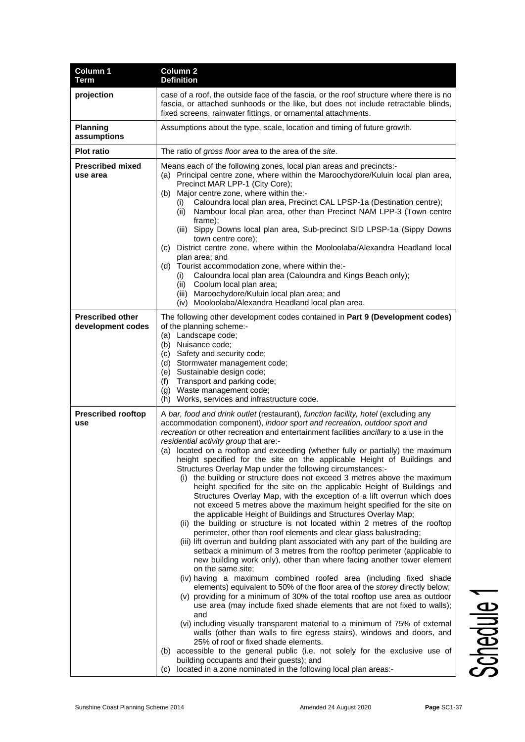| Column 1 Term | Column 2 Definition |
|---|---|
| **projection** | case of a roof, the outside face of the fascia, or the roof structure where there is no fascia, or attached sunhoods or the like, but does not include retractable blinds, fixed screens, rainwater fittings, or ornamental attachments. |
| **Planning assumptions** | Assumptions about the type, scale, location and timing of future growth. |
| **Plot ratio** | The ratio of *gross floor area* to the area of the *site*. |
| **Prescribed mixed use area** | Means each of the following zones, local plan areas and precincts:-<br>(a) Principal centre zone, where within the Maroochydore/Kuluin local plan area, Precinct MAR LPP-1 (City Core);<br>(b) Major centre zone, where within the:-<br>(i) Caloundra local plan area, Precinct CAL LPSP-1a (Destination centre);<br>(ii) Nambour local plan area, other than Precinct NAM LPP-3 (Town centre frame);<br>(iii) Sippy Downs local plan area, Sub-precinct SID LPSP-1a (Sippy Downs town centre core);<br>(c) District centre zone, where within the Mooloolaba/Alexandra Headland local plan area; and<br>(d) Tourist accommodation zone, where within the:-<br>(i) Caloundra local plan area (Caloundra and Kings Beach only);<br>(ii) Coolum local plan area;<br>(iii) Maroochydore/Kuluin local plan area; and<br>(iv) Mooloolaba/Alexandra Headland local plan area. |
| **Prescribed other development codes** | The following other development codes contained in **Part 9 (Development codes)** of the planning scheme:-<br>(a) Landscape code;<br>(b) Nuisance code;<br>(c) Safety and security code;<br>(d) Stormwater management code;<br>(e) Sustainable design code;<br>(f) Transport and parking code;<br>(g) Waste management code;<br>(h) Works, services and infrastructure code. |
| **Prescribed rooftop use** | A *bar, food and drink outlet* (restaurant), *function facility, hotel* (excluding any accommodation component), *indoor sport and recreation, outdoor sport and recreation* or other recreation and entertainment facilities *ancillary* to a use in the *residential activity group* that are:-<br>(a) located on a rooftop and exceeding (whether fully or partially) the maximum height specified for the site on the applicable Height of Buildings and Structures Overlay Map under the following circumstances:-<br>(i) the building or structure does not exceed 3 metres above the maximum height specified for the site on the applicable Height of Buildings and Structures Overlay Map, with the exception of a lift overrun which does not exceed 5 metres above the maximum height specified for the site on the applicable Height of Buildings and Structures Overlay Map;<br>(ii) the building or structure is not located within 2 metres of the rooftop perimeter, other than roof elements and clear glass balustrading;<br>(iii) lift overrun and building plant associated with any part of the building are setback a minimum of 3 metres from the rooftop perimeter (applicable to new building work only), other than where facing another tower element on the same site;<br>(iv) having a maximum combined roofed area (including fixed shade elements) equivalent to 50% of the floor area of the *storey* directly below;<br>(v) providing for a minimum of 30% of the total rooftop use area as outdoor use area (may include fixed shade elements that are not fixed to walls); and<br>(vi) including visually transparent material to a minimum of 75% of external walls (other than walls to fire egress stairs), windows and doors, and 25% of roof or fixed shade elements.<br>(b) accessible to the general public (i.e. not solely for the exclusive use of building occupants and their guests); and<br>(c) located in a zone nominated in the following local plan areas:- |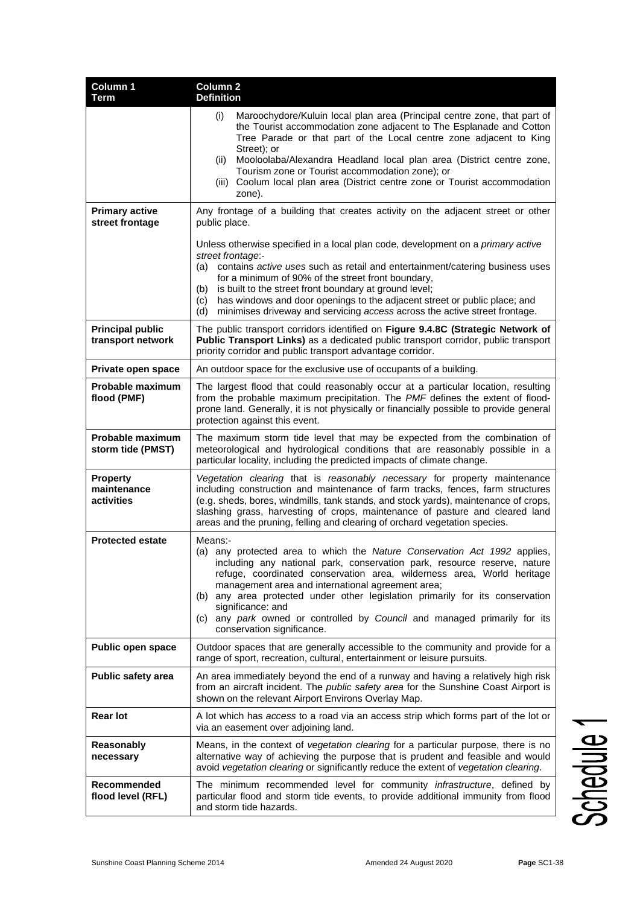| Column 1 Term | Column 2 Definition |
|---|---|
| | (i) Maroochydore/Kuluin local plan area (Principal centre zone, that part of the Tourist accommodation zone adjacent to The Esplanade and Cotton Tree Parade or that part of the Local centre zone adjacent to King Street); or<br>(ii) Mooloolaba/Alexandra Headland local plan area (District centre zone, Tourism zone or Tourist accommodation zone); or<br>(iii) Coolum local plan area (District centre zone or Tourist accommodation zone). |
| **Primary active street frontage** | Any frontage of a building that creates activity on the adjacent street or other public place.<br><br>Unless otherwise specified in a local plan code, development on a *primary active street frontage*:-<br>(a) contains *active uses* such as retail and entertainment/catering business uses for a minimum of 90% of the street front boundary,<br>(b) is built to the street front boundary at ground level;<br>(c) has windows and door openings to the adjacent street or public place; and<br>(d) minimises driveway and servicing *access* across the active street frontage. |
| **Principal public transport network** | The public transport corridors identified on **Figure 9.4.8C (Strategic Network of Public Transport Links)** as a dedicated public transport corridor, public transport priority corridor and public transport advantage corridor. |
| **Private open space** | An outdoor space for the exclusive use of occupants of a building. |
| **Probable maximum flood (PMF)** | The largest flood that could reasonably occur at a particular location, resulting from the probable maximum precipitation. The *PMF* defines the extent of flood-prone land. Generally, it is not physically or financially possible to provide general protection against this event. |
| **Probable maximum storm tide (PMST)** | The maximum storm tide level that may be expected from the combination of meteorological and hydrological conditions that are reasonably possible in a particular locality, including the predicted impacts of climate change. |
| **Property maintenance activities** | *Vegetation clearing* that is *reasonably necessary* for property maintenance including construction and maintenance of farm tracks, fences, farm structures (e.g. sheds, bores, windmills, tank stands, and stock yards), maintenance of crops, slashing grass, harvesting of crops, maintenance of pasture and cleared land areas and the pruning, felling and clearing of orchard vegetation species. |
| **Protected estate** | Means:-<br>(a) any protected area to which the *Nature Conservation Act 1992* applies, including any national park, conservation park, resource reserve, nature refuge, coordinated conservation area, wilderness area, World heritage management area and international agreement area;<br>(b) any area protected under other legislation primarily for its conservation significance: and<br>(c) any *park* owned or controlled by *Council* and managed primarily for its conservation significance. |
| **Public open space** | Outdoor spaces that are generally accessible to the community and provide for a range of sport, recreation, cultural, entertainment or leisure pursuits. |
| **Public safety area** | An area immediately beyond the end of a runway and having a relatively high risk from an aircraft incident. The *public safety area* for the Sunshine Coast Airport is shown on the relevant Airport Environs Overlay Map. |
| **Rear lot** | A lot which has *access* to a road via an access strip which forms part of the lot or via an easement over adjoining land. |
| **Reasonably necessary** | Means, in the context of *vegetation clearing* for a particular purpose, there is no alternative way of achieving the purpose that is prudent and feasible and would avoid *vegetation clearing* or significantly reduce the extent of *vegetation clearing*. |
| **Recommended flood level (RFL)** | The minimum recommended level for community *infrastructure*, defined by particular flood and storm tide events, to provide additional immunity from flood and storm tide hazards. |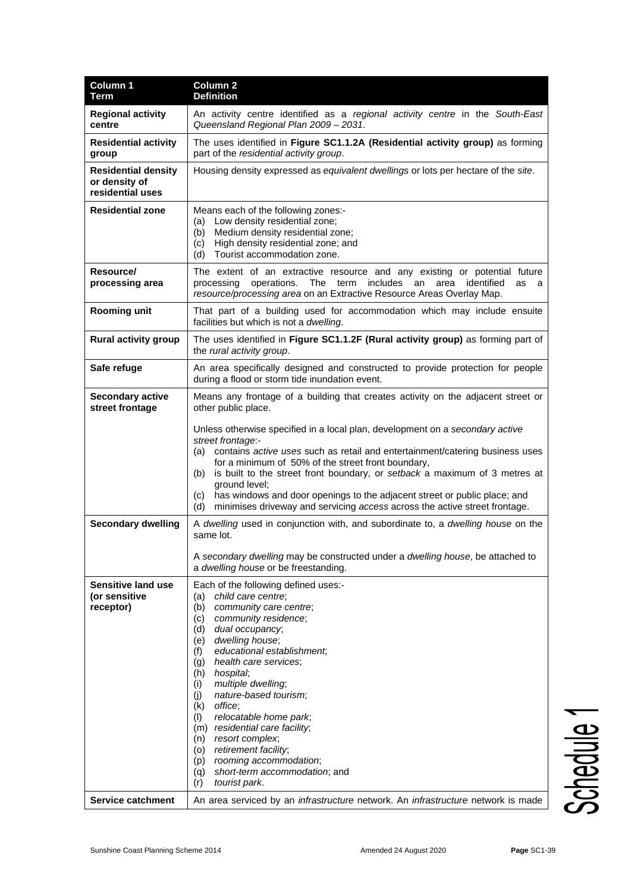| Column 1 Term | Column 2 Definition |
|---|---|
| **Regional activity centre** | An activity centre identified as a *regional activity centre* in the *South-East Queensland Regional Plan 2009 – 2031*. |
| **Residential activity group** | The uses identified in **Figure SC1.1.2A (Residential activity group)** as forming part of the *residential activity group*. |
| **Residential density or density of residential uses** | Housing density expressed as *equivalent dwellings* or lots per hectare of the *site*. |
| **Residential zone** | Means each of the following zones:- (a) Low density residential zone; (b) Medium density residential zone; (c) High density residential zone; and (d) Tourist accommodation zone. |
| **Resource/ processing area** | The extent of an extractive resource and any existing or potential future processing operations. The term includes an area identified as a *resource/processing area* on an Extractive Resource Areas Overlay Map. |
| **Rooming unit** | That part of a building used for accommodation which may include ensuite facilities but which is not a *dwelling*. |
| **Rural activity group** | The uses identified in **Figure SC1.1.2F (Rural activity group)** as forming part of the *rural activity group*. |
| **Safe refuge** | An area specifically designed and constructed to provide protection for people during a flood or storm tide inundation event. |
| **Secondary active street frontage** | Means any frontage of a building that creates activity on the adjacent street or other public place.<br><br>Unless otherwise specified in a local plan, development on a *secondary active street frontage*:- (a) contains *active uses* such as retail and entertainment/catering business uses for a minimum of 50% of the street front boundary, (b) is built to the street front boundary, or *setback* a maximum of 3 metres at ground level; (c) has windows and door openings to the adjacent street or public place; and (d) minimises driveway and servicing *access* across the active street frontage. |
| **Secondary dwelling** | A *dwelling* used in conjunction with, and subordinate to, a *dwelling house* on the same lot.<br><br>A *secondary dwelling* may be constructed under a *dwelling house*, be attached to a *dwelling house* or be freestanding. |
| **Sensitive land use (or sensitive receptor)** | Each of the following defined uses:- (a) *child care centre*; (b) *community care centre*; (c) *community residence*; (d) *dual occupancy*; (e) *dwelling house*; (f) *educational establishment*; (g) *health care services*; (h) *hospital*; (i) *multiple dwelling*; (j) *nature-based tourism*; (k) *office*; (l) *relocatable home park*; (m) *residential care facility*; (n) *resort complex*; (o) *retirement facility*; (p) *rooming accommodation*; (q) *short-term accommodation*; and (r) *tourist park*. |
| **Service catchment** | An area serviced by an *infrastructure* network. An *infrastructure* network is made |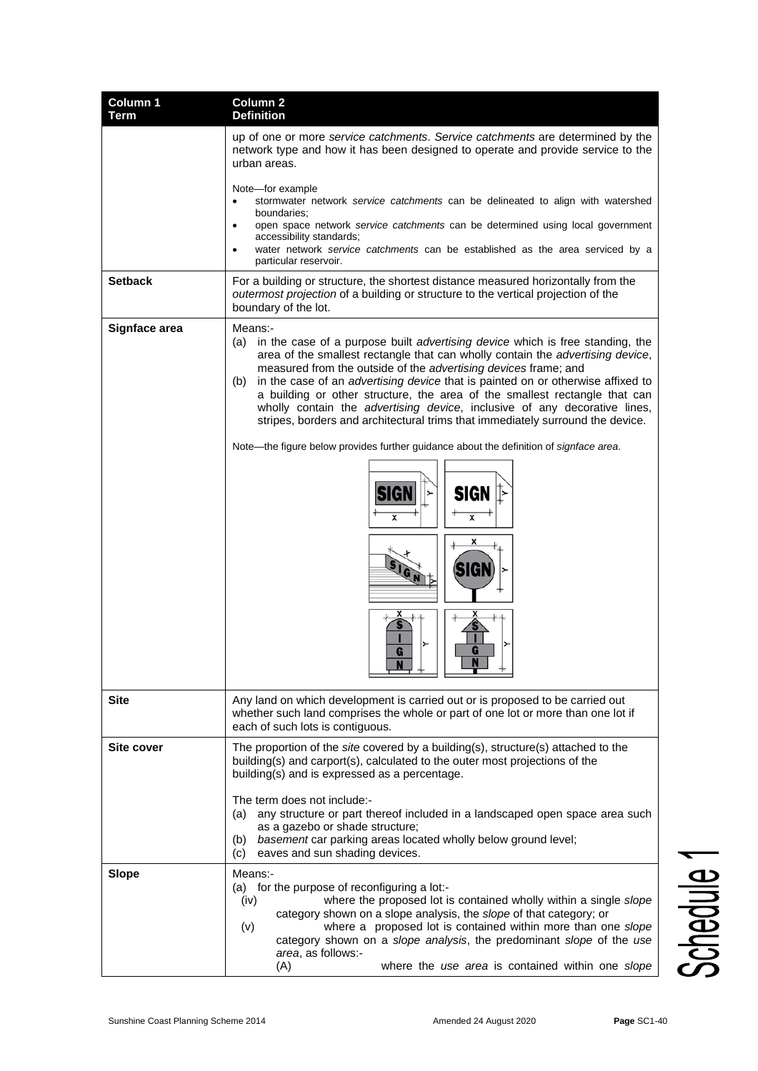| Column 1 Term | Column 2 Definition |
|---|---|
| | up of one or more *service catchments*. *Service catchments* are determined by the network type and how it has been designed to operate and provide service to the urban areas.<br><br>Note—for example<br>• stormwater network *service catchments* can be delineated to align with watershed boundaries;<br>• open space network *service catchments* can be determined using local government accessibility standards;<br>• water network *service catchments* can be established as the area serviced by a particular reservoir. |
| **Setback** | For a building or structure, the shortest distance measured horizontally from the *outermost projection* of a building or structure to the vertical projection of the boundary of the lot. |
| **Signface area** | Means:-<br>(a) in the case of a purpose built *advertising device* which is free standing, the area of the smallest rectangle that can wholly contain the *advertising device*, measured from the outside of the *advertising devices* frame; and<br>(b) in the case of an *advertising device* that is painted on or otherwise affixed to a building or other structure, the area of the smallest rectangle that can wholly contain the *advertising device*, inclusive of any decorative lines, stripes, borders and architectural trims that immediately surround the device.<br><br>Note—the figure below provides further guidance about the definition of *signface area*. |
| **Site** | Any land on which development is carried out or is proposed to be carried out whether such land comprises the whole or part of one lot or more than one lot if each of such lots is contiguous. |
| **Site cover** | The proportion of the *site* covered by a building(s), structure(s) attached to the building(s) and carport(s), calculated to the outer most projections of the building(s) and is expressed as a percentage.<br><br>The term does not include:-<br>(a) any structure or part thereof included in a landscaped open space area such as a gazebo or shade structure;<br>(b) *basement* car parking areas located wholly below ground level;<br>(c) eaves and sun shading devices. |
| **Slope** | Means:-<br>(a) for the purpose of reconfiguring a lot:-<br>(iv) where the proposed lot is contained wholly within a single *slope* category shown on a slope analysis, the *slope* of that category; or<br>(v) where a proposed lot is contained within more than one *slope* category shown on a *slope analysis*, the predominant *slope* of the *use area*, as follows:-<br>(A) where the *use area* is contained within one *slope* |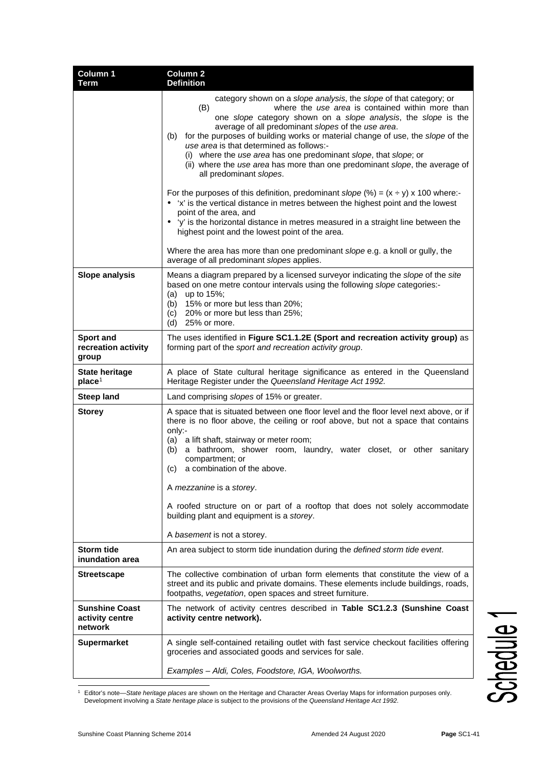| Column 1 Term | Column 2 Definition |
|---|---|
| | category shown on a *slope analysis*, the *slope* of that category; or<br>(B) where the *use area* is contained within more than one *slope* category shown on a *slope analysis*, the *slope* is the average of all predominant *slopes* of the *use area*.<br>(b) for the purposes of building works or material change of use, the *slope* of the *use area* is that determined as follows:-<br>(i) where the *use area* has one predominant *slope*, that *slope*; or<br>(ii) where the *use area* has more than one predominant *slope*, the average of all predominant *slopes*.<br><br>For the purposes of this definition, predominant *slope* (%) = (x ÷ y) x 100 where:-<br>• 'x' is the vertical distance in metres between the highest point and the lowest point of the area, and<br>• 'y' is the horizontal distance in metres measured in a straight line between the highest point and the lowest point of the area.<br><br>Where the area has more than one predominant *slope* e.g. a knoll or gully, the average of all predominant *slopes* applies. |
| **Slope analysis** | Means a diagram prepared by a licensed surveyor indicating the *slope* of the *site* based on one metre contour intervals using the following *slope* categories:-<br>(a) up to 15%;<br>(b) 15% or more but less than 20%;<br>(c) 20% or more but less than 25%;<br>(d) 25% or more. |
| **Sport and recreation activity group** | The uses identified in **Figure SC1.1.2E (Sport and recreation activity group)** as forming part of the *sport and recreation activity group*. |
| **State heritage place**[1] | A place of State cultural heritage significance as entered in the Queensland Heritage Register under the *Queensland Heritage Act 1992.* |
| **Steep land** | Land comprising *slopes* of 15% or greater. |
| **Storey** | A space that is situated between one floor level and the floor level next above, or if there is no floor above, the ceiling or roof above, but not a space that contains only:-<br>(a) a lift shaft, stairway or meter room;<br>(b) a bathroom, shower room, laundry, water closet, or other sanitary compartment; or<br>(c) a combination of the above.<br><br>A *mezzanine* is a *storey*.<br><br>A roofed structure on or part of a rooftop that does not solely accommodate building plant and equipment is a *storey*.<br><br>A *basement* is not a storey. |
| **Storm tide inundation area** | An area subject to storm tide inundation during the *defined storm tide event*. |
| **Streetscape** | The collective combination of urban form elements that constitute the view of a street and its public and private domains. These elements include buildings, roads, footpaths, *vegetation*, open spaces and street furniture. |
| **Sunshine Coast activity centre network** | The network of activity centres described in **Table SC1.2.3 (Sunshine Coast activity centre network).** |
| **Supermarket** | A single self-contained retailing outlet with fast service checkout facilities offering groceries and associated goods and services for sale.<br><br>*Examples – Aldi, Coles, Foodstore, IGA, Woolworths.* |

[1] Editor's note—*State heritage places* are shown on the Heritage and Character Areas Overlay Maps for information purposes only. Development involving a *State heritage place* is subject to the provisions of the *Queensland Heritage Act 1992.*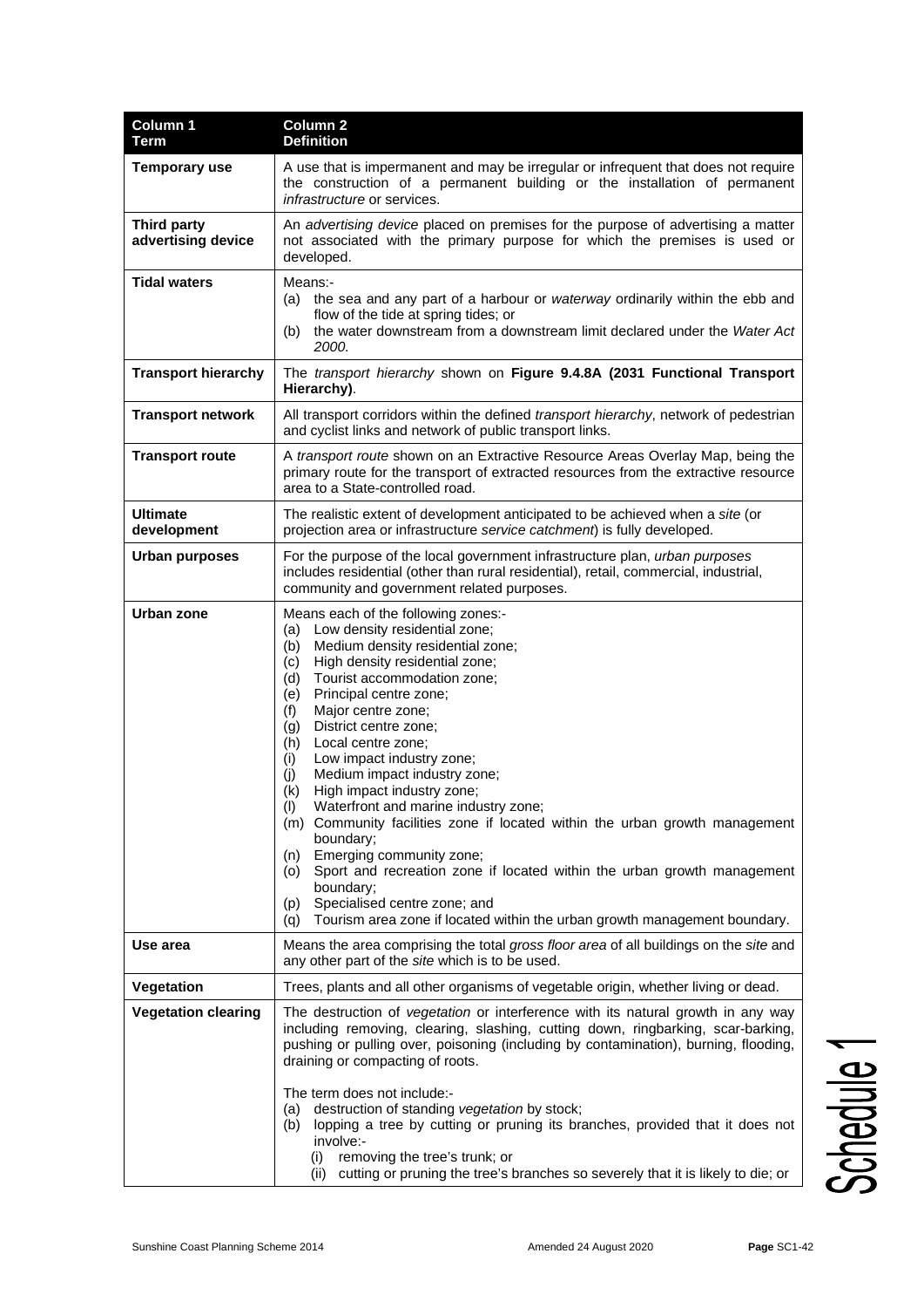| Column 1<br>Term | Column 2<br>Definition |
|---|---|
| **Temporary use** | A use that is impermanent and may be irregular or infrequent that does not require the construction of a permanent building or the installation of permanent *infrastructure* or services. |
| **Third party advertising device** | An *advertising device* placed on premises for the purpose of advertising a matter not associated with the primary purpose for which the premises is used or developed. |
| **Tidal waters** | Means:-<br>(a) the sea and any part of a harbour or *waterway* ordinarily within the ebb and flow of the tide at spring tides; or<br>(b) the water downstream from a downstream limit declared under the *Water Act 2000.* |
| **Transport hierarchy** | The *transport hierarchy* shown on **Figure 9.4.8A (2031 Functional Transport Hierarchy)**. |
| **Transport network** | All transport corridors within the defined *transport hierarchy*, network of pedestrian and cyclist links and network of public transport links. |
| **Transport route** | A *transport route* shown on an Extractive Resource Areas Overlay Map, being the primary route for the transport of extracted resources from the extractive resource area to a State-controlled road. |
| **Ultimate development** | The realistic extent of development anticipated to be achieved when a *site* (or projection area or infrastructure *service catchment*) is fully developed. |
| **Urban purposes** | For the purpose of the local government infrastructure plan, *urban purposes* includes residential (other than rural residential), retail, commercial, industrial, community and government related purposes. |
| **Urban zone** | Means each of the following zones:-<br>(a) Low density residential zone;<br>(b) Medium density residential zone;<br>(c) High density residential zone;<br>(d) Tourist accommodation zone;<br>(e) Principal centre zone;<br>(f) Major centre zone;<br>(g) District centre zone;<br>(h) Local centre zone;<br>(i) Low impact industry zone;<br>(j) Medium impact industry zone;<br>(k) High impact industry zone;<br>(l) Waterfront and marine industry zone;<br>(m) Community facilities zone if located within the urban growth management boundary;<br>(n) Emerging community zone;<br>(o) Sport and recreation zone if located within the urban growth management boundary;<br>(p) Specialised centre zone; and<br>(q) Tourism area zone if located within the urban growth management boundary. |
| **Use area** | Means the area comprising the total *gross floor area* of all buildings on the *site* and any other part of the *site* which is to be used. |
| **Vegetation** | Trees, plants and all other organisms of vegetable origin, whether living or dead. |
| **Vegetation clearing** | The destruction of *vegetation* or interference with its natural growth in any way including removing, clearing, slashing, cutting down, ringbarking, scar-barking, pushing or pulling over, poisoning (including by contamination), burning, flooding, draining or compacting of roots.<br><br>The term does not include:-<br>(a) destruction of standing *vegetation* by stock;<br>(b) lopping a tree by cutting or pruning its branches, provided that it does not involve:-<br>(i) removing the tree's trunk; or<br>(ii) cutting or pruning the tree's branches so severely that it is likely to die; or |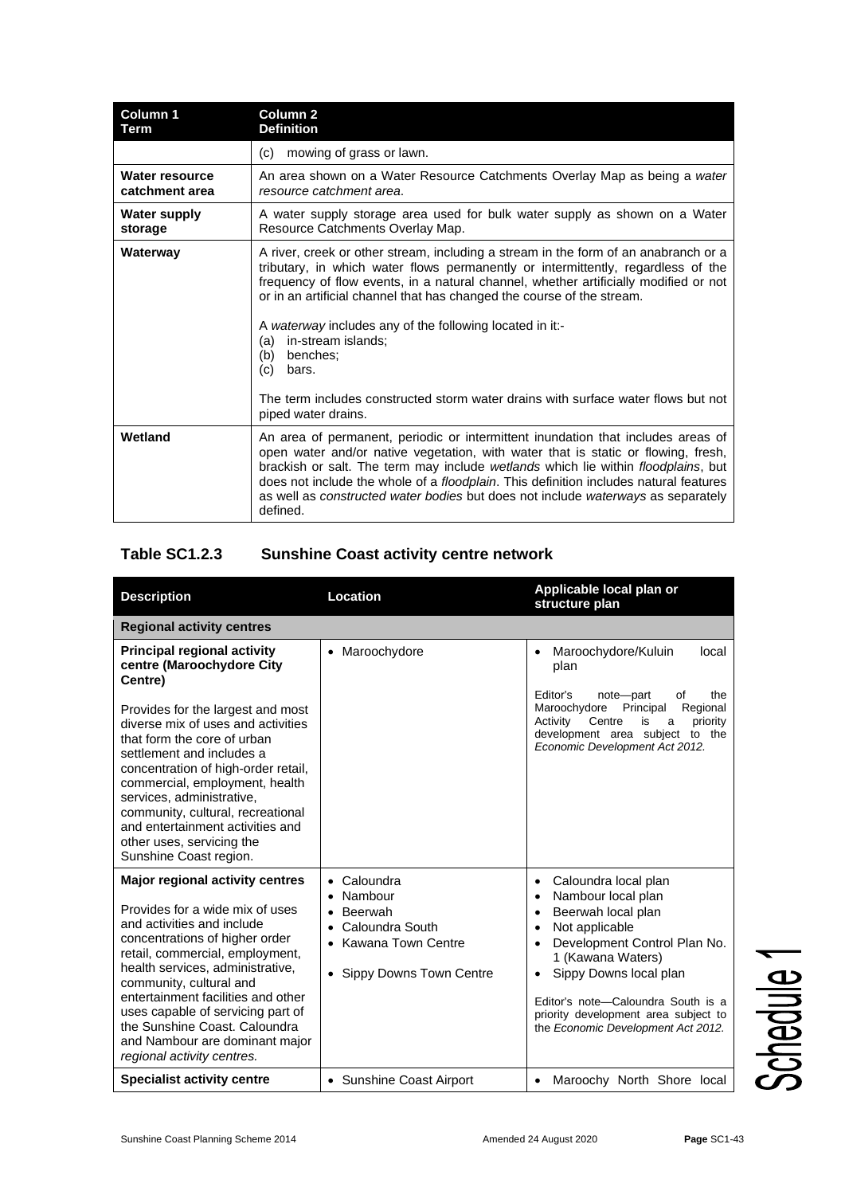| Column 1 Term | Column 2 Definition |
|---|---|
| | (c) mowing of grass or lawn. |
| **Water resource catchment area** | An area shown on a Water Resource Catchments Overlay Map as being a *water resource catchment area*. |
| **Water supply storage** | A water supply storage area used for bulk water supply as shown on a Water Resource Catchments Overlay Map. |
| **Waterway** | A river, creek or other stream, including a stream in the form of an anabranch or a tributary, in which water flows permanently or intermittently, regardless of the frequency of flow events, in a natural channel, whether artificially modified or not or in an artificial channel that has changed the course of the stream.<br><br>A *waterway* includes any of the following located in it:-<br>(a) in-stream islands;<br>(b) benches;<br>(c) bars.<br><br>The term includes constructed storm water drains with surface water flows but not piped water drains. |
| **Wetland** | An area of permanent, periodic or intermittent inundation that includes areas of open water and/or native vegetation, with water that is static or flowing, fresh, brackish or salt. The term may include *wetlands* which lie within *floodplains*, but does not include the whole of a *floodplain*. This definition includes natural features as well as *constructed water bodies* but does not include *waterways* as separately defined. |

## Table SC1.2.3 Sunshine Coast activity centre network

| Description | Location | Applicable local plan or structure plan |
|---|---|---|
| **Regional activity centres** | | |
| **Principal regional activity centre (Maroochydore City Centre)**<br><br>Provides for the largest and most diverse mix of uses and activities that form the core of urban settlement and includes a concentration of high-order retail, commercial, employment, health services, administrative, community, cultural, recreational and entertainment activities and other uses, servicing the Sunshine Coast region. | • Maroochydore | • Maroochydore/Kuluin local plan<br><br>Editor's note—part of the Maroochydore Principal Regional Activity Centre is a priority development area subject to the *Economic Development Act 2012.* |
| **Major regional activity centres**<br><br>Provides for a wide mix of uses and activities and include concentrations of higher order retail, commercial, employment, health services, administrative, community, cultural and entertainment facilities and other uses capable of servicing part of the Sunshine Coast. Caloundra and Nambour are dominant major *regional activity centres.* | • Caloundra<br>• Nambour<br>• Beerwah<br>• Caloundra South<br>• Kawana Town Centre<br>• Sippy Downs Town Centre | • Caloundra local plan<br>• Nambour local plan<br>• Beerwah local plan<br>• Not applicable<br>• Development Control Plan No. 1 (Kawana Waters)<br>• Sippy Downs local plan<br><br>Editor's note—Caloundra South is a priority development area subject to the *Economic Development Act 2012.* |
| **Specialist activity centre** | • Sunshine Coast Airport | • Maroochy North Shore local |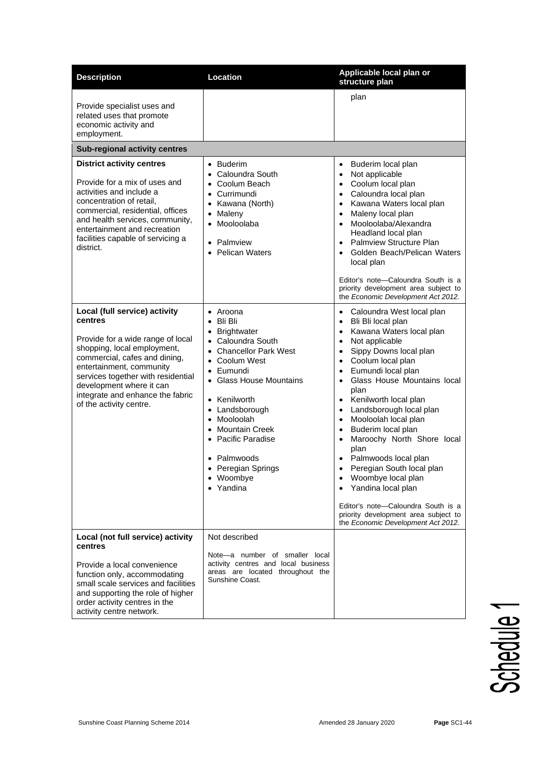| Description | Location | Applicable local plan or structure plan |
| --- | --- | --- |
| Provide specialist uses and related uses that promote economic activity and employment. | | plan |
| **Sub-regional activity centres** | | |
| **District activity centres**<br><br>Provide for a mix of uses and activities and include a concentration of retail, commercial, residential, offices and health services, community, entertainment and recreation facilities capable of servicing a district. | • Buderim<br>• Caloundra South<br>• Coolum Beach<br>• Currimundi<br>• Kawana (North)<br>• Maleny<br>• Mooloolaba<br>• Palmview<br>• Pelican Waters | • Buderim local plan<br>• Not applicable<br>• Coolum local plan<br>• Caloundra local plan<br>• Kawana Waters local plan<br>• Maleny local plan<br>• Mooloolaba/Alexandra Headland local plan<br>• Palmview Structure Plan<br>• Golden Beach/Pelican Waters local plan<br><br>Editor's note—Caloundra South is a priority development area subject to the *Economic Development Act 2012.* |
| **Local (full service) activity centres**<br><br>Provide for a wide range of local shopping, local employment, commercial, cafes and dining, entertainment, community services together with residential development where it can integrate and enhance the fabric of the activity centre. | • Aroona<br>• Bli Bli<br>• Brightwater<br>• Caloundra South<br>• Chancellor Park West<br>• Coolum West<br>• Eumundi<br>• Glass House Mountains<br>• Kenilworth<br>• Landsborough<br>• Mooloolah<br>• Mountain Creek<br>• Pacific Paradise<br>• Palmwoods<br>• Peregian Springs<br>• Woombye<br>• Yandina | • Caloundra West local plan<br>• Bli Bli local plan<br>• Kawana Waters local plan<br>• Not applicable<br>• Sippy Downs local plan<br>• Coolum local plan<br>• Eumundi local plan<br>• Glass House Mountains local plan<br>• Kenilworth local plan<br>• Landsborough local plan<br>• Mooloolah local plan<br>• Buderim local plan<br>• Maroochy North Shore local plan<br>• Palmwoods local plan<br>• Peregian South local plan<br>• Woombye local plan<br>• Yandina local plan<br><br>Editor's note—Caloundra South is a priority development area subject to the *Economic Development Act 2012.* |
| **Local (not full service) activity centres**<br><br>Provide a local convenience function only, accommodating small scale services and facilities and supporting the role of higher order activity centres in the activity centre network. | Not described<br><br>Note—a number of smaller local activity centres and local business areas are located throughout the Sunshine Coast. | |